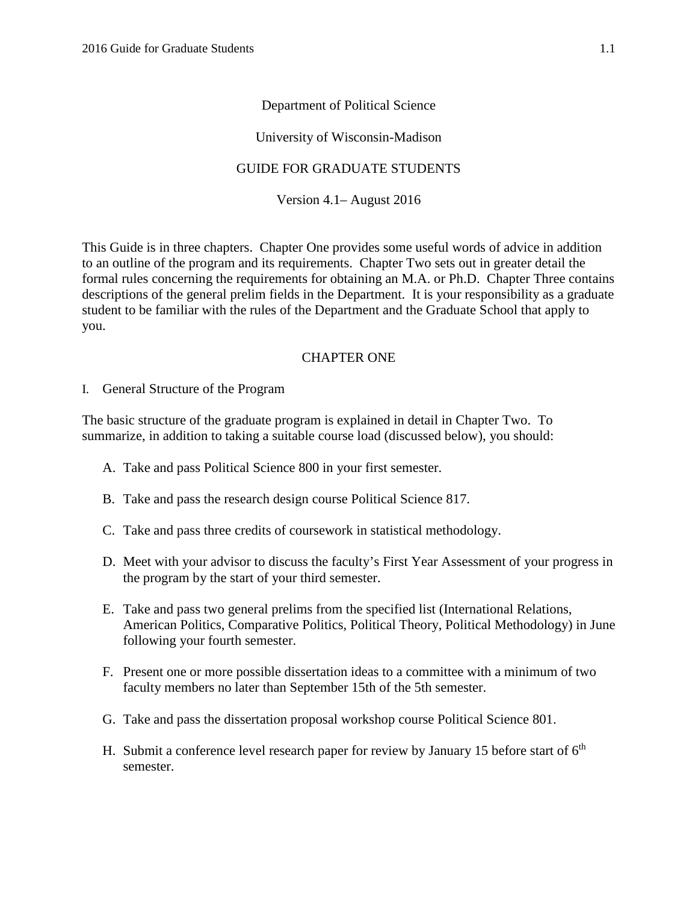Department of Political Science

University of Wisconsin-Madison

# GUIDE FOR GRADUATE STUDENTS

Version 4.1– August 2016

This Guide is in three chapters. Chapter One provides some useful words of advice in addition to an outline of the program and its requirements. Chapter Two sets out in greater detail the formal rules concerning the requirements for obtaining an M.A. or Ph.D. Chapter Three contains descriptions of the general prelim fields in the Department. It is your responsibility as a graduate student to be familiar with the rules of the Department and the Graduate School that apply to you.

## CHAPTER ONE

### I. General Structure of the Program

The basic structure of the graduate program is explained in detail in Chapter Two. To summarize, in addition to taking a suitable course load (discussed below), you should:

A. Take and pass Political Science 800 in your first semester.

B. Take and pass the research design course Political Science 817.

C. Take and pass three credits of coursework in statistical methodology.

D. Meet with your advisor to discuss the faculty's First Year Assessment of your progress in the program by the start of your third semester.

E. Take and pass two general prelims from the specified list (International Relations, American Politics, Comparative Politics, Political Theory, Political Methodology) in June following your fourth semester.

F. Present one or more possible dissertation ideas to a committee with a minimum of two faculty members no later than September 15th of the 5th semester.

G. Take and pass the dissertation proposal workshop course Political Science 801.

H. Submit a conference level research paper for review by January 15 before start of 6th semester.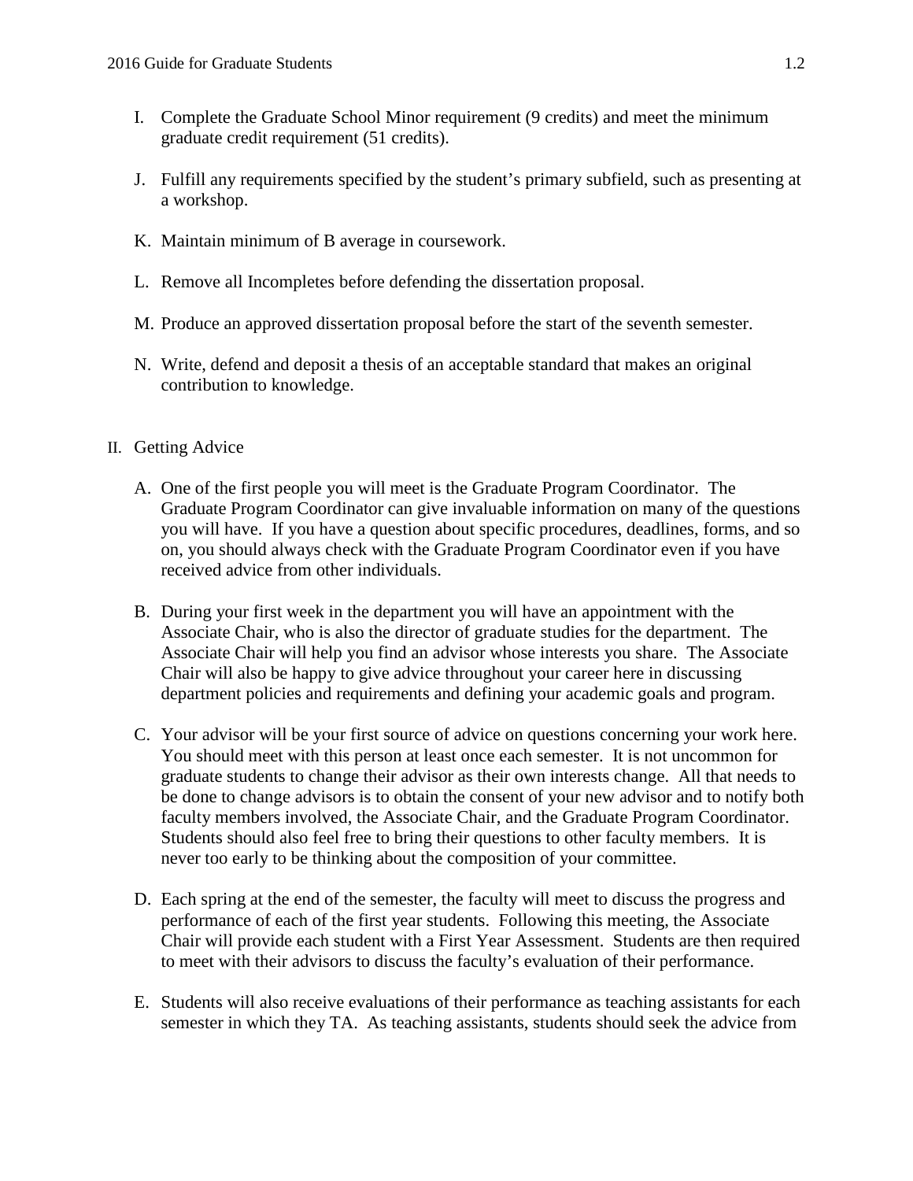I. Complete the Graduate School Minor requirement (9 credits) and meet the minimum graduate credit requirement (51 credits).

J. Fulfill any requirements specified by the student's primary subfield, such as presenting at a workshop.

K. Maintain minimum of B average in coursework.

L. Remove all Incompletes before defending the dissertation proposal.

M. Produce an approved dissertation proposal before the start of the seventh semester.

N. Write, defend and deposit a thesis of an acceptable standard that makes an original contribution to knowledge.

II. Getting Advice

A. One of the first people you will meet is the Graduate Program Coordinator. The Graduate Program Coordinator can give invaluable information on many of the questions you will have. If you have a question about specific procedures, deadlines, forms, and so on, you should always check with the Graduate Program Coordinator even if you have received advice from other individuals.

B. During your first week in the department you will have an appointment with the Associate Chair, who is also the director of graduate studies for the department. The Associate Chair will help you find an advisor whose interests you share. The Associate Chair will also be happy to give advice throughout your career here in discussing department policies and requirements and defining your academic goals and program.

C. Your advisor will be your first source of advice on questions concerning your work here. You should meet with this person at least once each semester. It is not uncommon for graduate students to change their advisor as their own interests change. All that needs to be done to change advisors is to obtain the consent of your new advisor and to notify both faculty members involved, the Associate Chair, and the Graduate Program Coordinator. Students should also feel free to bring their questions to other faculty members. It is never too early to be thinking about the composition of your committee.

D. Each spring at the end of the semester, the faculty will meet to discuss the progress and performance of each of the first year students. Following this meeting, the Associate Chair will provide each student with a First Year Assessment. Students are then required to meet with their advisors to discuss the faculty's evaluation of their performance.

E. Students will also receive evaluations of their performance as teaching assistants for each semester in which they TA. As teaching assistants, students should seek the advice from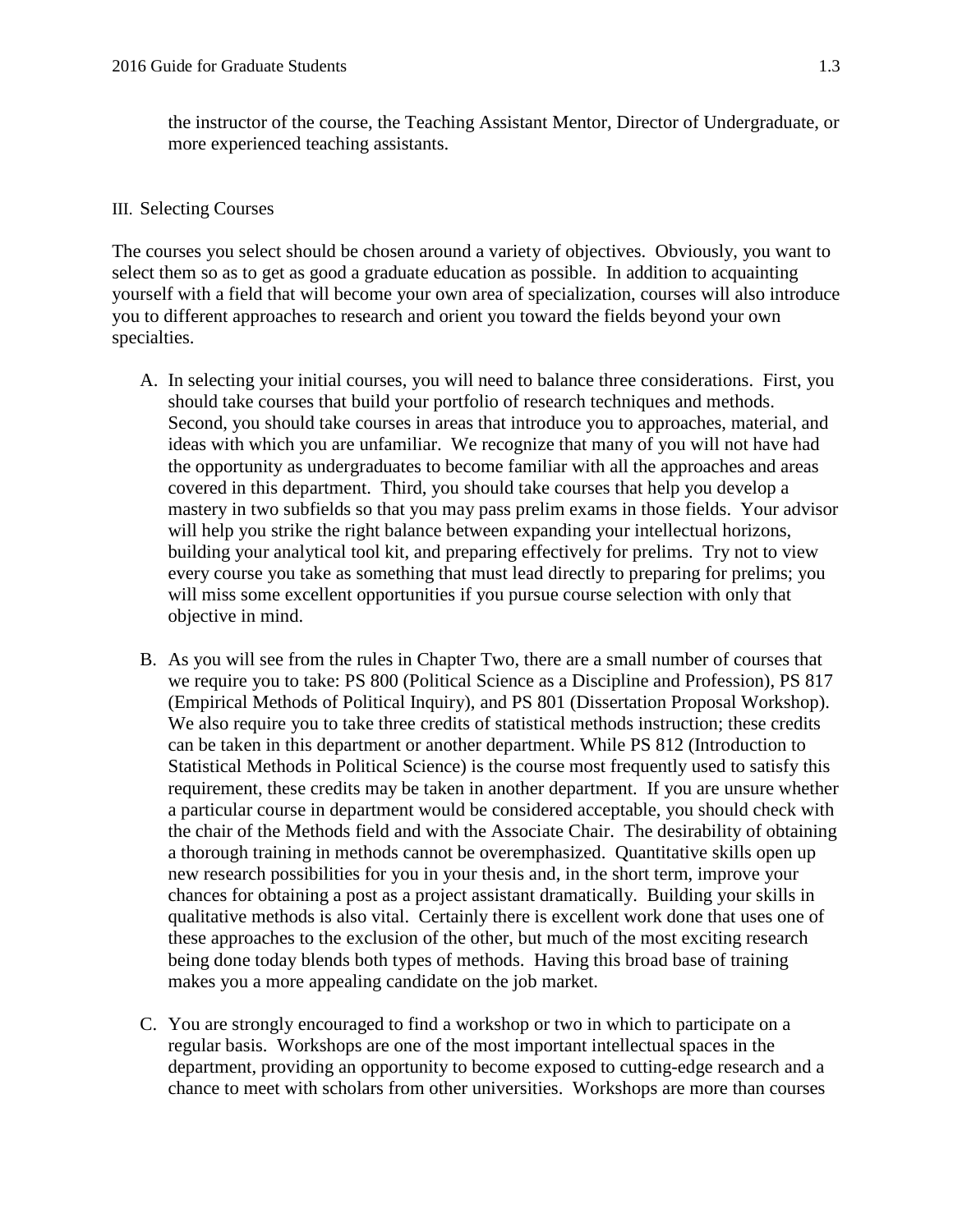the instructor of the course, the Teaching Assistant Mentor, Director of Undergraduate, or more experienced teaching assistants.

## III. Selecting Courses

The courses you select should be chosen around a variety of objectives. Obviously, you want to select them so as to get as good a graduate education as possible. In addition to acquainting yourself with a field that will become your own area of specialization, courses will also introduce you to different approaches to research and orient you toward the fields beyond your own specialties.

A. In selecting your initial courses, you will need to balance three considerations. First, you should take courses that build your portfolio of research techniques and methods. Second, you should take courses in areas that introduce you to approaches, material, and ideas with which you are unfamiliar. We recognize that many of you will not have had the opportunity as undergraduates to become familiar with all the approaches and areas covered in this department. Third, you should take courses that help you develop a mastery in two subfields so that you may pass prelim exams in those fields. Your advisor will help you strike the right balance between expanding your intellectual horizons, building your analytical tool kit, and preparing effectively for prelims. Try not to view every course you take as something that must lead directly to preparing for prelims; you will miss some excellent opportunities if you pursue course selection with only that objective in mind.

B. As you will see from the rules in Chapter Two, there are a small number of courses that we require you to take: PS 800 (Political Science as a Discipline and Profession), PS 817 (Empirical Methods of Political Inquiry), and PS 801 (Dissertation Proposal Workshop). We also require you to take three credits of statistical methods instruction; these credits can be taken in this department or another department. While PS 812 (Introduction to Statistical Methods in Political Science) is the course most frequently used to satisfy this requirement, these credits may be taken in another department. If you are unsure whether a particular course in department would be considered acceptable, you should check with the chair of the Methods field and with the Associate Chair. The desirability of obtaining a thorough training in methods cannot be overemphasized. Quantitative skills open up new research possibilities for you in your thesis and, in the short term, improve your chances for obtaining a post as a project assistant dramatically. Building your skills in qualitative methods is also vital. Certainly there is excellent work done that uses one of these approaches to the exclusion of the other, but much of the most exciting research being done today blends both types of methods. Having this broad base of training makes you a more appealing candidate on the job market.

C. You are strongly encouraged to find a workshop or two in which to participate on a regular basis. Workshops are one of the most important intellectual spaces in the department, providing an opportunity to become exposed to cutting-edge research and a chance to meet with scholars from other universities. Workshops are more than courses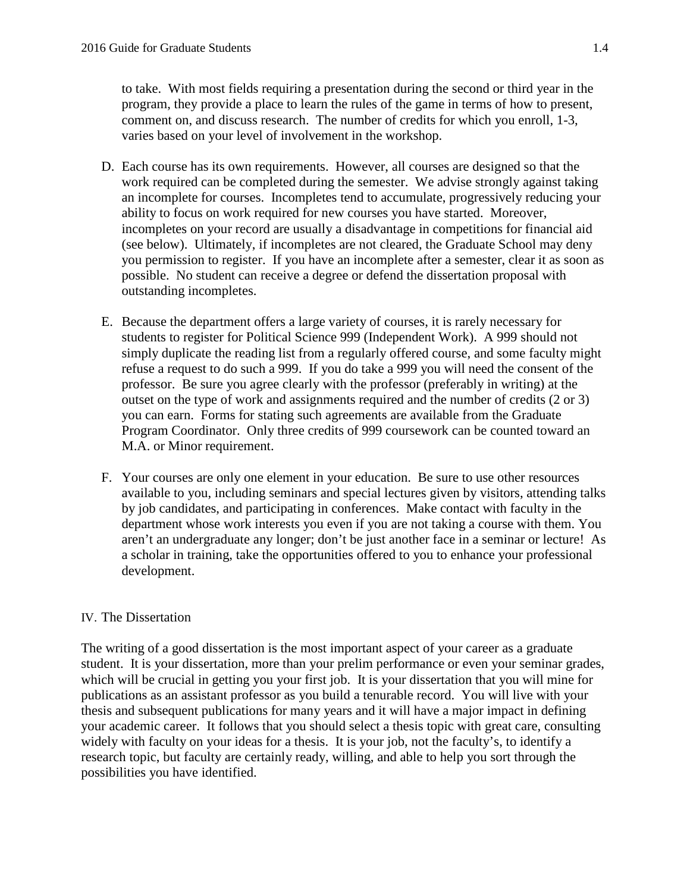to take. With most fields requiring a presentation during the second or third year in the program, they provide a place to learn the rules of the game in terms of how to present, comment on, and discuss research. The number of credits for which you enroll, 1-3, varies based on your level of involvement in the workshop.

D. Each course has its own requirements. However, all courses are designed so that the work required can be completed during the semester. We advise strongly against taking an incomplete for courses. Incompletes tend to accumulate, progressively reducing your ability to focus on work required for new courses you have started. Moreover, incompletes on your record are usually a disadvantage in competitions for financial aid (see below). Ultimately, if incompletes are not cleared, the Graduate School may deny you permission to register. If you have an incomplete after a semester, clear it as soon as possible. No student can receive a degree or defend the dissertation proposal with outstanding incompletes.

E. Because the department offers a large variety of courses, it is rarely necessary for students to register for Political Science 999 (Independent Work). A 999 should not simply duplicate the reading list from a regularly offered course, and some faculty might refuse a request to do such a 999. If you do take a 999 you will need the consent of the professor. Be sure you agree clearly with the professor (preferably in writing) at the outset on the type of work and assignments required and the number of credits (2 or 3) you can earn. Forms for stating such agreements are available from the Graduate Program Coordinator. Only three credits of 999 coursework can be counted toward an M.A. or Minor requirement.

F. Your courses are only one element in your education. Be sure to use other resources available to you, including seminars and special lectures given by visitors, attending talks by job candidates, and participating in conferences. Make contact with faculty in the department whose work interests you even if you are not taking a course with them. You aren't an undergraduate any longer; don't be just another face in a seminar or lecture! As a scholar in training, take the opportunities offered to you to enhance your professional development.

## IV. The Dissertation

The writing of a good dissertation is the most important aspect of your career as a graduate student. It is your dissertation, more than your prelim performance or even your seminar grades, which will be crucial in getting you your first job. It is your dissertation that you will mine for publications as an assistant professor as you build a tenurable record. You will live with your thesis and subsequent publications for many years and it will have a major impact in defining your academic career. It follows that you should select a thesis topic with great care, consulting widely with faculty on your ideas for a thesis. It is your job, not the faculty's, to identify a research topic, but faculty are certainly ready, willing, and able to help you sort through the possibilities you have identified.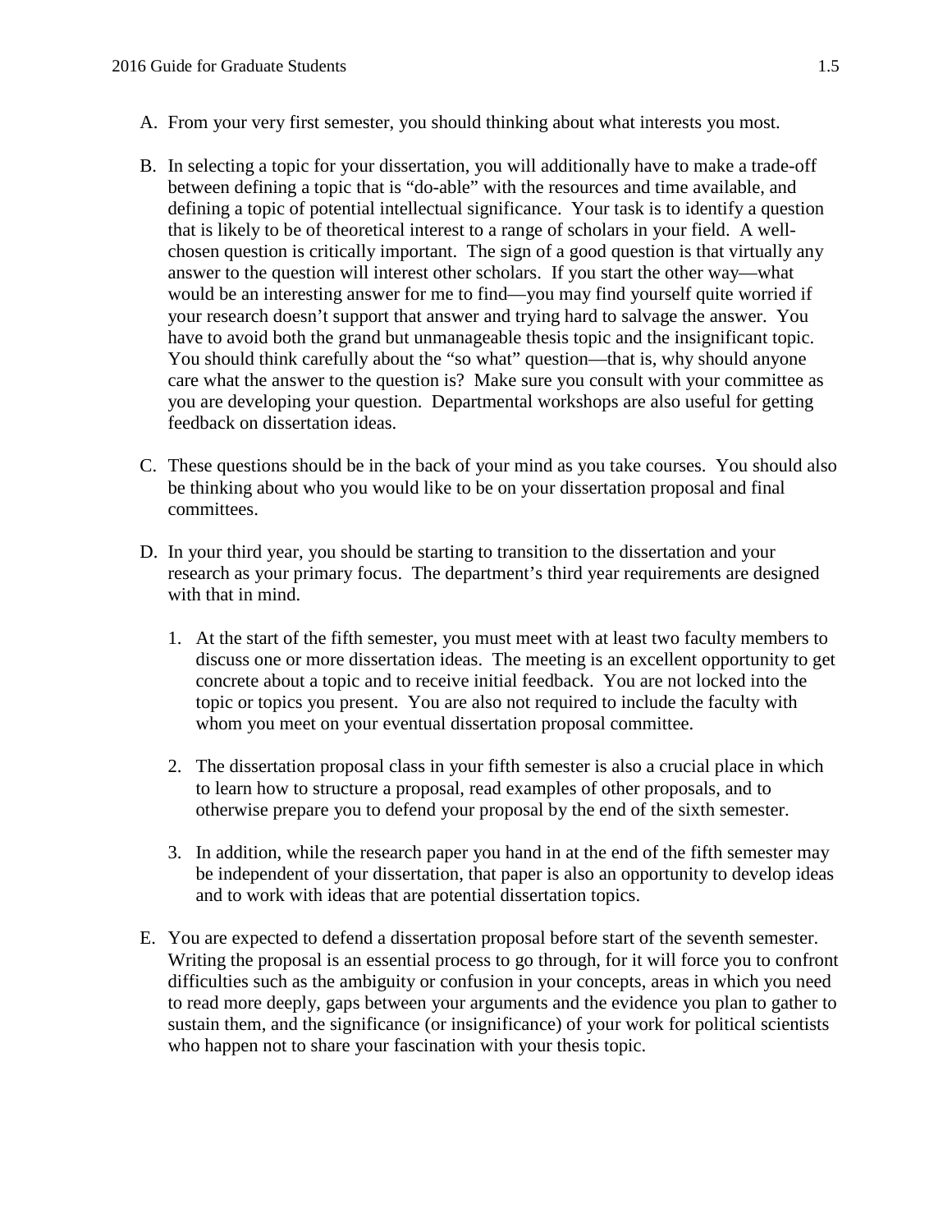A. From your very first semester, you should thinking about what interests you most.

B. In selecting a topic for your dissertation, you will additionally have to make a trade-off between defining a topic that is "do-able" with the resources and time available, and defining a topic of potential intellectual significance. Your task is to identify a question that is likely to be of theoretical interest to a range of scholars in your field. A well-chosen question is critically important. The sign of a good question is that virtually any answer to the question will interest other scholars. If you start the other way—what would be an interesting answer for me to find—you may find yourself quite worried if your research doesn't support that answer and trying hard to salvage the answer. You have to avoid both the grand but unmanageable thesis topic and the insignificant topic. You should think carefully about the "so what" question—that is, why should anyone care what the answer to the question is? Make sure you consult with your committee as you are developing your question. Departmental workshops are also useful for getting feedback on dissertation ideas.

C. These questions should be in the back of your mind as you take courses. You should also be thinking about who you would like to be on your dissertation proposal and final committees.

D. In your third year, you should be starting to transition to the dissertation and your research as your primary focus. The department's third year requirements are designed with that in mind.

   1. At the start of the fifth semester, you must meet with at least two faculty members to discuss one or more dissertation ideas. The meeting is an excellent opportunity to get concrete about a topic and to receive initial feedback. You are not locked into the topic or topics you present. You are also not required to include the faculty with whom you meet on your eventual dissertation proposal committee.

   2. The dissertation proposal class in your fifth semester is also a crucial place in which to learn how to structure a proposal, read examples of other proposals, and to otherwise prepare you to defend your proposal by the end of the sixth semester.

   3. In addition, while the research paper you hand in at the end of the fifth semester may be independent of your dissertation, that paper is also an opportunity to develop ideas and to work with ideas that are potential dissertation topics.

E. You are expected to defend a dissertation proposal before start of the seventh semester. Writing the proposal is an essential process to go through, for it will force you to confront difficulties such as the ambiguity or confusion in your concepts, areas in which you need to read more deeply, gaps between your arguments and the evidence you plan to gather to sustain them, and the significance (or insignificance) of your work for political scientists who happen not to share your fascination with your thesis topic.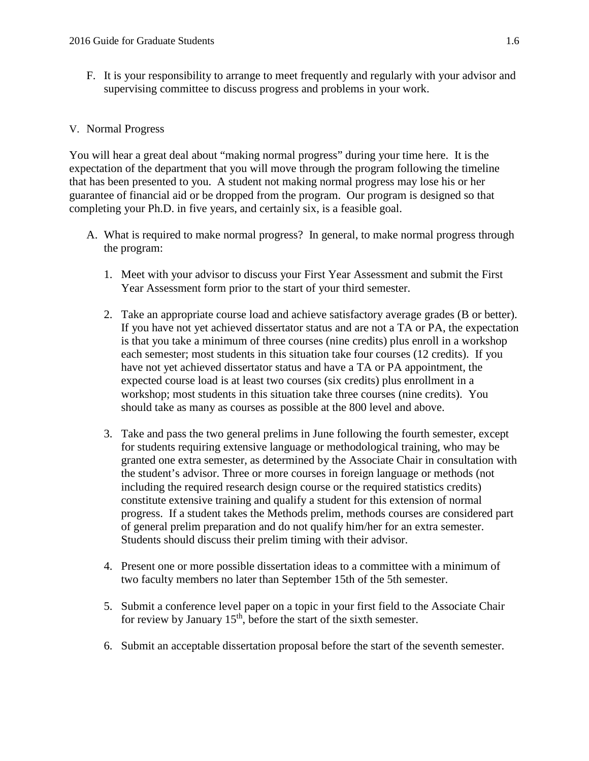F. It is your responsibility to arrange to meet frequently and regularly with your advisor and supervising committee to discuss progress and problems in your work.

V. Normal Progress

You will hear a great deal about "making normal progress" during your time here. It is the expectation of the department that you will move through the program following the timeline that has been presented to you. A student not making normal progress may lose his or her guarantee of financial aid or be dropped from the program. Our program is designed so that completing your Ph.D. in five years, and certainly six, is a feasible goal.

A. What is required to make normal progress? In general, to make normal progress through the program:

1. Meet with your advisor to discuss your First Year Assessment and submit the First Year Assessment form prior to the start of your third semester.

2. Take an appropriate course load and achieve satisfactory average grades (B or better). If you have not yet achieved dissertator status and are not a TA or PA, the expectation is that you take a minimum of three courses (nine credits) plus enroll in a workshop each semester; most students in this situation take four courses (12 credits). If you have not yet achieved dissertator status and have a TA or PA appointment, the expected course load is at least two courses (six credits) plus enrollment in a workshop; most students in this situation take three courses (nine credits). You should take as many as courses as possible at the 800 level and above.

3. Take and pass the two general prelims in June following the fourth semester, except for students requiring extensive language or methodological training, who may be granted one extra semester, as determined by the Associate Chair in consultation with the student's advisor. Three or more courses in foreign language or methods (not including the required research design course or the required statistics credits) constitute extensive training and qualify a student for this extension of normal progress. If a student takes the Methods prelim, methods courses are considered part of general prelim preparation and do not qualify him/her for an extra semester. Students should discuss their prelim timing with their advisor.

4. Present one or more possible dissertation ideas to a committee with a minimum of two faculty members no later than September 15th of the 5th semester.

5. Submit a conference level paper on a topic in your first field to the Associate Chair for review by January 15th, before the start of the sixth semester.

6. Submit an acceptable dissertation proposal before the start of the seventh semester.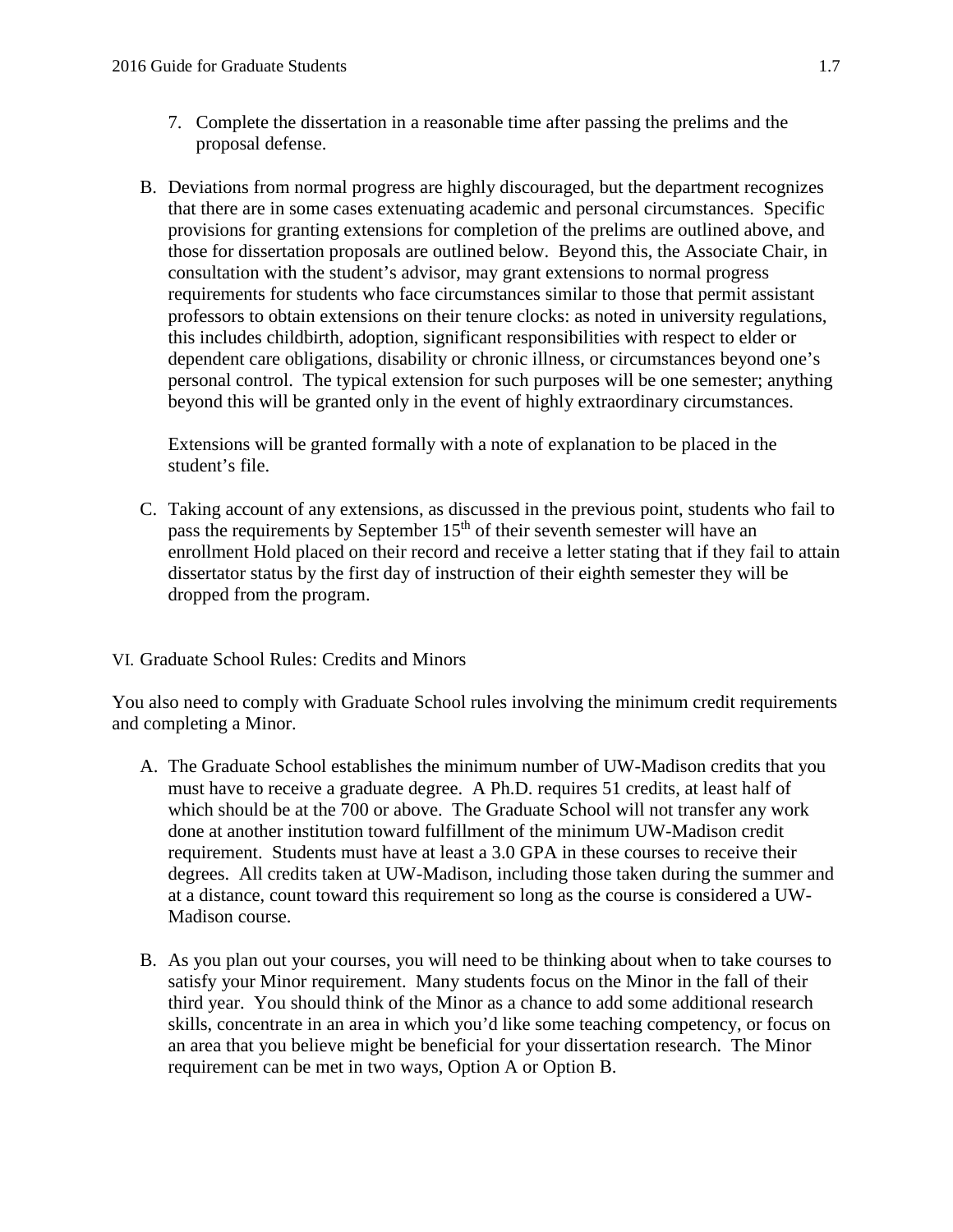7. Complete the dissertation in a reasonable time after passing the prelims and the proposal defense.

B. Deviations from normal progress are highly discouraged, but the department recognizes that there are in some cases extenuating academic and personal circumstances. Specific provisions for granting extensions for completion of the prelims are outlined above, and those for dissertation proposals are outlined below. Beyond this, the Associate Chair, in consultation with the student's advisor, may grant extensions to normal progress requirements for students who face circumstances similar to those that permit assistant professors to obtain extensions on their tenure clocks: as noted in university regulations, this includes childbirth, adoption, significant responsibilities with respect to elder or dependent care obligations, disability or chronic illness, or circumstances beyond one's personal control. The typical extension for such purposes will be one semester; anything beyond this will be granted only in the event of highly extraordinary circumstances.

   Extensions will be granted formally with a note of explanation to be placed in the student's file.

C. Taking account of any extensions, as discussed in the previous point, students who fail to pass the requirements by September 15th of their seventh semester will have an enrollment Hold placed on their record and receive a letter stating that if they fail to attain dissertator status by the first day of instruction of their eighth semester they will be dropped from the program.

## VI. Graduate School Rules: Credits and Minors

You also need to comply with Graduate School rules involving the minimum credit requirements and completing a Minor.

A. The Graduate School establishes the minimum number of UW-Madison credits that you must have to receive a graduate degree. A Ph.D. requires 51 credits, at least half of which should be at the 700 or above. The Graduate School will not transfer any work done at another institution toward fulfillment of the minimum UW-Madison credit requirement. Students must have at least a 3.0 GPA in these courses to receive their degrees. All credits taken at UW-Madison, including those taken during the summer and at a distance, count toward this requirement so long as the course is considered a UW-Madison course.

B. As you plan out your courses, you will need to be thinking about when to take courses to satisfy your Minor requirement. Many students focus on the Minor in the fall of their third year. You should think of the Minor as a chance to add some additional research skills, concentrate in an area in which you'd like some teaching competency, or focus on an area that you believe might be beneficial for your dissertation research. The Minor requirement can be met in two ways, Option A or Option B.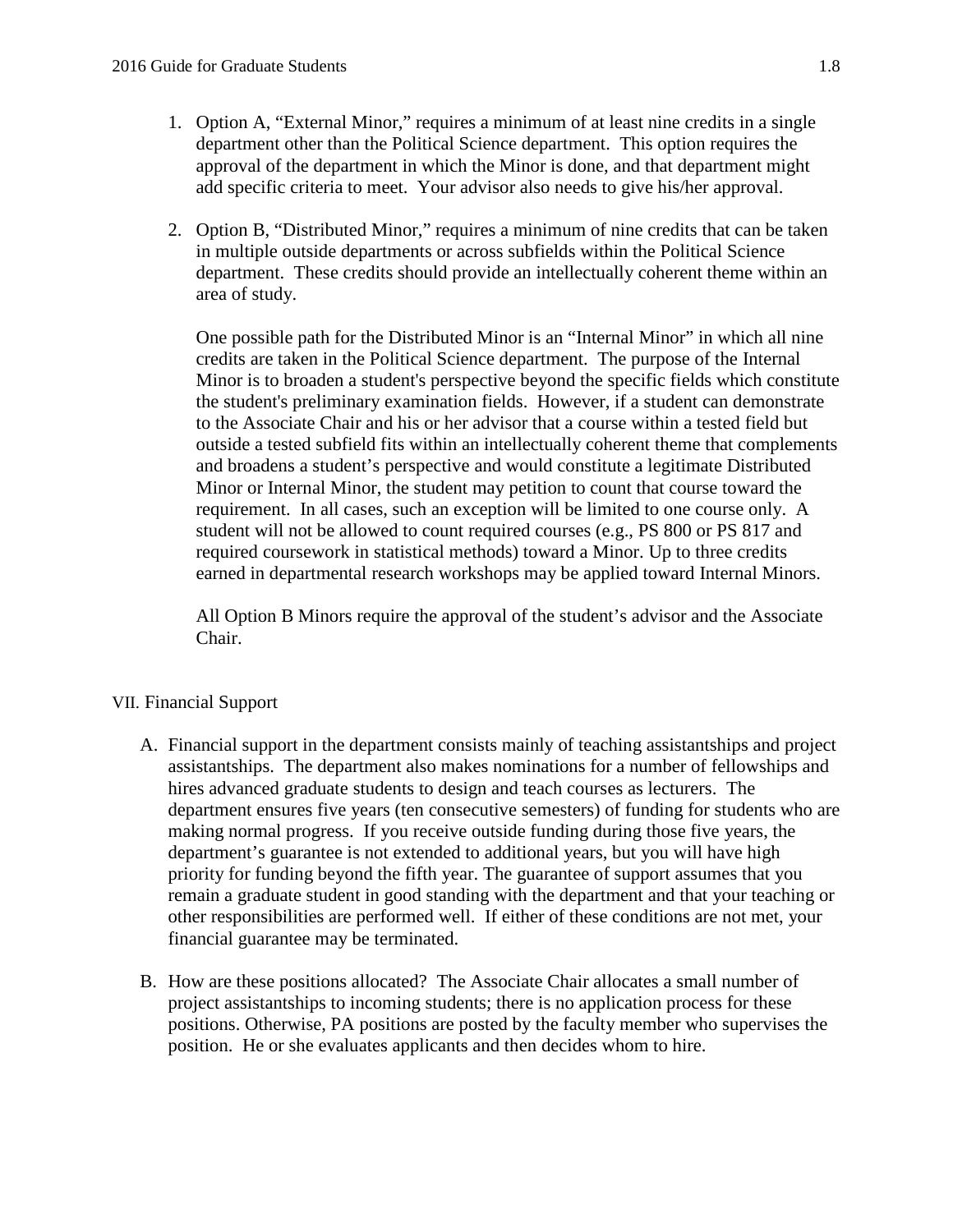1. Option A, "External Minor," requires a minimum of at least nine credits in a single department other than the Political Science department. This option requires the approval of the department in which the Minor is done, and that department might add specific criteria to meet. Your advisor also needs to give his/her approval.

2. Option B, "Distributed Minor," requires a minimum of nine credits that can be taken in multiple outside departments or across subfields within the Political Science department. These credits should provide an intellectually coherent theme within an area of study.

   One possible path for the Distributed Minor is an "Internal Minor" in which all nine credits are taken in the Political Science department. The purpose of the Internal Minor is to broaden a student's perspective beyond the specific fields which constitute the student's preliminary examination fields. However, if a student can demonstrate to the Associate Chair and his or her advisor that a course within a tested field but outside a tested subfield fits within an intellectually coherent theme that complements and broadens a student's perspective and would constitute a legitimate Distributed Minor or Internal Minor, the student may petition to count that course toward the requirement. In all cases, such an exception will be limited to one course only. A student will not be allowed to count required courses (e.g., PS 800 or PS 817 and required coursework in statistical methods) toward a Minor. Up to three credits earned in departmental research workshops may be applied toward Internal Minors.

   All Option B Minors require the approval of the student's advisor and the Associate Chair.

## VII. Financial Support

A. Financial support in the department consists mainly of teaching assistantships and project assistantships. The department also makes nominations for a number of fellowships and hires advanced graduate students to design and teach courses as lecturers. The department ensures five years (ten consecutive semesters) of funding for students who are making normal progress. If you receive outside funding during those five years, the department's guarantee is not extended to additional years, but you will have high priority for funding beyond the fifth year. The guarantee of support assumes that you remain a graduate student in good standing with the department and that your teaching or other responsibilities are performed well. If either of these conditions are not met, your financial guarantee may be terminated.

B. How are these positions allocated? The Associate Chair allocates a small number of project assistantships to incoming students; there is no application process for these positions. Otherwise, PA positions are posted by the faculty member who supervises the position. He or she evaluates applicants and then decides whom to hire.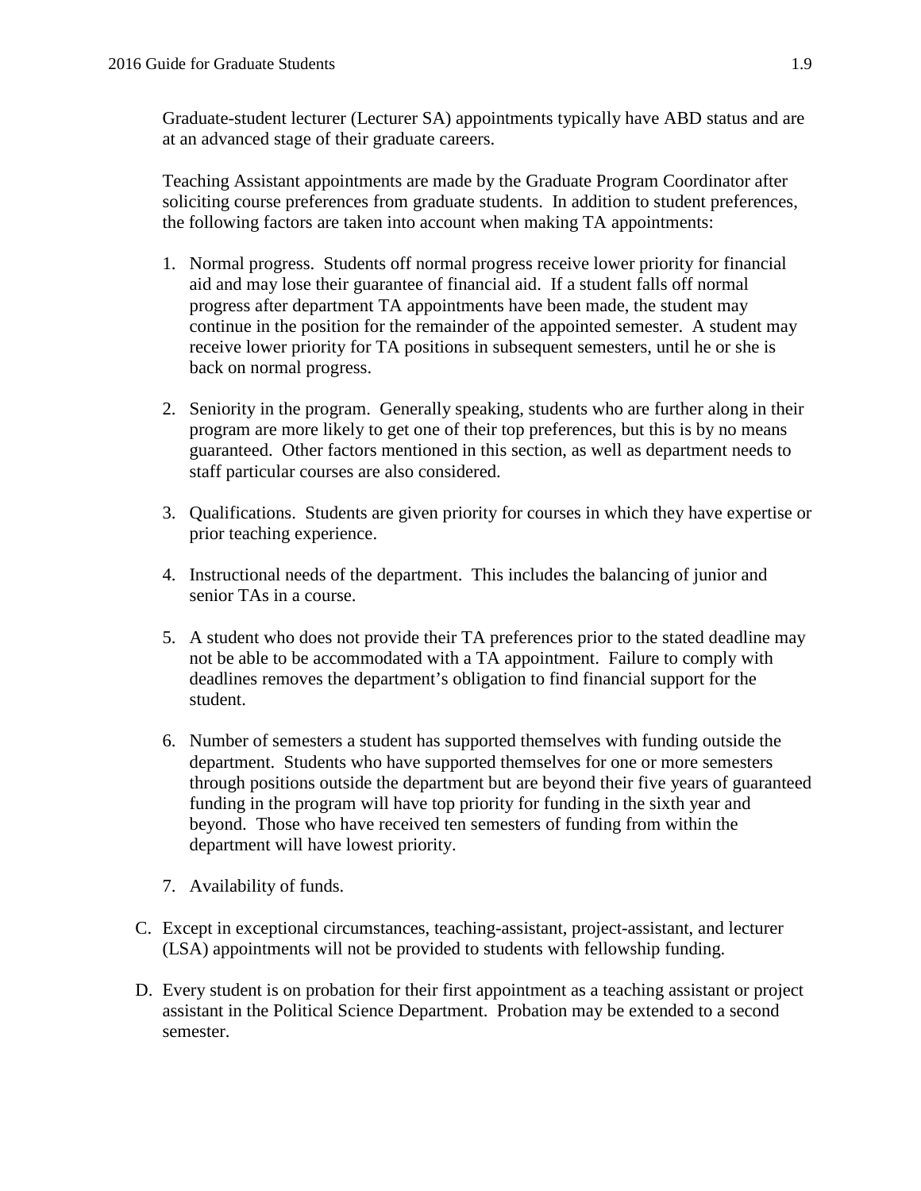Graduate-student lecturer (Lecturer SA) appointments typically have ABD status and are at an advanced stage of their graduate careers.

Teaching Assistant appointments are made by the Graduate Program Coordinator after soliciting course preferences from graduate students. In addition to student preferences, the following factors are taken into account when making TA appointments:

1. Normal progress. Students off normal progress receive lower priority for financial aid and may lose their guarantee of financial aid. If a student falls off normal progress after department TA appointments have been made, the student may continue in the position for the remainder of the appointed semester. A student may receive lower priority for TA positions in subsequent semesters, until he or she is back on normal progress.

2. Seniority in the program. Generally speaking, students who are further along in their program are more likely to get one of their top preferences, but this is by no means guaranteed. Other factors mentioned in this section, as well as department needs to staff particular courses are also considered.

3. Qualifications. Students are given priority for courses in which they have expertise or prior teaching experience.

4. Instructional needs of the department. This includes the balancing of junior and senior TAs in a course.

5. A student who does not provide their TA preferences prior to the stated deadline may not be able to be accommodated with a TA appointment. Failure to comply with deadlines removes the department's obligation to find financial support for the student.

6. Number of semesters a student has supported themselves with funding outside the department. Students who have supported themselves for one or more semesters through positions outside the department but are beyond their five years of guaranteed funding in the program will have top priority for funding in the sixth year and beyond. Those who have received ten semesters of funding from within the department will have lowest priority.

7. Availability of funds.

C. Except in exceptional circumstances, teaching-assistant, project-assistant, and lecturer (LSA) appointments will not be provided to students with fellowship funding.

D. Every student is on probation for their first appointment as a teaching assistant or project assistant in the Political Science Department. Probation may be extended to a second semester.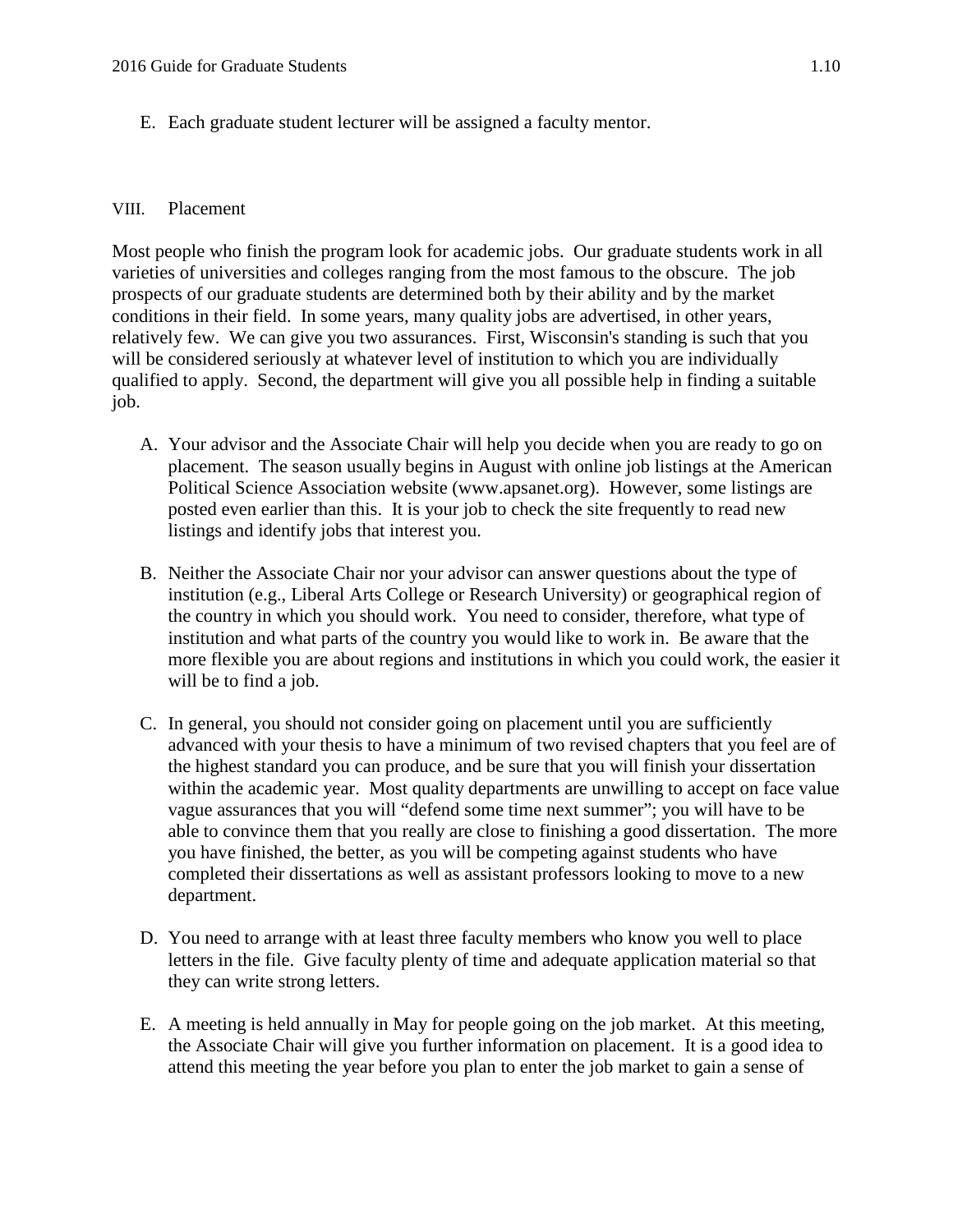E. Each graduate student lecturer will be assigned a faculty mentor.

## VIII. Placement

Most people who finish the program look for academic jobs. Our graduate students work in all varieties of universities and colleges ranging from the most famous to the obscure. The job prospects of our graduate students are determined both by their ability and by the market conditions in their field. In some years, many quality jobs are advertised, in other years, relatively few. We can give you two assurances. First, Wisconsin's standing is such that you will be considered seriously at whatever level of institution to which you are individually qualified to apply. Second, the department will give you all possible help in finding a suitable job.

A. Your advisor and the Associate Chair will help you decide when you are ready to go on placement. The season usually begins in August with online job listings at the American Political Science Association website (www.apsanet.org). However, some listings are posted even earlier than this. It is your job to check the site frequently to read new listings and identify jobs that interest you.

B. Neither the Associate Chair nor your advisor can answer questions about the type of institution (e.g., Liberal Arts College or Research University) or geographical region of the country in which you should work. You need to consider, therefore, what type of institution and what parts of the country you would like to work in. Be aware that the more flexible you are about regions and institutions in which you could work, the easier it will be to find a job.

C. In general, you should not consider going on placement until you are sufficiently advanced with your thesis to have a minimum of two revised chapters that you feel are of the highest standard you can produce, and be sure that you will finish your dissertation within the academic year. Most quality departments are unwilling to accept on face value vague assurances that you will "defend some time next summer"; you will have to be able to convince them that you really are close to finishing a good dissertation. The more you have finished, the better, as you will be competing against students who have completed their dissertations as well as assistant professors looking to move to a new department.

D. You need to arrange with at least three faculty members who know you well to place letters in the file. Give faculty plenty of time and adequate application material so that they can write strong letters.

E. A meeting is held annually in May for people going on the job market. At this meeting, the Associate Chair will give you further information on placement. It is a good idea to attend this meeting the year before you plan to enter the job market to gain a sense of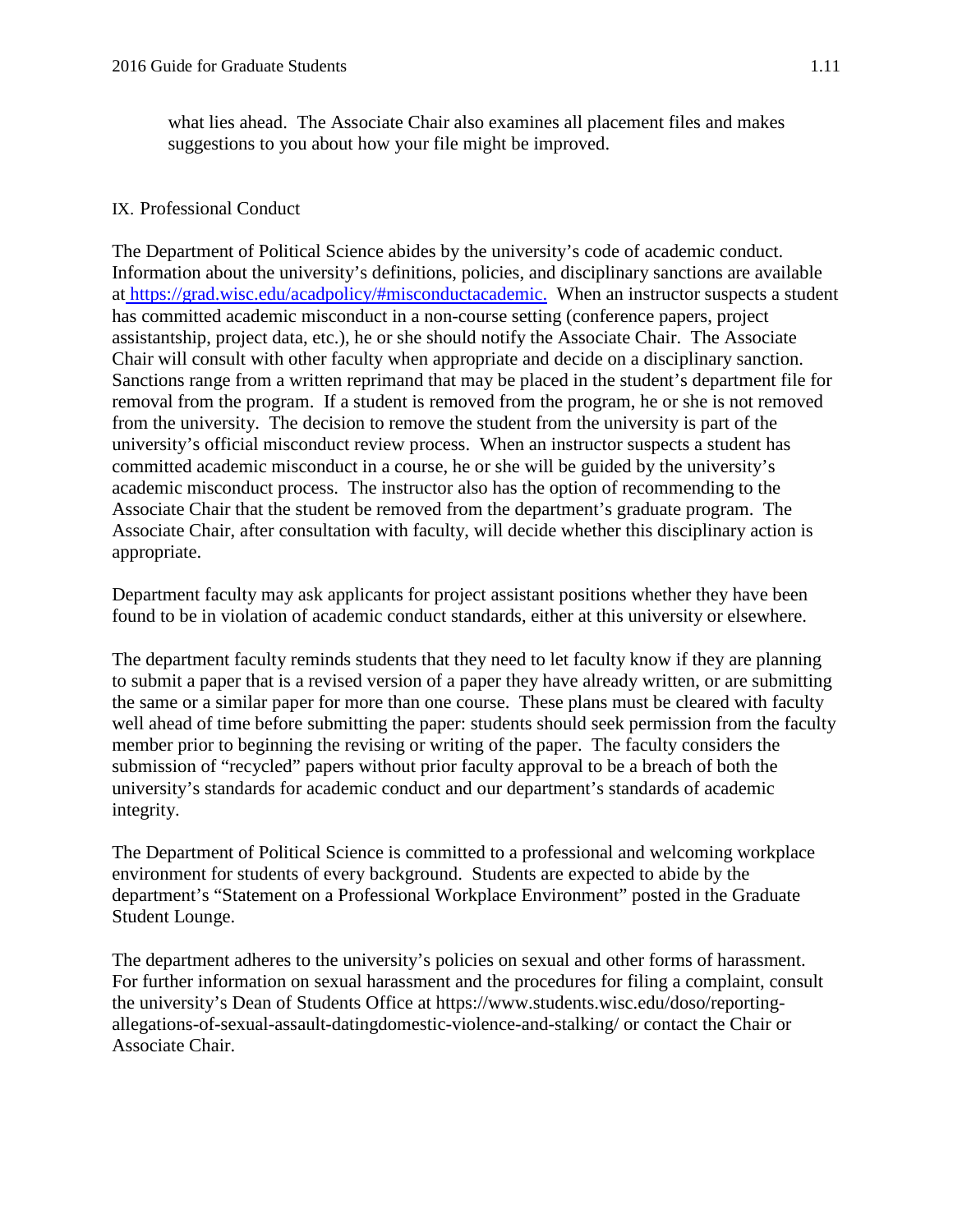what lies ahead. The Associate Chair also examines all placement files and makes suggestions to you about how your file might be improved.

## IX. Professional Conduct

The Department of Political Science abides by the university's code of academic conduct. Information about the university's definitions, policies, and disciplinary sanctions are available at https://grad.wisc.edu/acadpolicy/#misconductacademic. When an instructor suspects a student has committed academic misconduct in a non-course setting (conference papers, project assistantship, project data, etc.), he or she should notify the Associate Chair. The Associate Chair will consult with other faculty when appropriate and decide on a disciplinary sanction. Sanctions range from a written reprimand that may be placed in the student's department file for removal from the program. If a student is removed from the program, he or she is not removed from the university. The decision to remove the student from the university is part of the university's official misconduct review process. When an instructor suspects a student has committed academic misconduct in a course, he or she will be guided by the university's academic misconduct process. The instructor also has the option of recommending to the Associate Chair that the student be removed from the department's graduate program. The Associate Chair, after consultation with faculty, will decide whether this disciplinary action is appropriate.

Department faculty may ask applicants for project assistant positions whether they have been found to be in violation of academic conduct standards, either at this university or elsewhere.

The department faculty reminds students that they need to let faculty know if they are planning to submit a paper that is a revised version of a paper they have already written, or are submitting the same or a similar paper for more than one course. These plans must be cleared with faculty well ahead of time before submitting the paper: students should seek permission from the faculty member prior to beginning the revising or writing of the paper. The faculty considers the submission of "recycled" papers without prior faculty approval to be a breach of both the university's standards for academic conduct and our department's standards of academic integrity.

The Department of Political Science is committed to a professional and welcoming workplace environment for students of every background. Students are expected to abide by the department's "Statement on a Professional Workplace Environment" posted in the Graduate Student Lounge.

The department adheres to the university's policies on sexual and other forms of harassment. For further information on sexual harassment and the procedures for filing a complaint, consult the university's Dean of Students Office at https://www.students.wisc.edu/doso/reporting-allegations-of-sexual-assault-datingdomestic-violence-and-stalking/ or contact the Chair or Associate Chair.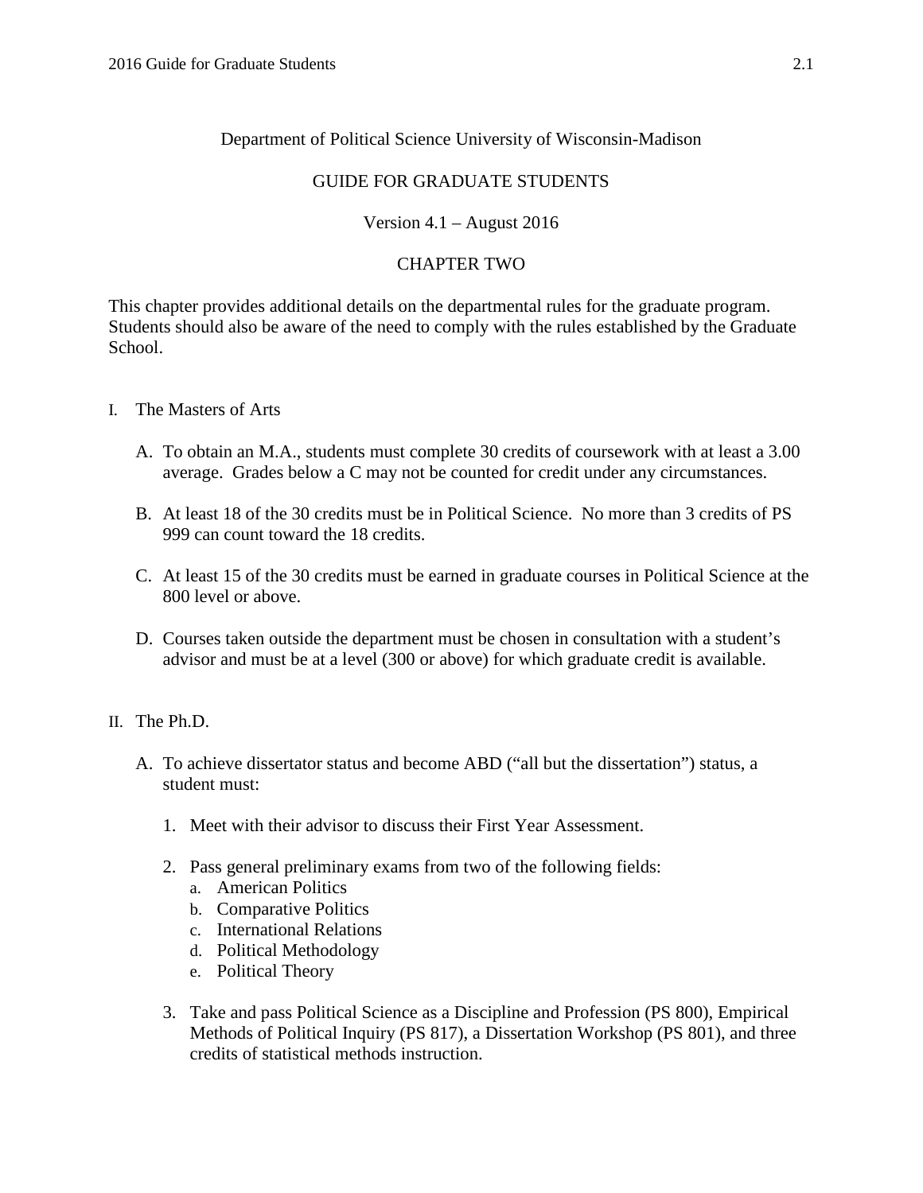Department of Political Science University of Wisconsin-Madison

GUIDE FOR GRADUATE STUDENTS

Version 4.1 – August 2016

CHAPTER TWO

This chapter provides additional details on the departmental rules for the graduate program. Students should also be aware of the need to comply with the rules established by the Graduate School.

I. The Masters of Arts

   A. To obtain an M.A., students must complete 30 credits of coursework with at least a 3.00 average. Grades below a C may not be counted for credit under any circumstances.

   B. At least 18 of the 30 credits must be in Political Science. No more than 3 credits of PS 999 can count toward the 18 credits.

   C. At least 15 of the 30 credits must be earned in graduate courses in Political Science at the 800 level or above.

   D. Courses taken outside the department must be chosen in consultation with a student's advisor and must be at a level (300 or above) for which graduate credit is available.

II. The Ph.D.

   A. To achieve dissertator status and become ABD ("all but the dissertation") status, a student must:

      1. Meet with their advisor to discuss their First Year Assessment.

      2. Pass general preliminary exams from two of the following fields:
         a. American Politics
         b. Comparative Politics
         c. International Relations
         d. Political Methodology
         e. Political Theory

      3. Take and pass Political Science as a Discipline and Profession (PS 800), Empirical Methods of Political Inquiry (PS 817), a Dissertation Workshop (PS 801), and three credits of statistical methods instruction.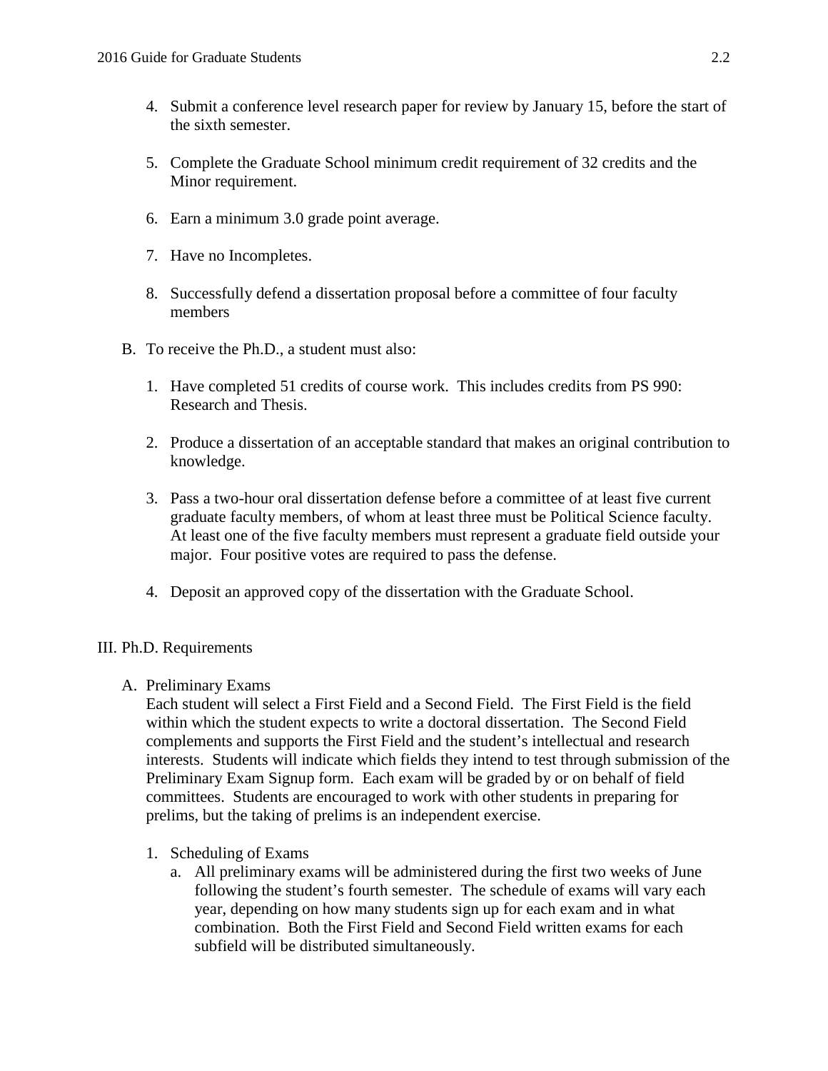4. Submit a conference level research paper for review by January 15, before the start of the sixth semester.

5. Complete the Graduate School minimum credit requirement of 32 credits and the Minor requirement.

6. Earn a minimum 3.0 grade point average.

7. Have no Incompletes.

8. Successfully defend a dissertation proposal before a committee of four faculty members

B. To receive the Ph.D., a student must also:

1. Have completed 51 credits of course work. This includes credits from PS 990: Research and Thesis.

2. Produce a dissertation of an acceptable standard that makes an original contribution to knowledge.

3. Pass a two-hour oral dissertation defense before a committee of at least five current graduate faculty members, of whom at least three must be Political Science faculty. At least one of the five faculty members must represent a graduate field outside your major. Four positive votes are required to pass the defense.

4. Deposit an approved copy of the dissertation with the Graduate School.

## III. Ph.D. Requirements

### A. Preliminary Exams

Each student will select a First Field and a Second Field. The First Field is the field within which the student expects to write a doctoral dissertation. The Second Field complements and supports the First Field and the student's intellectual and research interests. Students will indicate which fields they intend to test through submission of the Preliminary Exam Signup form. Each exam will be graded by or on behalf of field committees. Students are encouraged to work with other students in preparing for prelims, but the taking of prelims is an independent exercise.

1. Scheduling of Exams
   a. All preliminary exams will be administered during the first two weeks of June following the student's fourth semester. The schedule of exams will vary each year, depending on how many students sign up for each exam and in what combination. Both the First Field and Second Field written exams for each subfield will be distributed simultaneously.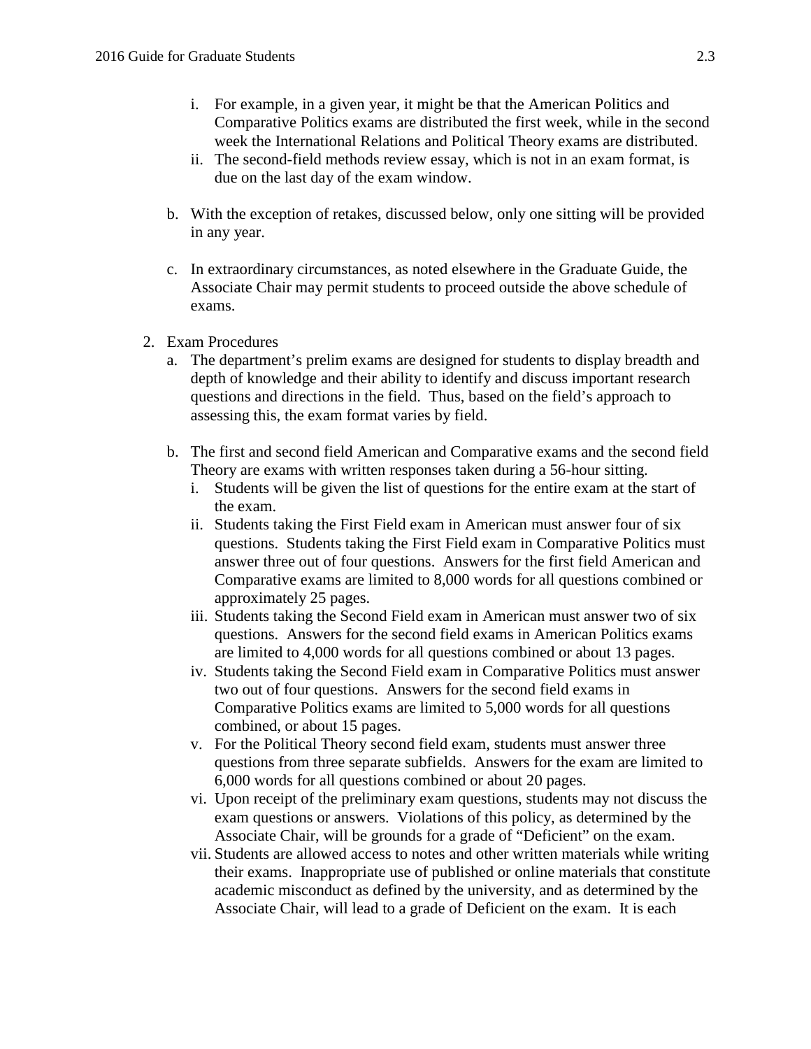i. For example, in a given year, it might be that the American Politics and Comparative Politics exams are distributed the first week, while in the second week the International Relations and Political Theory exams are distributed.
   ii. The second-field methods review essay, which is not in an exam format, is due on the last day of the exam window.

b. With the exception of retakes, discussed below, only one sitting will be provided in any year.

c. In extraordinary circumstances, as noted elsewhere in the Graduate Guide, the Associate Chair may permit students to proceed outside the above schedule of exams.

2. Exam Procedures
   a. The department's prelim exams are designed for students to display breadth and depth of knowledge and their ability to identify and discuss important research questions and directions in the field. Thus, based on the field's approach to assessing this, the exam format varies by field.

   b. The first and second field American and Comparative exams and the second field Theory are exams with written responses taken during a 56-hour sitting.
      i. Students will be given the list of questions for the entire exam at the start of the exam.
      ii. Students taking the First Field exam in American must answer four of six questions. Students taking the First Field exam in Comparative Politics must answer three out of four questions. Answers for the first field American and Comparative exams are limited to 8,000 words for all questions combined or approximately 25 pages.
      iii. Students taking the Second Field exam in American must answer two of six questions. Answers for the second field exams in American Politics exams are limited to 4,000 words for all questions combined or about 13 pages.
      iv. Students taking the Second Field exam in Comparative Politics must answer two out of four questions. Answers for the second field exams in Comparative Politics exams are limited to 5,000 words for all questions combined, or about 15 pages.
      v. For the Political Theory second field exam, students must answer three questions from three separate subfields. Answers for the exam are limited to 6,000 words for all questions combined or about 20 pages.
      vi. Upon receipt of the preliminary exam questions, students may not discuss the exam questions or answers. Violations of this policy, as determined by the Associate Chair, will be grounds for a grade of "Deficient" on the exam.
      vii. Students are allowed access to notes and other written materials while writing their exams. Inappropriate use of published or online materials that constitute academic misconduct as defined by the university, and as determined by the Associate Chair, will lead to a grade of Deficient on the exam. It is each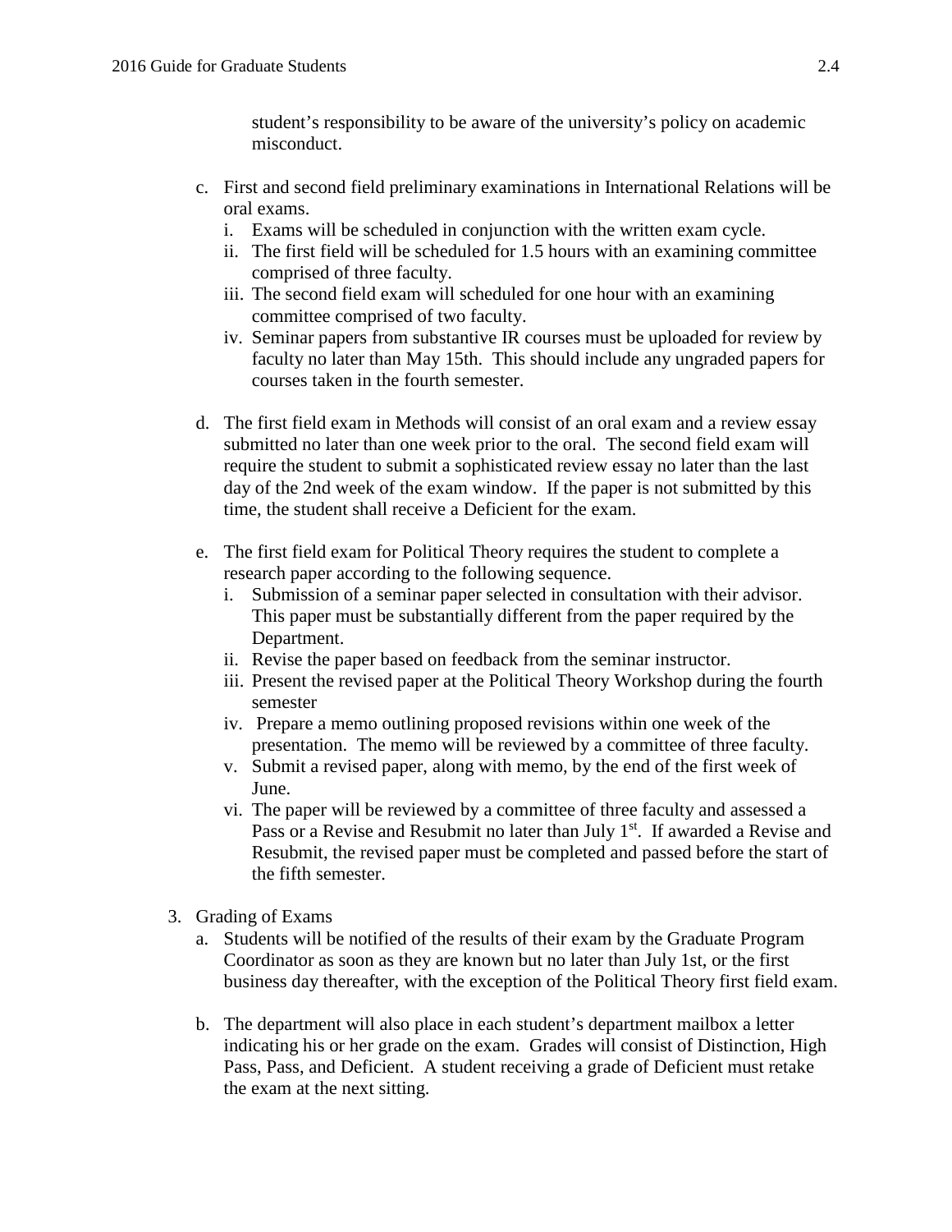student's responsibility to be aware of the university's policy on academic misconduct.

c. First and second field preliminary examinations in International Relations will be oral exams.
   i. Exams will be scheduled in conjunction with the written exam cycle.
   ii. The first field will be scheduled for 1.5 hours with an examining committee comprised of three faculty.
   iii. The second field exam will scheduled for one hour with an examining committee comprised of two faculty.
   iv. Seminar papers from substantive IR courses must be uploaded for review by faculty no later than May 15th. This should include any ungraded papers for courses taken in the fourth semester.

d. The first field exam in Methods will consist of an oral exam and a review essay submitted no later than one week prior to the oral. The second field exam will require the student to submit a sophisticated review essay no later than the last day of the 2nd week of the exam window. If the paper is not submitted by this time, the student shall receive a Deficient for the exam.

e. The first field exam for Political Theory requires the student to complete a research paper according to the following sequence.
   i. Submission of a seminar paper selected in consultation with their advisor. This paper must be substantially different from the paper required by the Department.
   ii. Revise the paper based on feedback from the seminar instructor.
   iii. Present the revised paper at the Political Theory Workshop during the fourth semester
   iv. Prepare a memo outlining proposed revisions within one week of the presentation. The memo will be reviewed by a committee of three faculty.
   v. Submit a revised paper, along with memo, by the end of the first week of June.
   vi. The paper will be reviewed by a committee of three faculty and assessed a Pass or a Revise and Resubmit no later than July 1st. If awarded a Revise and Resubmit, the revised paper must be completed and passed before the start of the fifth semester.

3. Grading of Exams
   a. Students will be notified of the results of their exam by the Graduate Program Coordinator as soon as they are known but no later than July 1st, or the first business day thereafter, with the exception of the Political Theory first field exam.

   b. The department will also place in each student's department mailbox a letter indicating his or her grade on the exam. Grades will consist of Distinction, High Pass, Pass, and Deficient. A student receiving a grade of Deficient must retake the exam at the next sitting.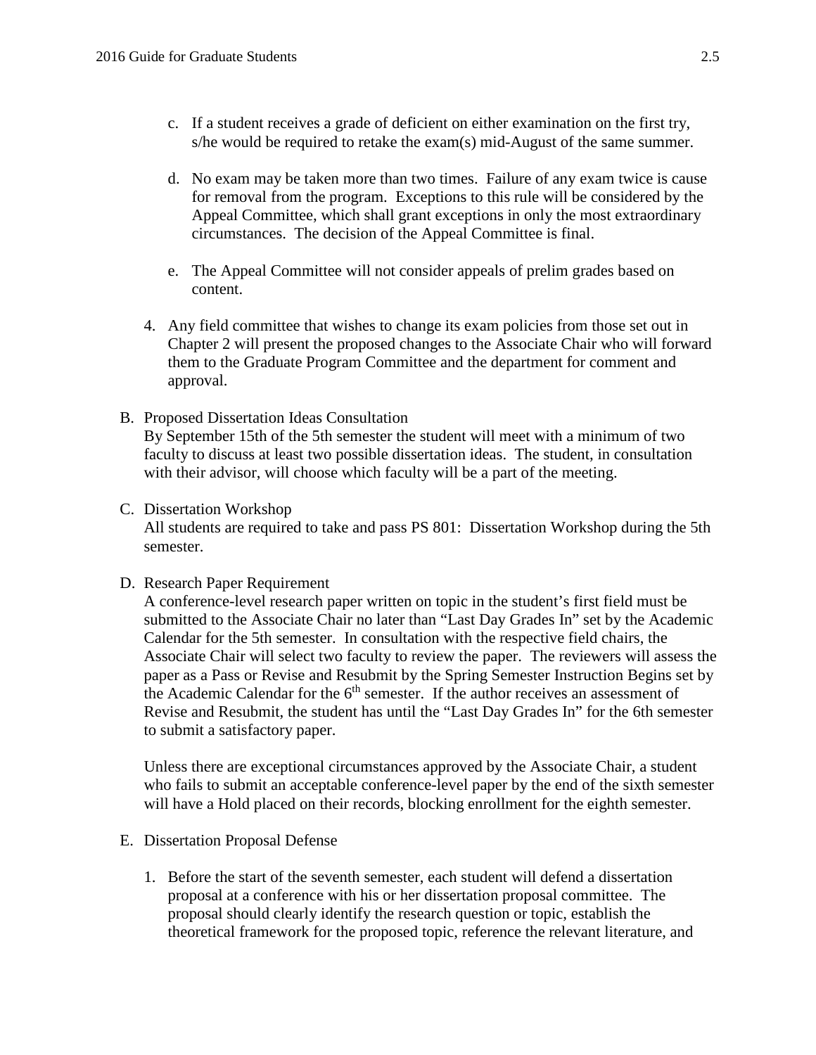c. If a student receives a grade of deficient on either examination on the first try, s/he would be required to retake the exam(s) mid-August of the same summer.

d. No exam may be taken more than two times. Failure of any exam twice is cause for removal from the program. Exceptions to this rule will be considered by the Appeal Committee, which shall grant exceptions in only the most extraordinary circumstances. The decision of the Appeal Committee is final.

e. The Appeal Committee will not consider appeals of prelim grades based on content.

4. Any field committee that wishes to change its exam policies from those set out in Chapter 2 will present the proposed changes to the Associate Chair who will forward them to the Graduate Program Committee and the department for comment and approval.

B. Proposed Dissertation Ideas Consultation
By September 15th of the 5th semester the student will meet with a minimum of two faculty to discuss at least two possible dissertation ideas. The student, in consultation with their advisor, will choose which faculty will be a part of the meeting.

C. Dissertation Workshop
All students are required to take and pass PS 801: Dissertation Workshop during the 5th semester.

D. Research Paper Requirement
A conference-level research paper written on topic in the student's first field must be submitted to the Associate Chair no later than "Last Day Grades In" set by the Academic Calendar for the 5th semester. In consultation with the respective field chairs, the Associate Chair will select two faculty to review the paper. The reviewers will assess the paper as a Pass or Revise and Resubmit by the Spring Semester Instruction Begins set by the Academic Calendar for the 6th semester. If the author receives an assessment of Revise and Resubmit, the student has until the "Last Day Grades In" for the 6th semester to submit a satisfactory paper.

Unless there are exceptional circumstances approved by the Associate Chair, a student who fails to submit an acceptable conference-level paper by the end of the sixth semester will have a Hold placed on their records, blocking enrollment for the eighth semester.

E. Dissertation Proposal Defense

1. Before the start of the seventh semester, each student will defend a dissertation proposal at a conference with his or her dissertation proposal committee. The proposal should clearly identify the research question or topic, establish the theoretical framework for the proposed topic, reference the relevant literature, and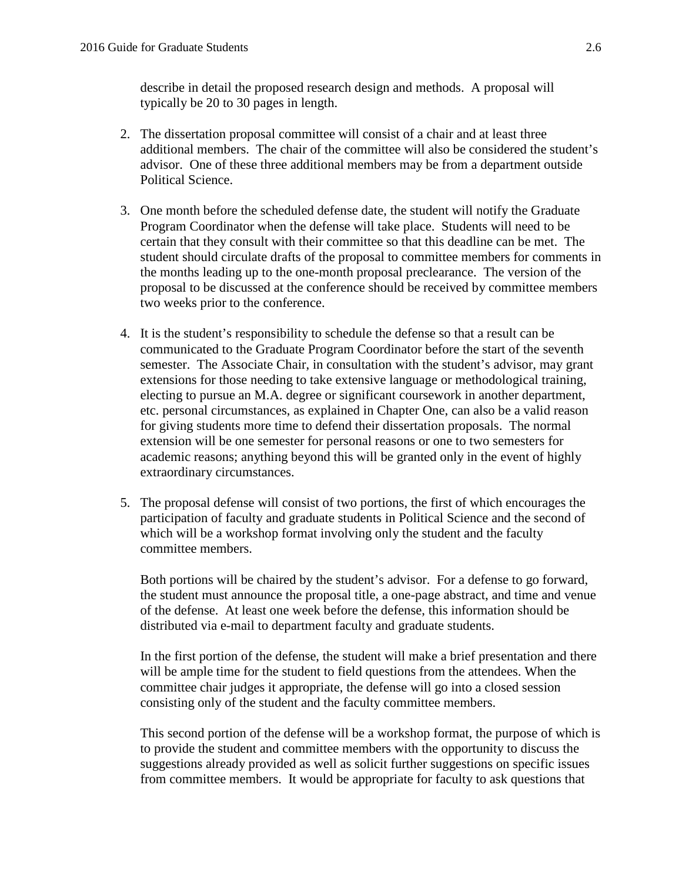describe in detail the proposed research design and methods. A proposal will typically be 20 to 30 pages in length.

2. The dissertation proposal committee will consist of a chair and at least three additional members. The chair of the committee will also be considered the student's advisor. One of these three additional members may be from a department outside Political Science.

3. One month before the scheduled defense date, the student will notify the Graduate Program Coordinator when the defense will take place. Students will need to be certain that they consult with their committee so that this deadline can be met. The student should circulate drafts of the proposal to committee members for comments in the months leading up to the one-month proposal preclearance. The version of the proposal to be discussed at the conference should be received by committee members two weeks prior to the conference.

4. It is the student's responsibility to schedule the defense so that a result can be communicated to the Graduate Program Coordinator before the start of the seventh semester. The Associate Chair, in consultation with the student's advisor, may grant extensions for those needing to take extensive language or methodological training, electing to pursue an M.A. degree or significant coursework in another department, etc. personal circumstances, as explained in Chapter One, can also be a valid reason for giving students more time to defend their dissertation proposals. The normal extension will be one semester for personal reasons or one to two semesters for academic reasons; anything beyond this will be granted only in the event of highly extraordinary circumstances.

5. The proposal defense will consist of two portions, the first of which encourages the participation of faculty and graduate students in Political Science and the second of which will be a workshop format involving only the student and the faculty committee members.

   Both portions will be chaired by the student's advisor. For a defense to go forward, the student must announce the proposal title, a one-page abstract, and time and venue of the defense. At least one week before the defense, this information should be distributed via e-mail to department faculty and graduate students.

   In the first portion of the defense, the student will make a brief presentation and there will be ample time for the student to field questions from the attendees. When the committee chair judges it appropriate, the defense will go into a closed session consisting only of the student and the faculty committee members.

   This second portion of the defense will be a workshop format, the purpose of which is to provide the student and committee members with the opportunity to discuss the suggestions already provided as well as solicit further suggestions on specific issues from committee members. It would be appropriate for faculty to ask questions that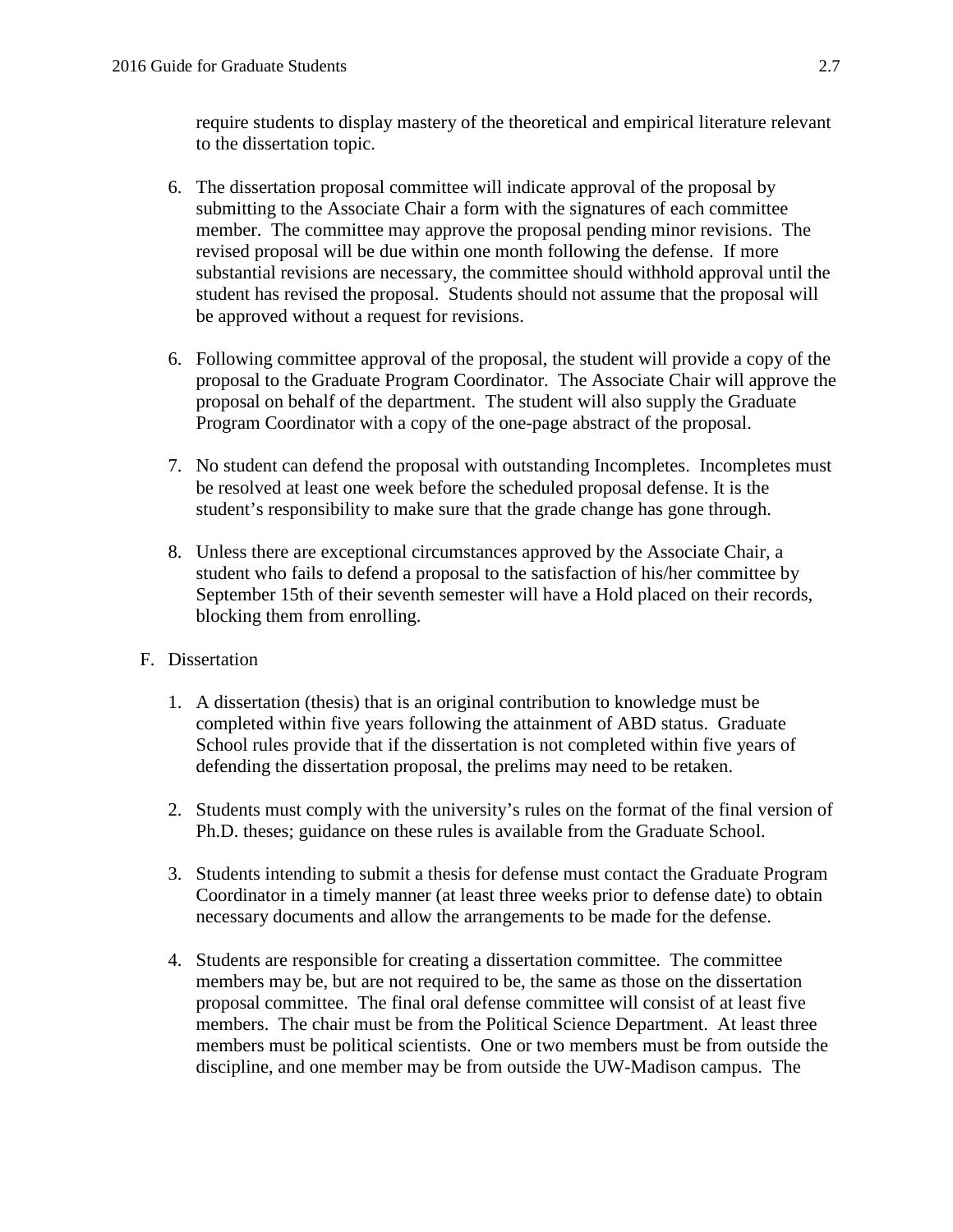require students to display mastery of the theoretical and empirical literature relevant to the dissertation topic.

6. The dissertation proposal committee will indicate approval of the proposal by submitting to the Associate Chair a form with the signatures of each committee member. The committee may approve the proposal pending minor revisions. The revised proposal will be due within one month following the defense. If more substantial revisions are necessary, the committee should withhold approval until the student has revised the proposal. Students should not assume that the proposal will be approved without a request for revisions.

6. Following committee approval of the proposal, the student will provide a copy of the proposal to the Graduate Program Coordinator. The Associate Chair will approve the proposal on behalf of the department. The student will also supply the Graduate Program Coordinator with a copy of the one-page abstract of the proposal.

7. No student can defend the proposal with outstanding Incompletes. Incompletes must be resolved at least one week before the scheduled proposal defense. It is the student's responsibility to make sure that the grade change has gone through.

8. Unless there are exceptional circumstances approved by the Associate Chair, a student who fails to defend a proposal to the satisfaction of his/her committee by September 15th of their seventh semester will have a Hold placed on their records, blocking them from enrolling.

F. Dissertation

1. A dissertation (thesis) that is an original contribution to knowledge must be completed within five years following the attainment of ABD status. Graduate School rules provide that if the dissertation is not completed within five years of defending the dissertation proposal, the prelims may need to be retaken.

2. Students must comply with the university's rules on the format of the final version of Ph.D. theses; guidance on these rules is available from the Graduate School.

3. Students intending to submit a thesis for defense must contact the Graduate Program Coordinator in a timely manner (at least three weeks prior to defense date) to obtain necessary documents and allow the arrangements to be made for the defense.

4. Students are responsible for creating a dissertation committee. The committee members may be, but are not required to be, the same as those on the dissertation proposal committee. The final oral defense committee will consist of at least five members. The chair must be from the Political Science Department. At least three members must be political scientists. One or two members must be from outside the discipline, and one member may be from outside the UW-Madison campus. The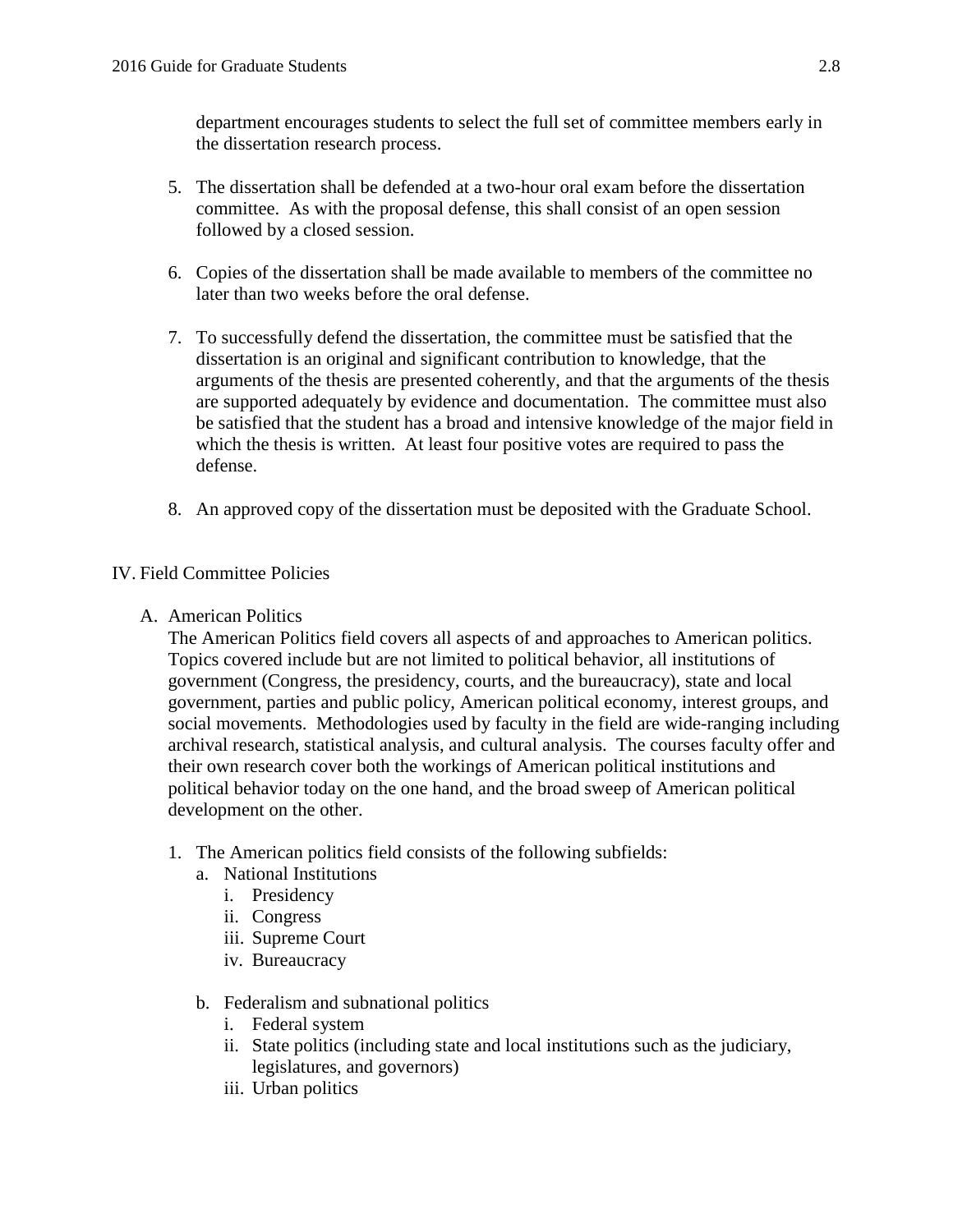department encourages students to select the full set of committee members early in the dissertation research process.

5. The dissertation shall be defended at a two-hour oral exam before the dissertation committee. As with the proposal defense, this shall consist of an open session followed by a closed session.

6. Copies of the dissertation shall be made available to members of the committee no later than two weeks before the oral defense.

7. To successfully defend the dissertation, the committee must be satisfied that the dissertation is an original and significant contribution to knowledge, that the arguments of the thesis are presented coherently, and that the arguments of the thesis are supported adequately by evidence and documentation. The committee must also be satisfied that the student has a broad and intensive knowledge of the major field in which the thesis is written. At least four positive votes are required to pass the defense.

8. An approved copy of the dissertation must be deposited with the Graduate School.

## IV. Field Committee Policies

### A. American Politics

The American Politics field covers all aspects of and approaches to American politics. Topics covered include but are not limited to political behavior, all institutions of government (Congress, the presidency, courts, and the bureaucracy), state and local government, parties and public policy, American political economy, interest groups, and social movements. Methodologies used by faculty in the field are wide-ranging including archival research, statistical analysis, and cultural analysis. The courses faculty offer and their own research cover both the workings of American political institutions and political behavior today on the one hand, and the broad sweep of American political development on the other.

1. The American politics field consists of the following subfields:
   a. National Institutions
      i. Presidency
      ii. Congress
      iii. Supreme Court
      iv. Bureaucracy

   b. Federalism and subnational politics
      i. Federal system
      ii. State politics (including state and local institutions such as the judiciary, legislatures, and governors)
      iii. Urban politics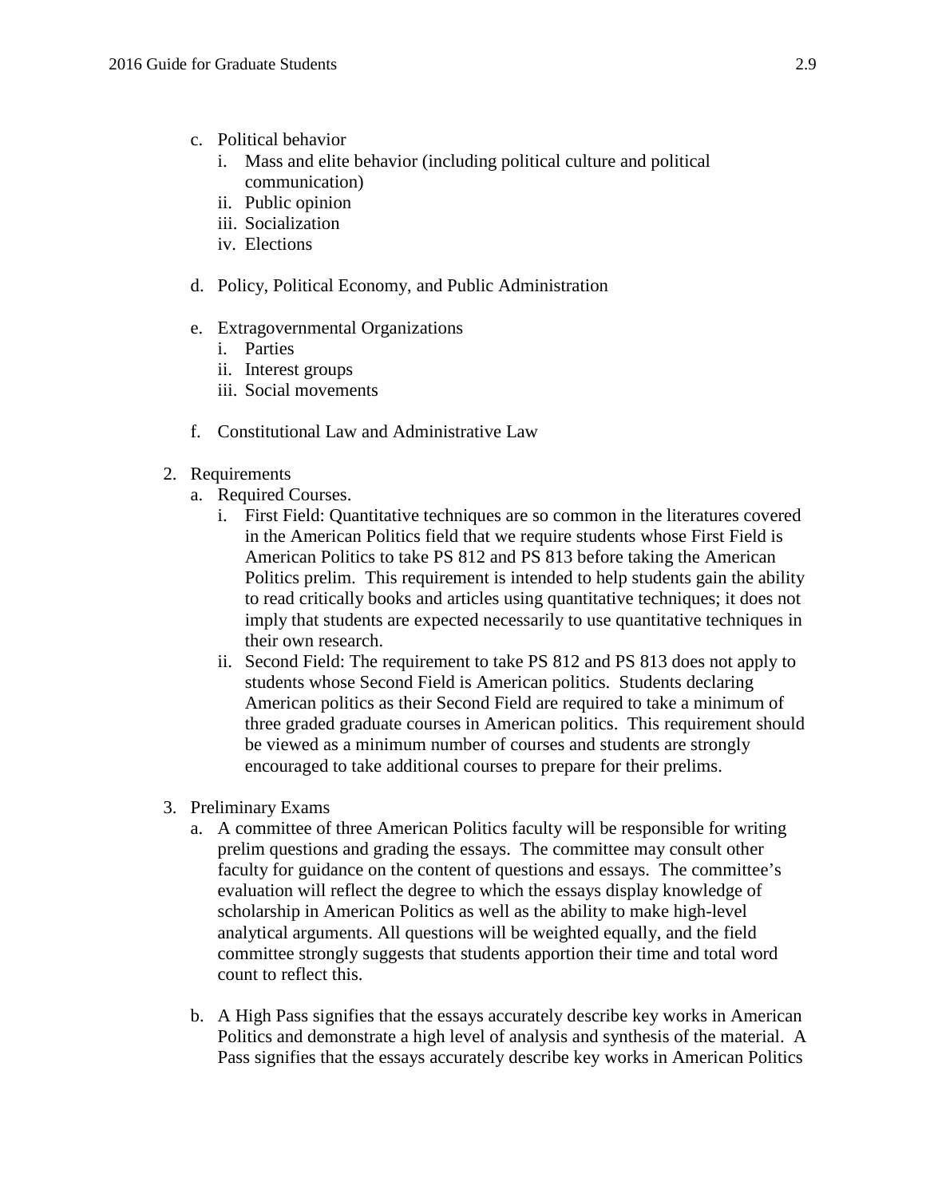c. Political behavior
    i. Mass and elite behavior (including political culture and political communication)
    ii. Public opinion
    iii. Socialization
    iv. Elections

d. Policy, Political Economy, and Public Administration

e. Extragovernmental Organizations
    i. Parties
    ii. Interest groups
    iii. Social movements

f. Constitutional Law and Administrative Law

2. Requirements
    a. Required Courses.
        i. First Field: Quantitative techniques are so common in the literatures covered in the American Politics field that we require students whose First Field is American Politics to take PS 812 and PS 813 before taking the American Politics prelim. This requirement is intended to help students gain the ability to read critically books and articles using quantitative techniques; it does not imply that students are expected necessarily to use quantitative techniques in their own research.
        ii. Second Field: The requirement to take PS 812 and PS 813 does not apply to students whose Second Field is American politics. Students declaring American politics as their Second Field are required to take a minimum of three graded graduate courses in American politics. This requirement should be viewed as a minimum number of courses and students are strongly encouraged to take additional courses to prepare for their prelims.

3. Preliminary Exams
    a. A committee of three American Politics faculty will be responsible for writing prelim questions and grading the essays. The committee may consult other faculty for guidance on the content of questions and essays. The committee's evaluation will reflect the degree to which the essays display knowledge of scholarship in American Politics as well as the ability to make high-level analytical arguments. All questions will be weighted equally, and the field committee strongly suggests that students apportion their time and total word count to reflect this.

    b. A High Pass signifies that the essays accurately describe key works in American Politics and demonstrate a high level of analysis and synthesis of the material. A Pass signifies that the essays accurately describe key works in American Politics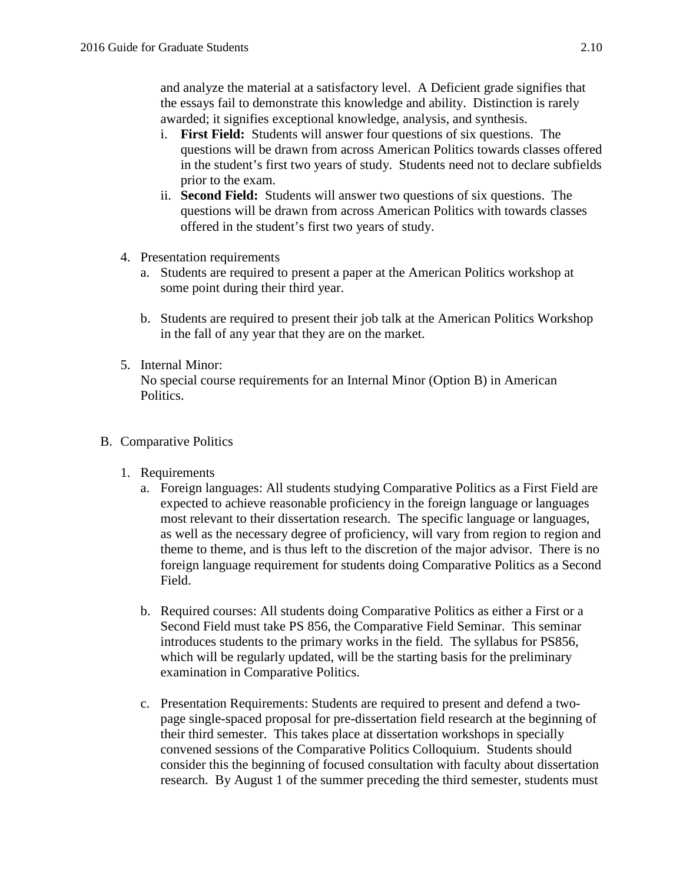and analyze the material at a satisfactory level. A Deficient grade signifies that the essays fail to demonstrate this knowledge and ability. Distinction is rarely awarded; it signifies exceptional knowledge, analysis, and synthesis.

i. **First Field:** Students will answer four questions of six questions. The questions will be drawn from across American Politics towards classes offered in the student's first two years of study. Students need not to declare subfields prior to the exam.

ii. **Second Field:** Students will answer two questions of six questions. The questions will be drawn from across American Politics with towards classes offered in the student's first two years of study.

4. Presentation requirements
   a. Students are required to present a paper at the American Politics workshop at some point during their third year.

   b. Students are required to present their job talk at the American Politics Workshop in the fall of any year that they are on the market.

5. Internal Minor:
   No special course requirements for an Internal Minor (Option B) in American Politics.

## B. Comparative Politics

1. Requirements
   a. Foreign languages: All students studying Comparative Politics as a First Field are expected to achieve reasonable proficiency in the foreign language or languages most relevant to their dissertation research. The specific language or languages, as well as the necessary degree of proficiency, will vary from region to region and theme to theme, and is thus left to the discretion of the major advisor. There is no foreign language requirement for students doing Comparative Politics as a Second Field.

   b. Required courses: All students doing Comparative Politics as either a First or a Second Field must take PS 856, the Comparative Field Seminar. This seminar introduces students to the primary works in the field. The syllabus for PS856, which will be regularly updated, will be the starting basis for the preliminary examination in Comparative Politics.

   c. Presentation Requirements: Students are required to present and defend a two-page single-spaced proposal for pre-dissertation field research at the beginning of their third semester. This takes place at dissertation workshops in specially convened sessions of the Comparative Politics Colloquium. Students should consider this the beginning of focused consultation with faculty about dissertation research. By August 1 of the summer preceding the third semester, students must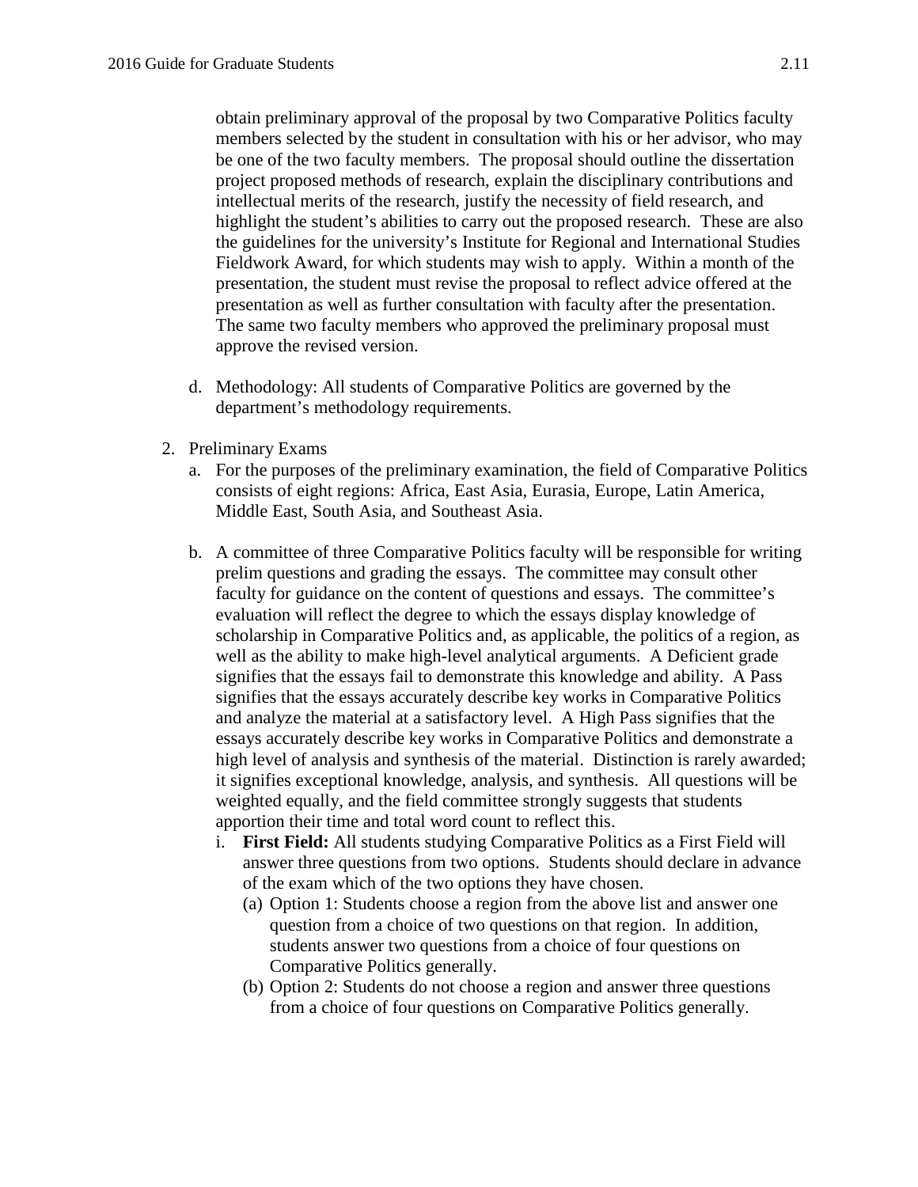obtain preliminary approval of the proposal by two Comparative Politics faculty members selected by the student in consultation with his or her advisor, who may be one of the two faculty members. The proposal should outline the dissertation project proposed methods of research, explain the disciplinary contributions and intellectual merits of the research, justify the necessity of field research, and highlight the student's abilities to carry out the proposed research. These are also the guidelines for the university's Institute for Regional and International Studies Fieldwork Award, for which students may wish to apply. Within a month of the presentation, the student must revise the proposal to reflect advice offered at the presentation as well as further consultation with faculty after the presentation. The same two faculty members who approved the preliminary proposal must approve the revised version.

d. Methodology: All students of Comparative Politics are governed by the department's methodology requirements.

2. Preliminary Exams
   a. For the purposes of the preliminary examination, the field of Comparative Politics consists of eight regions: Africa, East Asia, Eurasia, Europe, Latin America, Middle East, South Asia, and Southeast Asia.

   b. A committee of three Comparative Politics faculty will be responsible for writing prelim questions and grading the essays. The committee may consult other faculty for guidance on the content of questions and essays. The committee's evaluation will reflect the degree to which the essays display knowledge of scholarship in Comparative Politics and, as applicable, the politics of a region, as well as the ability to make high-level analytical arguments. A Deficient grade signifies that the essays fail to demonstrate this knowledge and ability. A Pass signifies that the essays accurately describe key works in Comparative Politics and analyze the material at a satisfactory level. A High Pass signifies that the essays accurately describe key works in Comparative Politics and demonstrate a high level of analysis and synthesis of the material. Distinction is rarely awarded; it signifies exceptional knowledge, analysis, and synthesis. All questions will be weighted equally, and the field committee strongly suggests that students apportion their time and total word count to reflect this.
      i. **First Field:** All students studying Comparative Politics as a First Field will answer three questions from two options. Students should declare in advance of the exam which of the two options they have chosen.
         (a) Option 1: Students choose a region from the above list and answer one question from a choice of two questions on that region. In addition, students answer two questions from a choice of four questions on Comparative Politics generally.
         (b) Option 2: Students do not choose a region and answer three questions from a choice of four questions on Comparative Politics generally.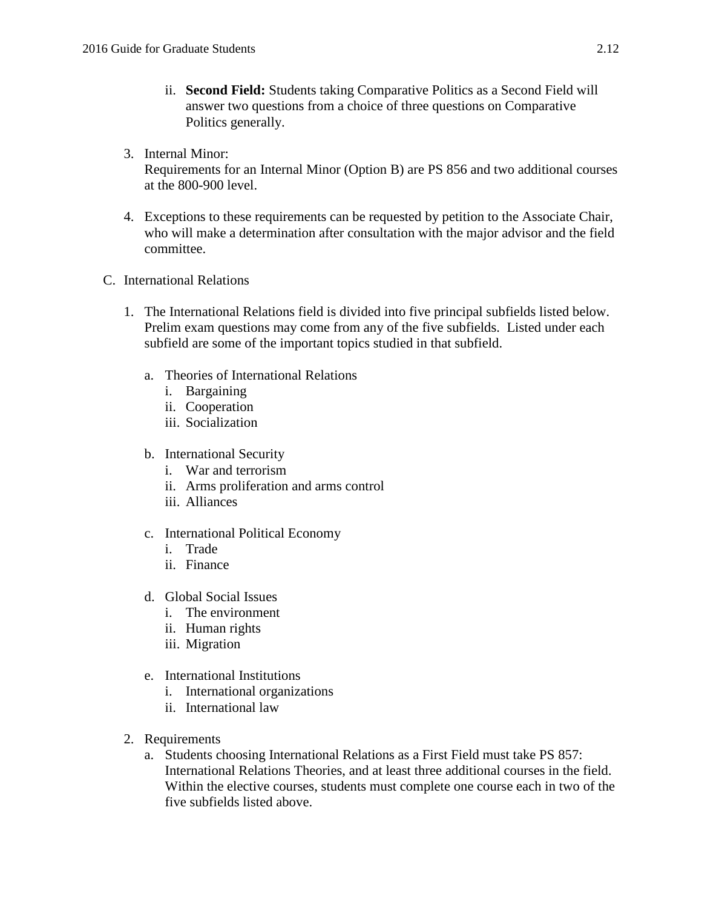ii. **Second Field:** Students taking Comparative Politics as a Second Field will answer two questions from a choice of three questions on Comparative Politics generally.

3. Internal Minor:
   Requirements for an Internal Minor (Option B) are PS 856 and two additional courses at the 800-900 level.

4. Exceptions to these requirements can be requested by petition to the Associate Chair, who will make a determination after consultation with the major advisor and the field committee.

C. International Relations

1. The International Relations field is divided into five principal subfields listed below. Prelim exam questions may come from any of the five subfields. Listed under each subfield are some of the important topics studied in that subfield.

   a. Theories of International Relations
      i. Bargaining
      ii. Cooperation
      iii. Socialization

   b. International Security
      i. War and terrorism
      ii. Arms proliferation and arms control
      iii. Alliances

   c. International Political Economy
      i. Trade
      ii. Finance

   d. Global Social Issues
      i. The environment
      ii. Human rights
      iii. Migration

   e. International Institutions
      i. International organizations
      ii. International law

2. Requirements
   a. Students choosing International Relations as a First Field must take PS 857: International Relations Theories, and at least three additional courses in the field. Within the elective courses, students must complete one course each in two of the five subfields listed above.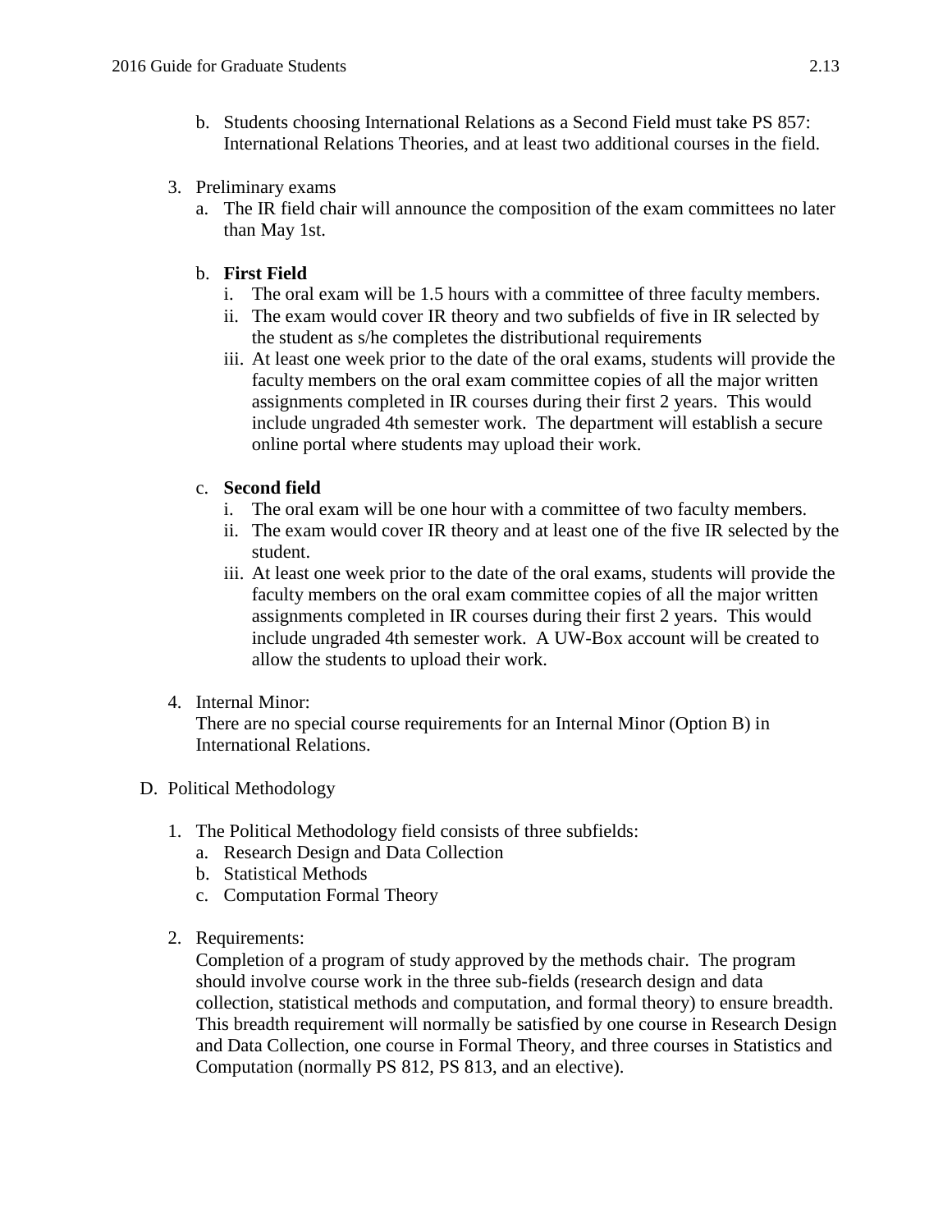b. Students choosing International Relations as a Second Field must take PS 857: International Relations Theories, and at least two additional courses in the field.

3. Preliminary exams
   a. The IR field chair will announce the composition of the exam committees no later than May 1st.

   b. **First Field**
      i. The oral exam will be 1.5 hours with a committee of three faculty members.
      ii. The exam would cover IR theory and two subfields of five in IR selected by the student as s/he completes the distributional requirements
      iii. At least one week prior to the date of the oral exams, students will provide the faculty members on the oral exam committee copies of all the major written assignments completed in IR courses during their first 2 years. This would include ungraded 4th semester work. The department will establish a secure online portal where students may upload their work.

   c. **Second field**
      i. The oral exam will be one hour with a committee of two faculty members.
      ii. The exam would cover IR theory and at least one of the five IR selected by the student.
      iii. At least one week prior to the date of the oral exams, students will provide the faculty members on the oral exam committee copies of all the major written assignments completed in IR courses during their first 2 years. This would include ungraded 4th semester work. A UW-Box account will be created to allow the students to upload their work.

4. Internal Minor:
   There are no special course requirements for an Internal Minor (Option B) in International Relations.

D. Political Methodology

1. The Political Methodology field consists of three subfields:
   a. Research Design and Data Collection
   b. Statistical Methods
   c. Computation Formal Theory

2. Requirements:
   Completion of a program of study approved by the methods chair. The program should involve course work in the three sub-fields (research design and data collection, statistical methods and computation, and formal theory) to ensure breadth. This breadth requirement will normally be satisfied by one course in Research Design and Data Collection, one course in Formal Theory, and three courses in Statistics and Computation (normally PS 812, PS 813, and an elective).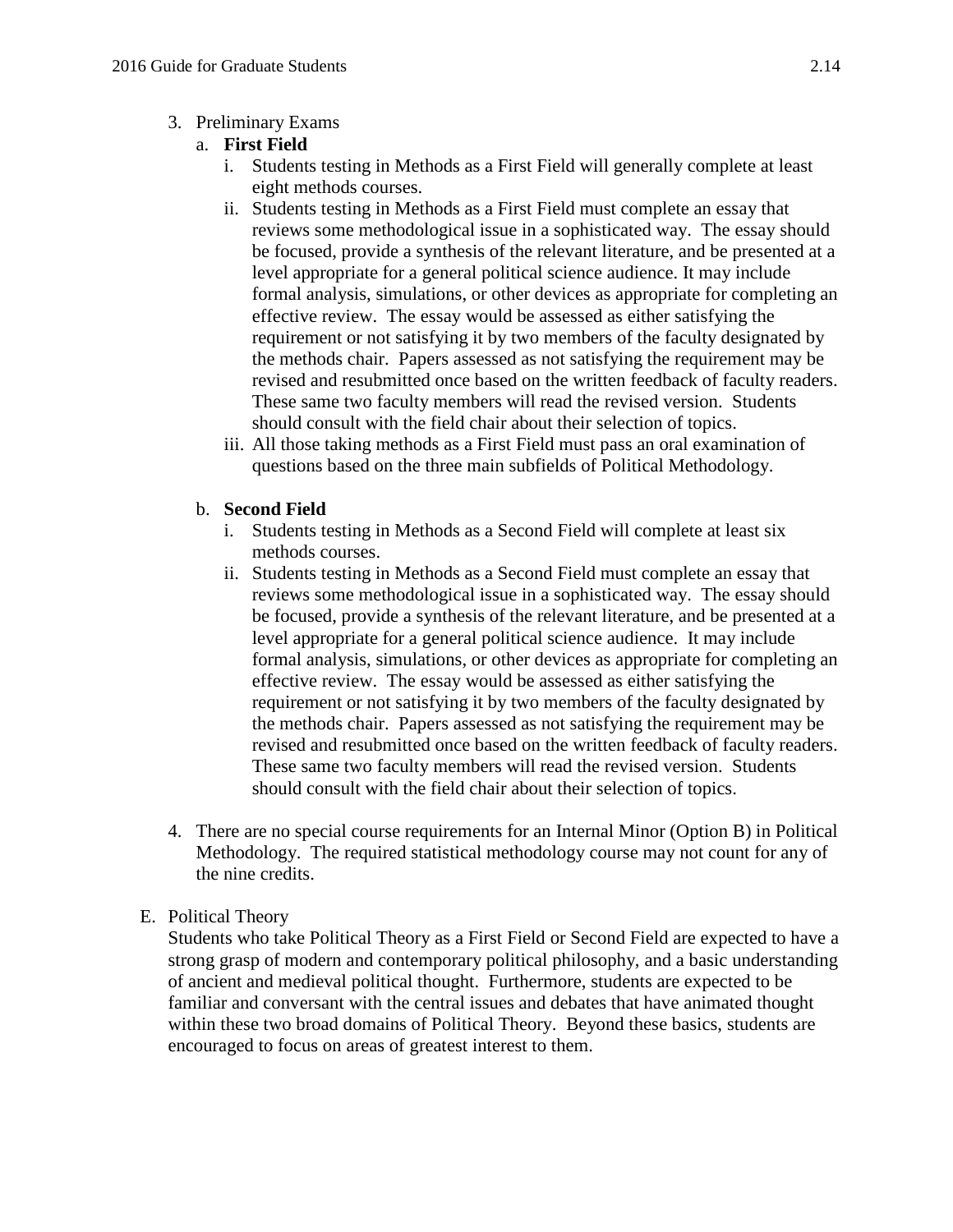3. Preliminary Exams

   a. **First Field**

      i. Students testing in Methods as a First Field will generally complete at least eight methods courses.

      ii. Students testing in Methods as a First Field must complete an essay that reviews some methodological issue in a sophisticated way. The essay should be focused, provide a synthesis of the relevant literature, and be presented at a level appropriate for a general political science audience. It may include formal analysis, simulations, or other devices as appropriate for completing an effective review. The essay would be assessed as either satisfying the requirement or not satisfying it by two members of the faculty designated by the methods chair. Papers assessed as not satisfying the requirement may be revised and resubmitted once based on the written feedback of faculty readers. These same two faculty members will read the revised version. Students should consult with the field chair about their selection of topics.

      iii. All those taking methods as a First Field must pass an oral examination of questions based on the three main subfields of Political Methodology.

   b. **Second Field**

      i. Students testing in Methods as a Second Field will complete at least six methods courses.

      ii. Students testing in Methods as a Second Field must complete an essay that reviews some methodological issue in a sophisticated way. The essay should be focused, provide a synthesis of the relevant literature, and be presented at a level appropriate for a general political science audience. It may include formal analysis, simulations, or other devices as appropriate for completing an effective review. The essay would be assessed as either satisfying the requirement or not satisfying it by two members of the faculty designated by the methods chair. Papers assessed as not satisfying the requirement may be revised and resubmitted once based on the written feedback of faculty readers. These same two faculty members will read the revised version. Students should consult with the field chair about their selection of topics.

4. There are no special course requirements for an Internal Minor (Option B) in Political Methodology. The required statistical methodology course may not count for any of the nine credits.

E. Political Theory

Students who take Political Theory as a First Field or Second Field are expected to have a strong grasp of modern and contemporary political philosophy, and a basic understanding of ancient and medieval political thought. Furthermore, students are expected to be familiar and conversant with the central issues and debates that have animated thought within these two broad domains of Political Theory. Beyond these basics, students are encouraged to focus on areas of greatest interest to them.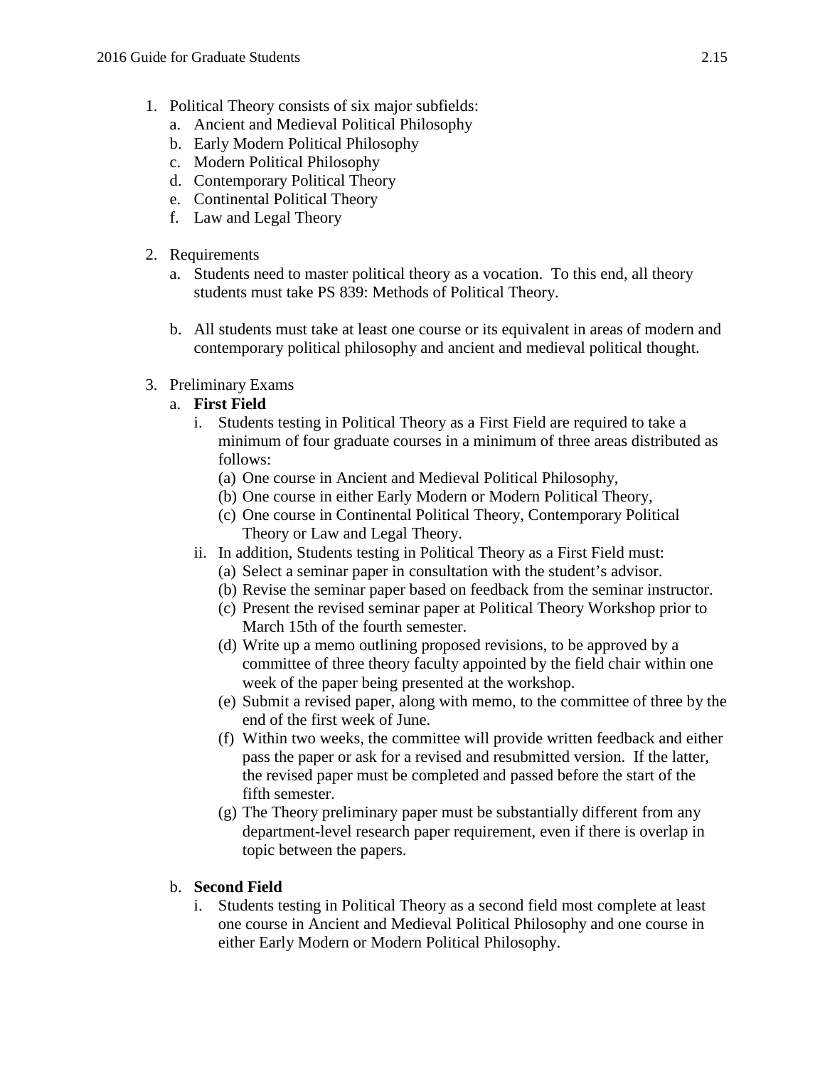1. Political Theory consists of six major subfields:
   a. Ancient and Medieval Political Philosophy
   b. Early Modern Political Philosophy
   c. Modern Political Philosophy
   d. Contemporary Political Theory
   e. Continental Political Theory
   f. Law and Legal Theory

2. Requirements
   a. Students need to master political theory as a vocation. To this end, all theory students must take PS 839: Methods of Political Theory.

   b. All students must take at least one course or its equivalent in areas of modern and contemporary political philosophy and ancient and medieval political thought.

3. Preliminary Exams
   a. **First Field**
      i. Students testing in Political Theory as a First Field are required to take a minimum of four graduate courses in a minimum of three areas distributed as follows:
         (a) One course in Ancient and Medieval Political Philosophy,
         (b) One course in either Early Modern or Modern Political Theory,
         (c) One course in Continental Political Theory, Contemporary Political Theory or Law and Legal Theory.
      ii. In addition, Students testing in Political Theory as a First Field must:
         (a) Select a seminar paper in consultation with the student's advisor.
         (b) Revise the seminar paper based on feedback from the seminar instructor.
         (c) Present the revised seminar paper at Political Theory Workshop prior to March 15th of the fourth semester.
         (d) Write up a memo outlining proposed revisions, to be approved by a committee of three theory faculty appointed by the field chair within one week of the paper being presented at the workshop.
         (e) Submit a revised paper, along with memo, to the committee of three by the end of the first week of June.
         (f) Within two weeks, the committee will provide written feedback and either pass the paper or ask for a revised and resubmitted version. If the latter, the revised paper must be completed and passed before the start of the fifth semester.
         (g) The Theory preliminary paper must be substantially different from any department-level research paper requirement, even if there is overlap in topic between the papers.

   b. **Second Field**
      i. Students testing in Political Theory as a second field most complete at least one course in Ancient and Medieval Political Philosophy and one course in either Early Modern or Modern Political Philosophy.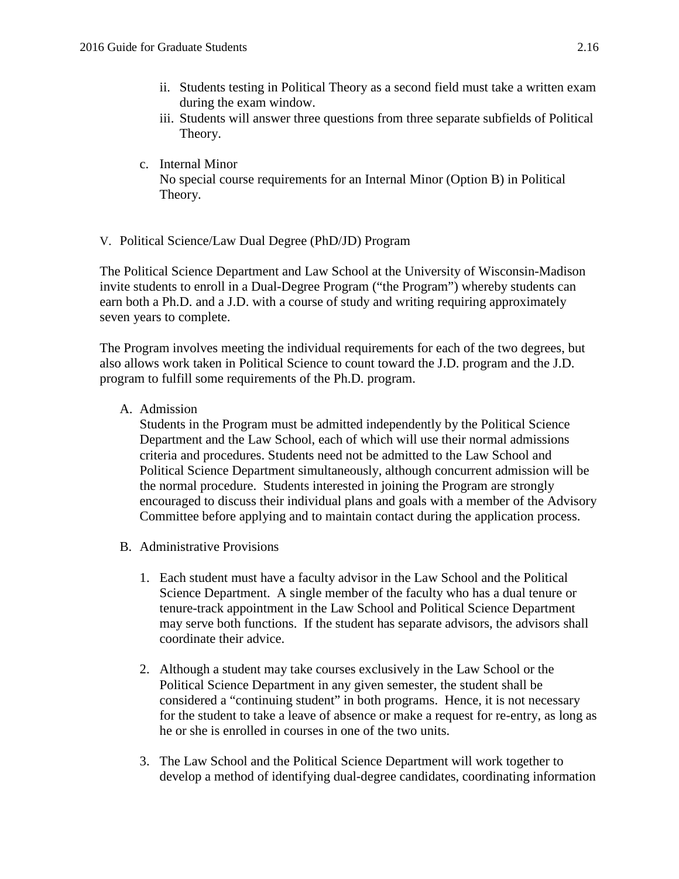ii. Students testing in Political Theory as a second field must take a written exam during the exam window.

iii. Students will answer three questions from three separate subfields of Political Theory.

c. Internal Minor
No special course requirements for an Internal Minor (Option B) in Political Theory.

## V. Political Science/Law Dual Degree (PhD/JD) Program

The Political Science Department and Law School at the University of Wisconsin-Madison invite students to enroll in a Dual-Degree Program ("the Program") whereby students can earn both a Ph.D. and a J.D. with a course of study and writing requiring approximately seven years to complete.

The Program involves meeting the individual requirements for each of the two degrees, but also allows work taken in Political Science to count toward the J.D. program and the J.D. program to fulfill some requirements of the Ph.D. program.

### A. Admission

Students in the Program must be admitted independently by the Political Science Department and the Law School, each of which will use their normal admissions criteria and procedures. Students need not be admitted to the Law School and Political Science Department simultaneously, although concurrent admission will be the normal procedure. Students interested in joining the Program are strongly encouraged to discuss their individual plans and goals with a member of the Advisory Committee before applying and to maintain contact during the application process.

### B. Administrative Provisions

1. Each student must have a faculty advisor in the Law School and the Political Science Department. A single member of the faculty who has a dual tenure or tenure-track appointment in the Law School and Political Science Department may serve both functions. If the student has separate advisors, the advisors shall coordinate their advice.

2. Although a student may take courses exclusively in the Law School or the Political Science Department in any given semester, the student shall be considered a "continuing student" in both programs. Hence, it is not necessary for the student to take a leave of absence or make a request for re-entry, as long as he or she is enrolled in courses in one of the two units.

3. The Law School and the Political Science Department will work together to develop a method of identifying dual-degree candidates, coordinating information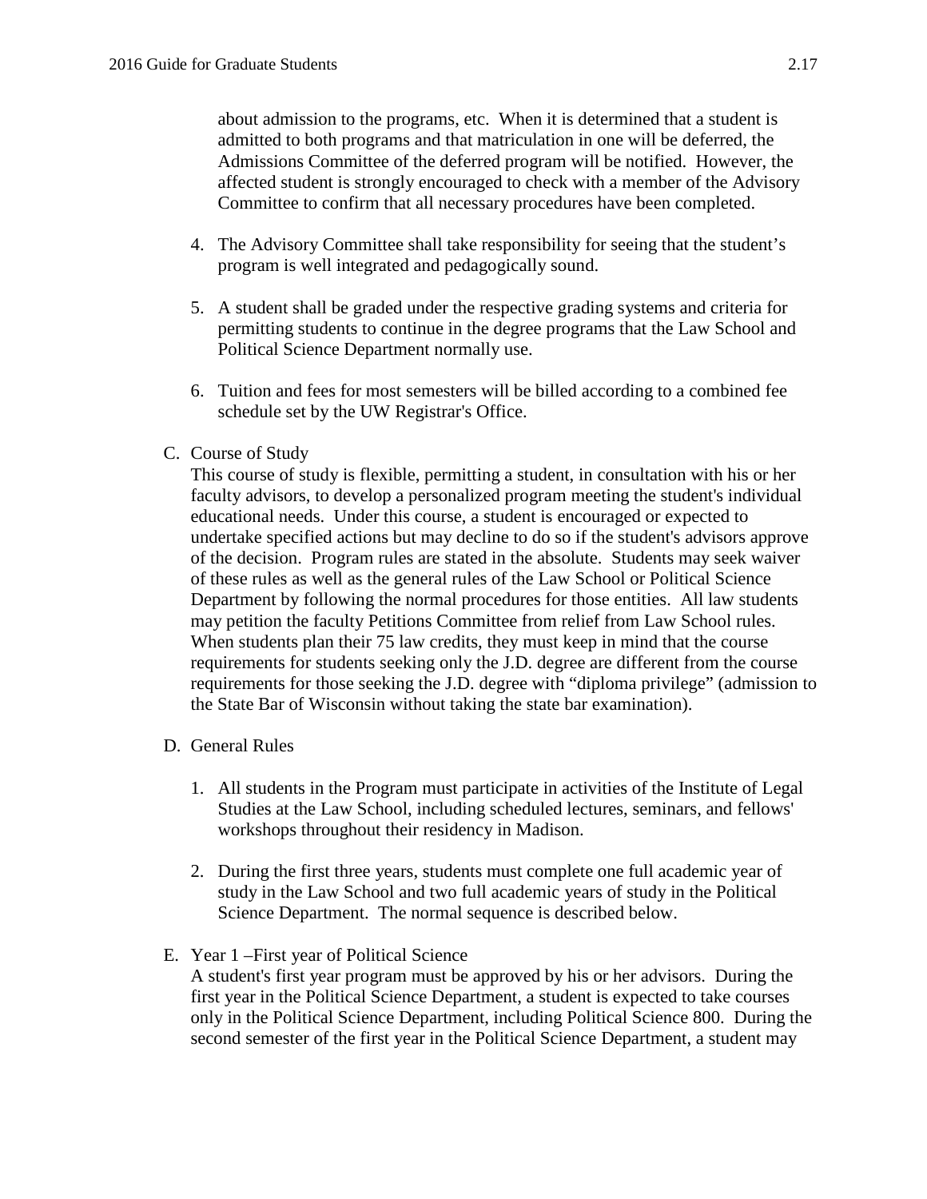about admission to the programs, etc. When it is determined that a student is admitted to both programs and that matriculation in one will be deferred, the Admissions Committee of the deferred program will be notified. However, the affected student is strongly encouraged to check with a member of the Advisory Committee to confirm that all necessary procedures have been completed.

4. The Advisory Committee shall take responsibility for seeing that the student's program is well integrated and pedagogically sound.

5. A student shall be graded under the respective grading systems and criteria for permitting students to continue in the degree programs that the Law School and Political Science Department normally use.

6. Tuition and fees for most semesters will be billed according to a combined fee schedule set by the UW Registrar's Office.

C. Course of Study

This course of study is flexible, permitting a student, in consultation with his or her faculty advisors, to develop a personalized program meeting the student's individual educational needs. Under this course, a student is encouraged or expected to undertake specified actions but may decline to do so if the student's advisors approve of the decision. Program rules are stated in the absolute. Students may seek waiver of these rules as well as the general rules of the Law School or Political Science Department by following the normal procedures for those entities. All law students may petition the faculty Petitions Committee from relief from Law School rules. When students plan their 75 law credits, they must keep in mind that the course requirements for students seeking only the J.D. degree are different from the course requirements for those seeking the J.D. degree with "diploma privilege" (admission to the State Bar of Wisconsin without taking the state bar examination).

D. General Rules

1. All students in the Program must participate in activities of the Institute of Legal Studies at the Law School, including scheduled lectures, seminars, and fellows' workshops throughout their residency in Madison.

2. During the first three years, students must complete one full academic year of study in the Law School and two full academic years of study in the Political Science Department. The normal sequence is described below.

E. Year 1 –First year of Political Science

A student's first year program must be approved by his or her advisors. During the first year in the Political Science Department, a student is expected to take courses only in the Political Science Department, including Political Science 800. During the second semester of the first year in the Political Science Department, a student may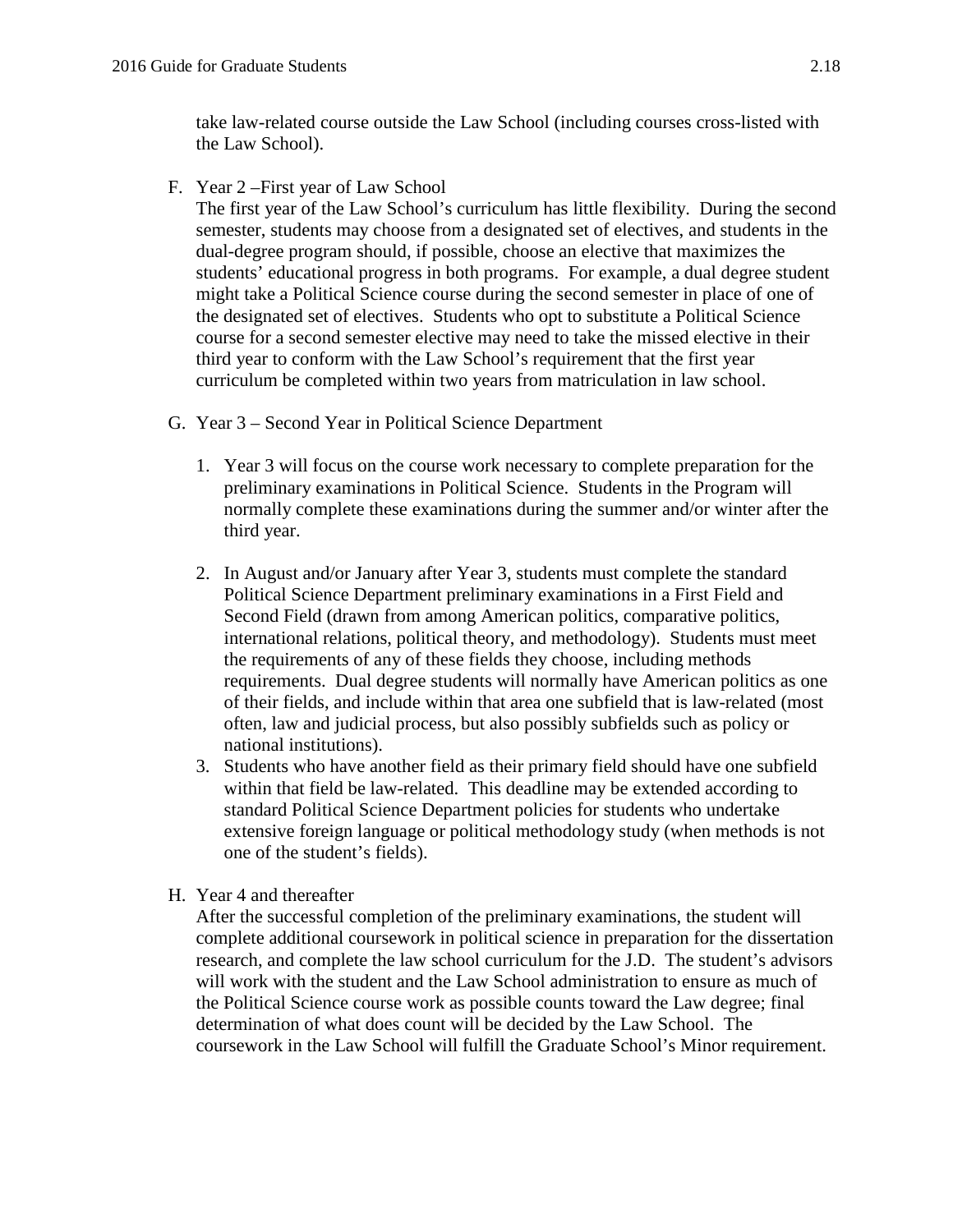take law-related course outside the Law School (including courses cross-listed with the Law School).

F. Year 2 –First year of Law School

   The first year of the Law School's curriculum has little flexibility. During the second semester, students may choose from a designated set of electives, and students in the dual-degree program should, if possible, choose an elective that maximizes the students' educational progress in both programs. For example, a dual degree student might take a Political Science course during the second semester in place of one of the designated set of electives. Students who opt to substitute a Political Science course for a second semester elective may need to take the missed elective in their third year to conform with the Law School's requirement that the first year curriculum be completed within two years from matriculation in law school.

G. Year 3 – Second Year in Political Science Department

   1. Year 3 will focus on the course work necessary to complete preparation for the preliminary examinations in Political Science. Students in the Program will normally complete these examinations during the summer and/or winter after the third year.

   2. In August and/or January after Year 3, students must complete the standard Political Science Department preliminary examinations in a First Field and Second Field (drawn from among American politics, comparative politics, international relations, political theory, and methodology). Students must meet the requirements of any of these fields they choose, including methods requirements. Dual degree students will normally have American politics as one of their fields, and include within that area one subfield that is law-related (most often, law and judicial process, but also possibly subfields such as policy or national institutions).
   3. Students who have another field as their primary field should have one subfield within that field be law-related. This deadline may be extended according to standard Political Science Department policies for students who undertake extensive foreign language or political methodology study (when methods is not one of the student's fields).

H. Year 4 and thereafter

   After the successful completion of the preliminary examinations, the student will complete additional coursework in political science in preparation for the dissertation research, and complete the law school curriculum for the J.D. The student's advisors will work with the student and the Law School administration to ensure as much of the Political Science course work as possible counts toward the Law degree; final determination of what does count will be decided by the Law School. The coursework in the Law School will fulfill the Graduate School's Minor requirement.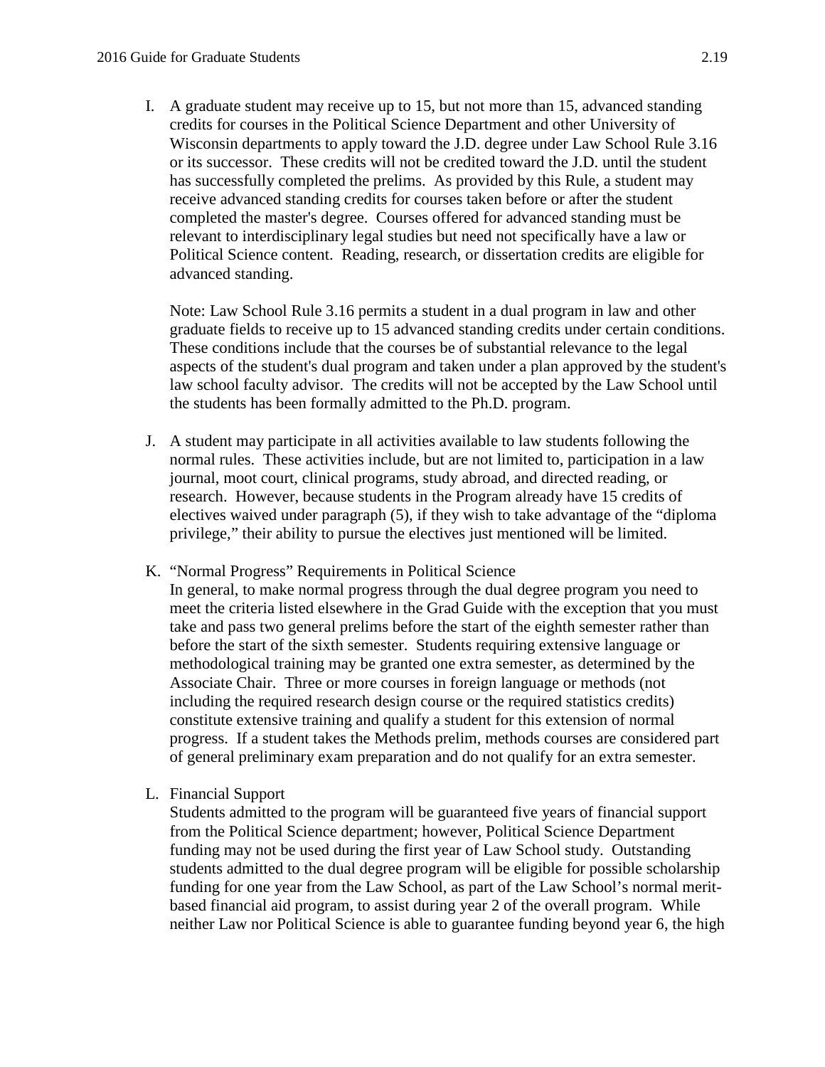I. A graduate student may receive up to 15, but not more than 15, advanced standing credits for courses in the Political Science Department and other University of Wisconsin departments to apply toward the J.D. degree under Law School Rule 3.16 or its successor. These credits will not be credited toward the J.D. until the student has successfully completed the prelims. As provided by this Rule, a student may receive advanced standing credits for courses taken before or after the student completed the master's degree. Courses offered for advanced standing must be relevant to interdisciplinary legal studies but need not specifically have a law or Political Science content. Reading, research, or dissertation credits are eligible for advanced standing.

   Note: Law School Rule 3.16 permits a student in a dual program in law and other graduate fields to receive up to 15 advanced standing credits under certain conditions. These conditions include that the courses be of substantial relevance to the legal aspects of the student's dual program and taken under a plan approved by the student's law school faculty advisor. The credits will not be accepted by the Law School until the students has been formally admitted to the Ph.D. program.

J. A student may participate in all activities available to law students following the normal rules. These activities include, but are not limited to, participation in a law journal, moot court, clinical programs, study abroad, and directed reading, or research. However, because students in the Program already have 15 credits of electives waived under paragraph (5), if they wish to take advantage of the "diploma privilege," their ability to pursue the electives just mentioned will be limited.

K. "Normal Progress" Requirements in Political Science
   In general, to make normal progress through the dual degree program you need to meet the criteria listed elsewhere in the Grad Guide with the exception that you must take and pass two general prelims before the start of the eighth semester rather than before the start of the sixth semester. Students requiring extensive language or methodological training may be granted one extra semester, as determined by the Associate Chair. Three or more courses in foreign language or methods (not including the required research design course or the required statistics credits) constitute extensive training and qualify a student for this extension of normal progress. If a student takes the Methods prelim, methods courses are considered part of general preliminary exam preparation and do not qualify for an extra semester.

L. Financial Support
   Students admitted to the program will be guaranteed five years of financial support from the Political Science department; however, Political Science Department funding may not be used during the first year of Law School study. Outstanding students admitted to the dual degree program will be eligible for possible scholarship funding for one year from the Law School, as part of the Law School's normal merit-based financial aid program, to assist during year 2 of the overall program. While neither Law nor Political Science is able to guarantee funding beyond year 6, the high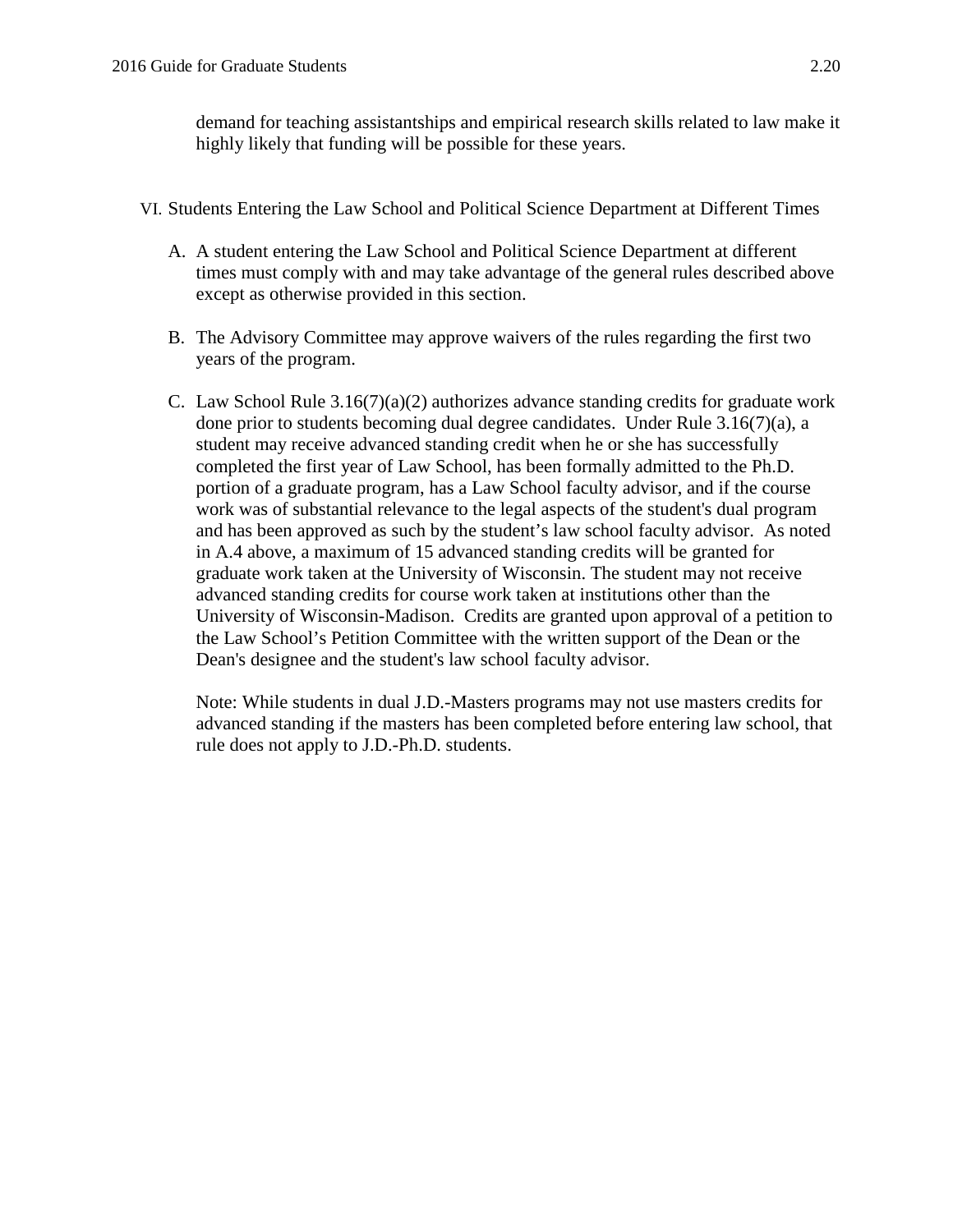demand for teaching assistantships and empirical research skills related to law make it highly likely that funding will be possible for these years.

VI. Students Entering the Law School and Political Science Department at Different Times

A. A student entering the Law School and Political Science Department at different times must comply with and may take advantage of the general rules described above except as otherwise provided in this section.

B. The Advisory Committee may approve waivers of the rules regarding the first two years of the program.

C. Law School Rule 3.16(7)(a)(2) authorizes advance standing credits for graduate work done prior to students becoming dual degree candidates. Under Rule 3.16(7)(a), a student may receive advanced standing credit when he or she has successfully completed the first year of Law School, has been formally admitted to the Ph.D. portion of a graduate program, has a Law School faculty advisor, and if the course work was of substantial relevance to the legal aspects of the student's dual program and has been approved as such by the student's law school faculty advisor. As noted in A.4 above, a maximum of 15 advanced standing credits will be granted for graduate work taken at the University of Wisconsin. The student may not receive advanced standing credits for course work taken at institutions other than the University of Wisconsin-Madison. Credits are granted upon approval of a petition to the Law School's Petition Committee with the written support of the Dean or the Dean's designee and the student's law school faculty advisor.

   Note: While students in dual J.D.-Masters programs may not use masters credits for advanced standing if the masters has been completed before entering law school, that rule does not apply to J.D.-Ph.D. students.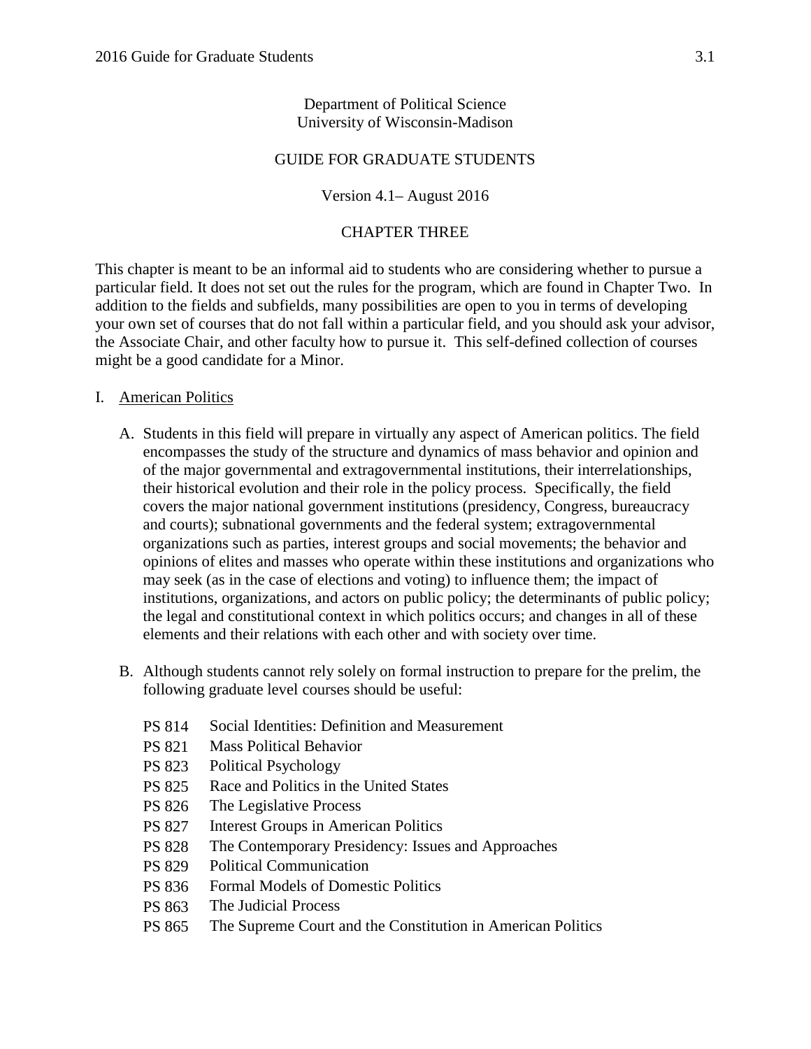Department of Political Science
University of Wisconsin-Madison

# GUIDE FOR GRADUATE STUDENTS

Version 4.1– August 2016

## CHAPTER THREE

This chapter is meant to be an informal aid to students who are considering whether to pursue a particular field. It does not set out the rules for the program, which are found in Chapter Two. In addition to the fields and subfields, many possibilities are open to you in terms of developing your own set of courses that do not fall within a particular field, and you should ask your advisor, the Associate Chair, and other faculty how to pursue it. This self-defined collection of courses might be a good candidate for a Minor.

### I. American Politics

A. Students in this field will prepare in virtually any aspect of American politics. The field encompasses the study of the structure and dynamics of mass behavior and opinion and of the major governmental and extragovernmental institutions, their interrelationships, their historical evolution and their role in the policy process. Specifically, the field covers the major national government institutions (presidency, Congress, bureaucracy and courts); subnational governments and the federal system; extragovernmental organizations such as parties, interest groups and social movements; the behavior and opinions of elites and masses who operate within these institutions and organizations who may seek (as in the case of elections and voting) to influence them; the impact of institutions, organizations, and actors on public policy; the determinants of public policy; the legal and constitutional context in which politics occurs; and changes in all of these elements and their relations with each other and with society over time.

B. Although students cannot rely solely on formal instruction to prepare for the prelim, the following graduate level courses should be useful:

- PS 814 Social Identities: Definition and Measurement
- PS 821 Mass Political Behavior
- PS 823 Political Psychology
- PS 825 Race and Politics in the United States
- PS 826 The Legislative Process
- PS 827 Interest Groups in American Politics
- PS 828 The Contemporary Presidency: Issues and Approaches
- PS 829 Political Communication
- PS 836 Formal Models of Domestic Politics
- PS 863 The Judicial Process
- PS 865 The Supreme Court and the Constitution in American Politics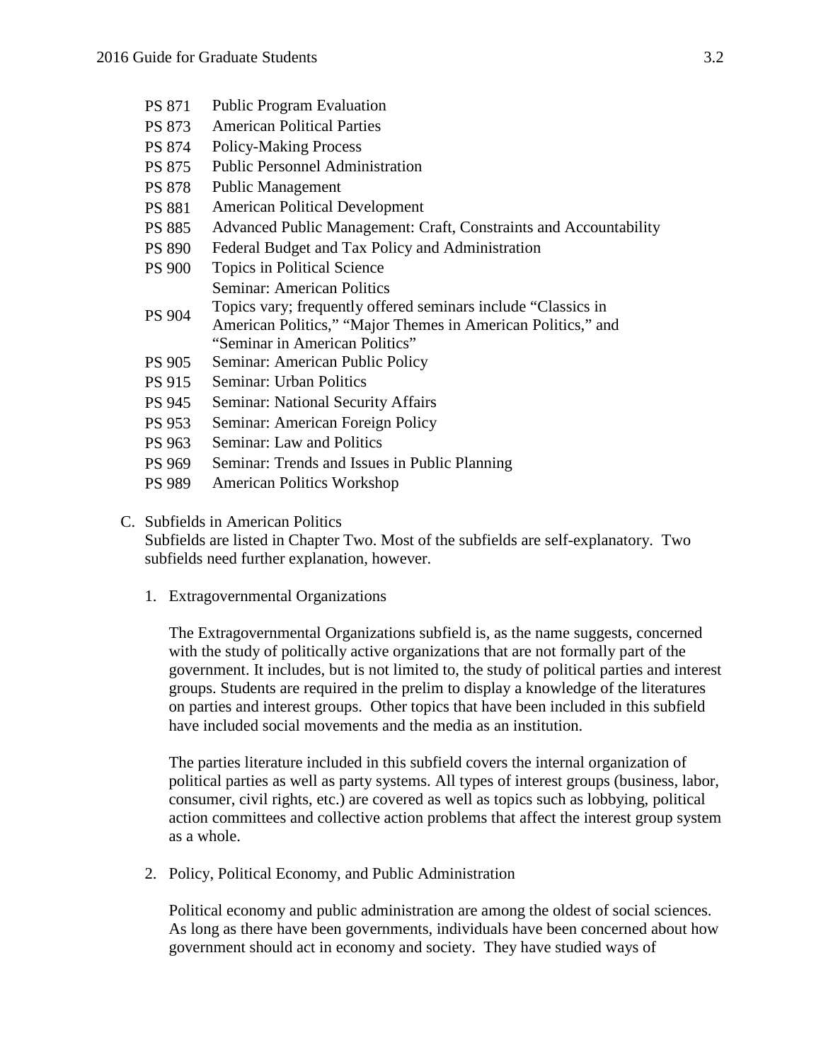| | |
|---|---|
| PS 871 | Public Program Evaluation |
| PS 873 | American Political Parties |
| PS 874 | Policy-Making Process |
| PS 875 | Public Personnel Administration |
| PS 878 | Public Management |
| PS 881 | American Political Development |
| PS 885 | Advanced Public Management: Craft, Constraints and Accountability |
| PS 890 | Federal Budget and Tax Policy and Administration |
| PS 900 | Topics in Political Science |
| PS 904 | Seminar: American Politics<br>Topics vary; frequently offered seminars include "Classics in American Politics," "Major Themes in American Politics," and "Seminar in American Politics" |
| PS 905 | Seminar: American Public Policy |
| PS 915 | Seminar: Urban Politics |
| PS 945 | Seminar: National Security Affairs |
| PS 953 | Seminar: American Foreign Policy |
| PS 963 | Seminar: Law and Politics |
| PS 969 | Seminar: Trends and Issues in Public Planning |
| PS 989 | American Politics Workshop |

C. Subfields in American Politics

Subfields are listed in Chapter Two. Most of the subfields are self-explanatory. Two subfields need further explanation, however.

1. Extragovernmental Organizations

The Extragovernmental Organizations subfield is, as the name suggests, concerned with the study of politically active organizations that are not formally part of the government. It includes, but is not limited to, the study of political parties and interest groups. Students are required in the prelim to display a knowledge of the literatures on parties and interest groups. Other topics that have been included in this subfield have included social movements and the media as an institution.

The parties literature included in this subfield covers the internal organization of political parties as well as party systems. All types of interest groups (business, labor, consumer, civil rights, etc.) are covered as well as topics such as lobbying, political action committees and collective action problems that affect the interest group system as a whole.

2. Policy, Political Economy, and Public Administration

Political economy and public administration are among the oldest of social sciences. As long as there have been governments, individuals have been concerned about how government should act in economy and society. They have studied ways of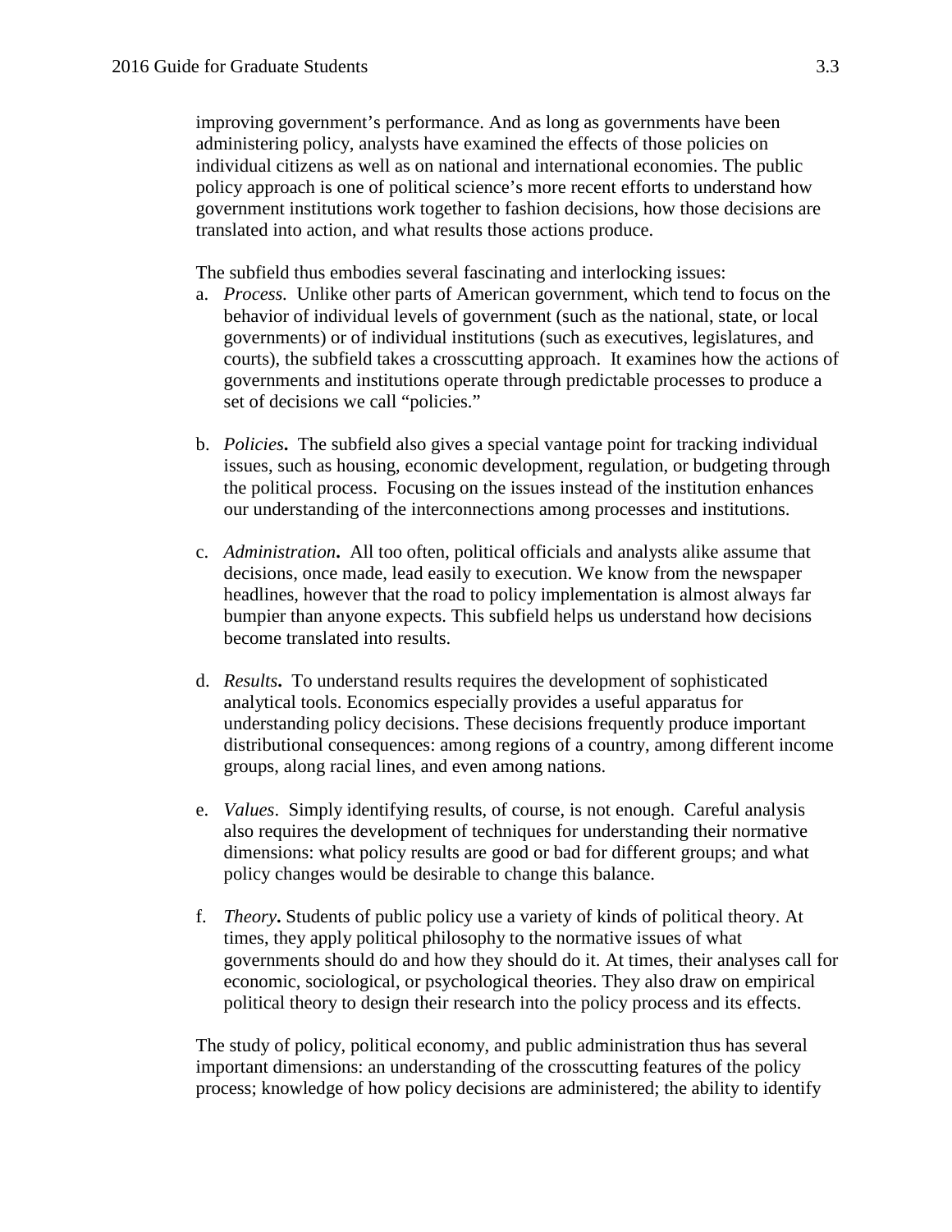improving government's performance. And as long as governments have been administering policy, analysts have examined the effects of those policies on individual citizens as well as on national and international economies. The public policy approach is one of political science's more recent efforts to understand how government institutions work together to fashion decisions, how those decisions are translated into action, and what results those actions produce.

The subfield thus embodies several fascinating and interlocking issues:

a. *Process.* Unlike other parts of American government, which tend to focus on the behavior of individual levels of government (such as the national, state, or local governments) or of individual institutions (such as executives, legislatures, and courts), the subfield takes a crosscutting approach. It examines how the actions of governments and institutions operate through predictable processes to produce a set of decisions we call "policies."

b. ***Policies.*** The subfield also gives a special vantage point for tracking individual issues, such as housing, economic development, regulation, or budgeting through the political process. Focusing on the issues instead of the institution enhances our understanding of the interconnections among processes and institutions.

c. ***Administration.*** All too often, political officials and analysts alike assume that decisions, once made, lead easily to execution. We know from the newspaper headlines, however that the road to policy implementation is almost always far bumpier than anyone expects. This subfield helps us understand how decisions become translated into results.

d. ***Results.*** To understand results requires the development of sophisticated analytical tools. Economics especially provides a useful apparatus for understanding policy decisions. These decisions frequently produce important distributional consequences: among regions of a country, among different income groups, along racial lines, and even among nations.

e. *Values*. Simply identifying results, of course, is not enough. Careful analysis also requires the development of techniques for understanding their normative dimensions: what policy results are good or bad for different groups; and what policy changes would be desirable to change this balance.

f. ***Theory.*** Students of public policy use a variety of kinds of political theory. At times, they apply political philosophy to the normative issues of what governments should do and how they should do it. At times, their analyses call for economic, sociological, or psychological theories. They also draw on empirical political theory to design their research into the policy process and its effects.

The study of policy, political economy, and public administration thus has several important dimensions: an understanding of the crosscutting features of the policy process; knowledge of how policy decisions are administered; the ability to identify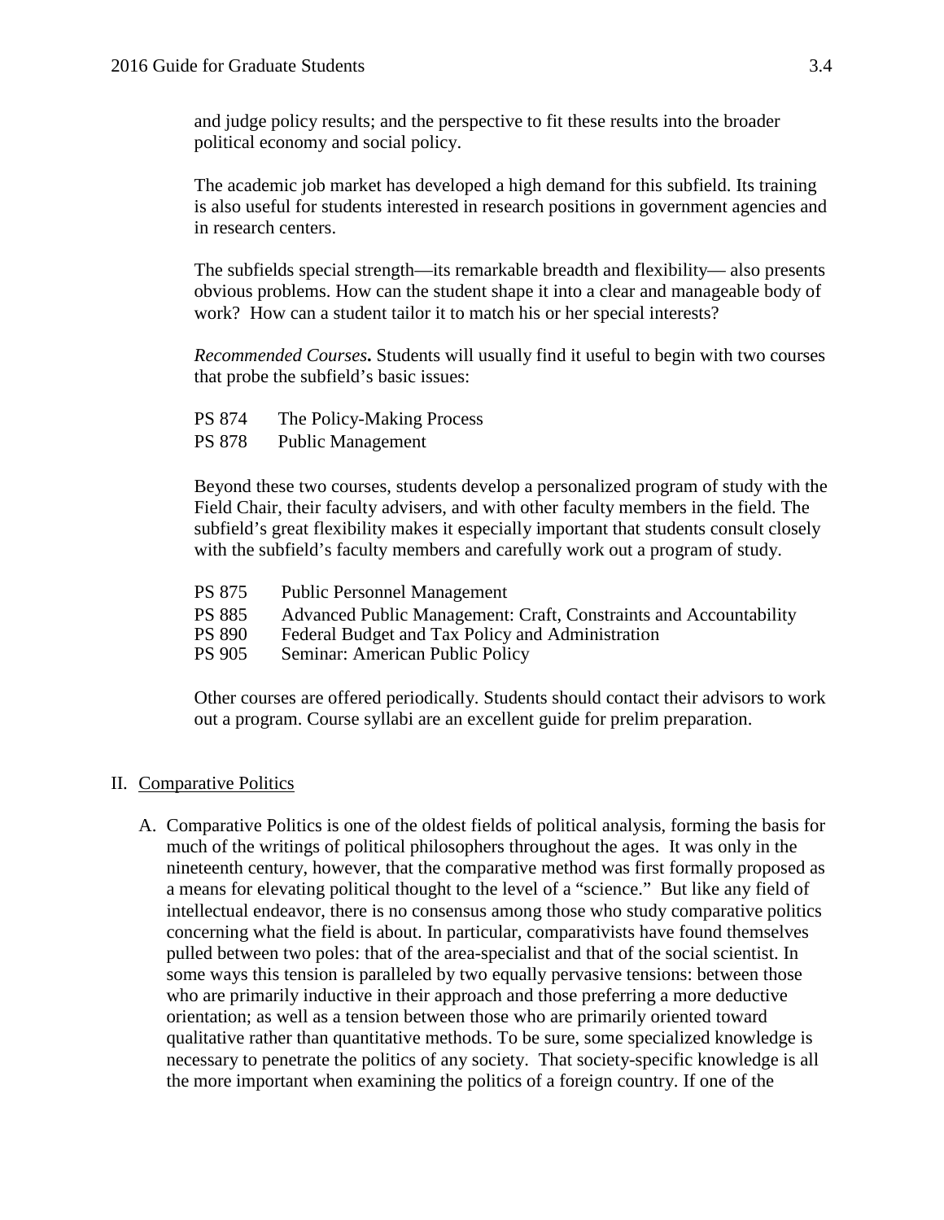and judge policy results; and the perspective to fit these results into the broader political economy and social policy.

The academic job market has developed a high demand for this subfield. Its training is also useful for students interested in research positions in government agencies and in research centers.

The subfields special strength—its remarkable breadth and flexibility— also presents obvious problems. How can the student shape it into a clear and manageable body of work? How can a student tailor it to match his or her special interests?

*Recommended Courses***.** Students will usually find it useful to begin with two courses that probe the subfield's basic issues:

PS 874 The Policy-Making Process
PS 878 Public Management

Beyond these two courses, students develop a personalized program of study with the Field Chair, their faculty advisers, and with other faculty members in the field. The subfield's great flexibility makes it especially important that students consult closely with the subfield's faculty members and carefully work out a program of study.

PS 875 Public Personnel Management
PS 885 Advanced Public Management: Craft, Constraints and Accountability
PS 890 Federal Budget and Tax Policy and Administration
PS 905 Seminar: American Public Policy

Other courses are offered periodically. Students should contact their advisors to work out a program. Course syllabi are an excellent guide for prelim preparation.

II. Comparative Politics

A. Comparative Politics is one of the oldest fields of political analysis, forming the basis for much of the writings of political philosophers throughout the ages. It was only in the nineteenth century, however, that the comparative method was first formally proposed as a means for elevating political thought to the level of a "science." But like any field of intellectual endeavor, there is no consensus among those who study comparative politics concerning what the field is about. In particular, comparativists have found themselves pulled between two poles: that of the area-specialist and that of the social scientist. In some ways this tension is paralleled by two equally pervasive tensions: between those who are primarily inductive in their approach and those preferring a more deductive orientation; as well as a tension between those who are primarily oriented toward qualitative rather than quantitative methods. To be sure, some specialized knowledge is necessary to penetrate the politics of any society. That society-specific knowledge is all the more important when examining the politics of a foreign country. If one of the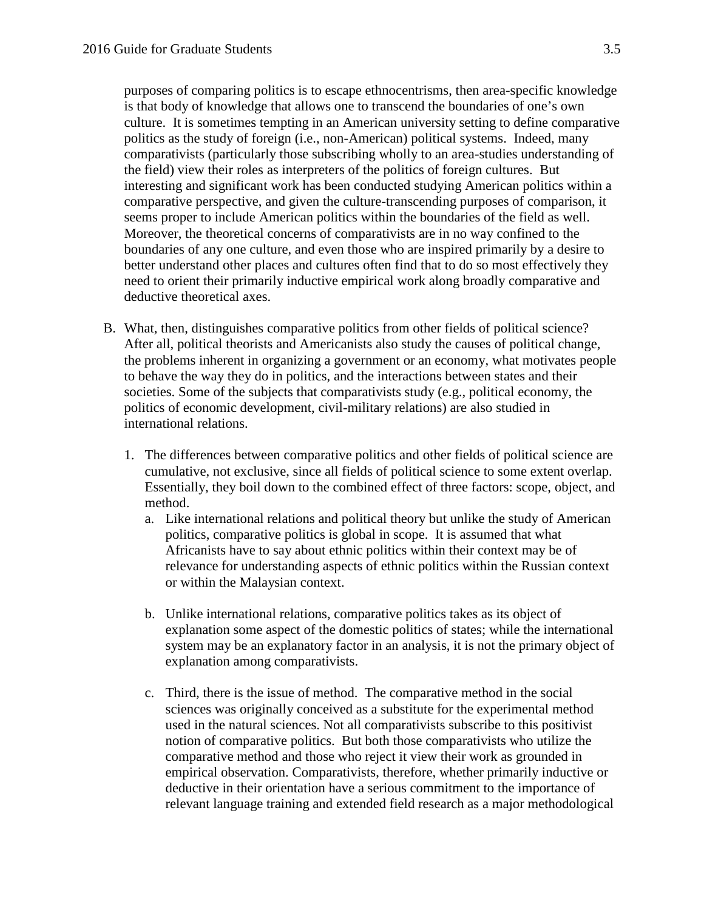purposes of comparing politics is to escape ethnocentrisms, then area-specific knowledge is that body of knowledge that allows one to transcend the boundaries of one's own culture. It is sometimes tempting in an American university setting to define comparative politics as the study of foreign (i.e., non-American) political systems. Indeed, many comparativists (particularly those subscribing wholly to an area-studies understanding of the field) view their roles as interpreters of the politics of foreign cultures. But interesting and significant work has been conducted studying American politics within a comparative perspective, and given the culture-transcending purposes of comparison, it seems proper to include American politics within the boundaries of the field as well. Moreover, the theoretical concerns of comparativists are in no way confined to the boundaries of any one culture, and even those who are inspired primarily by a desire to better understand other places and cultures often find that to do so most effectively they need to orient their primarily inductive empirical work along broadly comparative and deductive theoretical axes.

B. What, then, distinguishes comparative politics from other fields of political science? After all, political theorists and Americanists also study the causes of political change, the problems inherent in organizing a government or an economy, what motivates people to behave the way they do in politics, and the interactions between states and their societies. Some of the subjects that comparativists study (e.g., political economy, the politics of economic development, civil-military relations) are also studied in international relations.

1. The differences between comparative politics and other fields of political science are cumulative, not exclusive, since all fields of political science to some extent overlap. Essentially, they boil down to the combined effect of three factors: scope, object, and method.
   a. Like international relations and political theory but unlike the study of American politics, comparative politics is global in scope. It is assumed that what Africanists have to say about ethnic politics within their context may be of relevance for understanding aspects of ethnic politics within the Russian context or within the Malaysian context.

   b. Unlike international relations, comparative politics takes as its object of explanation some aspect of the domestic politics of states; while the international system may be an explanatory factor in an analysis, it is not the primary object of explanation among comparativists.

   c. Third, there is the issue of method. The comparative method in the social sciences was originally conceived as a substitute for the experimental method used in the natural sciences. Not all comparativists subscribe to this positivist notion of comparative politics. But both those comparativists who utilize the comparative method and those who reject it view their work as grounded in empirical observation. Comparativists, therefore, whether primarily inductive or deductive in their orientation have a serious commitment to the importance of relevant language training and extended field research as a major methodological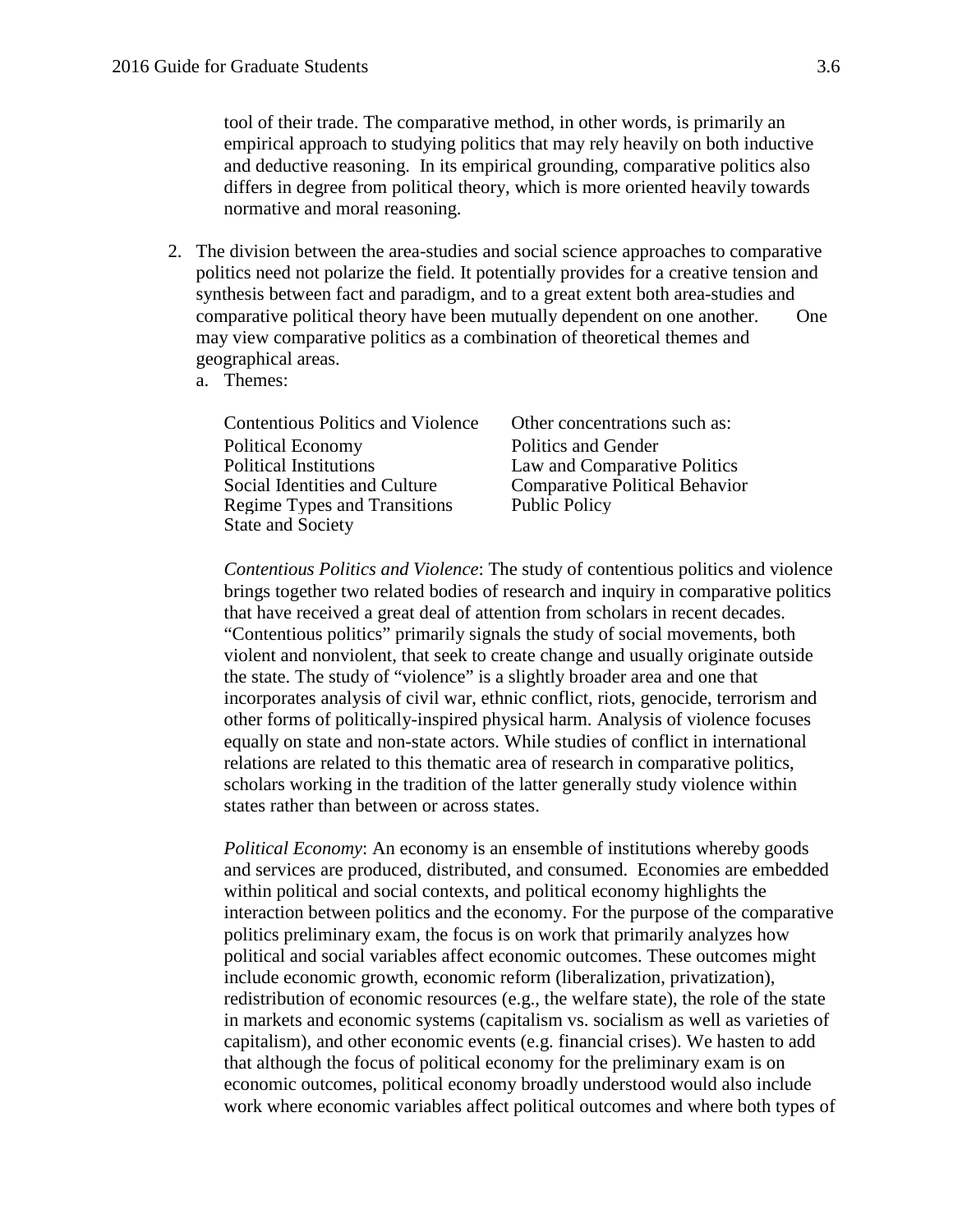tool of their trade. The comparative method, in other words, is primarily an empirical approach to studying politics that may rely heavily on both inductive and deductive reasoning. In its empirical grounding, comparative politics also differs in degree from political theory, which is more oriented heavily towards normative and moral reasoning.

2. The division between the area-studies and social science approaches to comparative politics need not polarize the field. It potentially provides for a creative tension and synthesis between fact and paradigm, and to a great extent both area-studies and comparative political theory have been mutually dependent on one another. One may view comparative politics as a combination of theoretical themes and geographical areas.
   a. Themes:

| | |
|---|---|
| Contentious Politics and Violence | Other concentrations such as: |
| Political Economy | Politics and Gender |
| Political Institutions | Law and Comparative Politics |
| Social Identities and Culture | Comparative Political Behavior |
| Regime Types and Transitions | Public Policy |
| State and Society | |

*Contentious Politics and Violence*: The study of contentious politics and violence brings together two related bodies of research and inquiry in comparative politics that have received a great deal of attention from scholars in recent decades. "Contentious politics" primarily signals the study of social movements, both violent and nonviolent, that seek to create change and usually originate outside the state. The study of "violence" is a slightly broader area and one that incorporates analysis of civil war, ethnic conflict, riots, genocide, terrorism and other forms of politically-inspired physical harm. Analysis of violence focuses equally on state and non-state actors. While studies of conflict in international relations are related to this thematic area of research in comparative politics, scholars working in the tradition of the latter generally study violence within states rather than between or across states.

*Political Economy*: An economy is an ensemble of institutions whereby goods and services are produced, distributed, and consumed. Economies are embedded within political and social contexts, and political economy highlights the interaction between politics and the economy. For the purpose of the comparative politics preliminary exam, the focus is on work that primarily analyzes how political and social variables affect economic outcomes. These outcomes might include economic growth, economic reform (liberalization, privatization), redistribution of economic resources (e.g., the welfare state), the role of the state in markets and economic systems (capitalism vs. socialism as well as varieties of capitalism), and other economic events (e.g. financial crises). We hasten to add that although the focus of political economy for the preliminary exam is on economic outcomes, political economy broadly understood would also include work where economic variables affect political outcomes and where both types of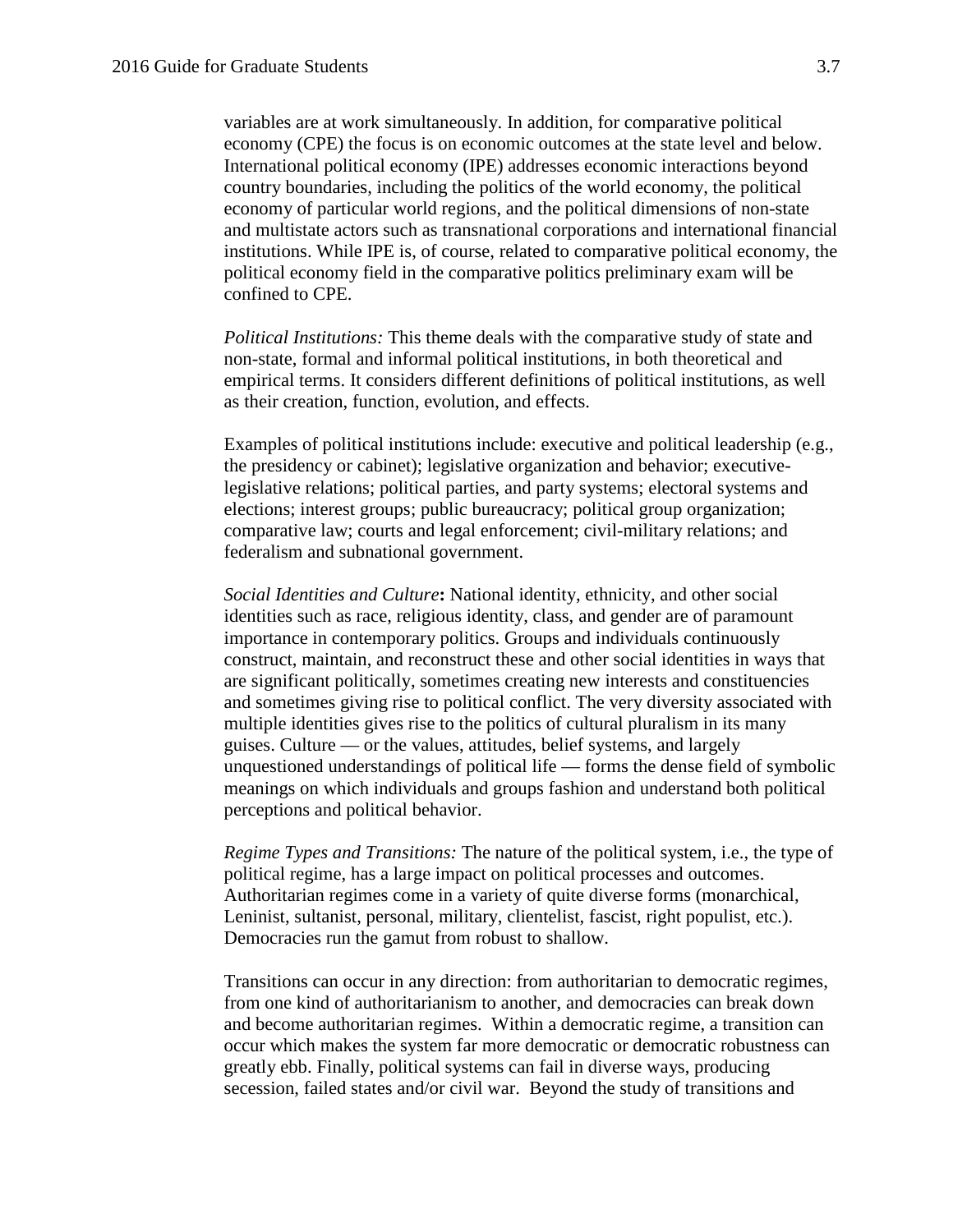variables are at work simultaneously. In addition, for comparative political economy (CPE) the focus is on economic outcomes at the state level and below. International political economy (IPE) addresses economic interactions beyond country boundaries, including the politics of the world economy, the political economy of particular world regions, and the political dimensions of non-state and multistate actors such as transnational corporations and international financial institutions. While IPE is, of course, related to comparative political economy, the political economy field in the comparative politics preliminary exam will be confined to CPE.

*Political Institutions:* This theme deals with the comparative study of state and non-state, formal and informal political institutions, in both theoretical and empirical terms. It considers different definitions of political institutions, as well as their creation, function, evolution, and effects.

Examples of political institutions include: executive and political leadership (e.g., the presidency or cabinet); legislative organization and behavior; executive-legislative relations; political parties, and party systems; electoral systems and elections; interest groups; public bureaucracy; political group organization; comparative law; courts and legal enforcement; civil-military relations; and federalism and subnational government.

*Social Identities and Culture***:** National identity, ethnicity, and other social identities such as race, religious identity, class, and gender are of paramount importance in contemporary politics. Groups and individuals continuously construct, maintain, and reconstruct these and other social identities in ways that are significant politically, sometimes creating new interests and constituencies and sometimes giving rise to political conflict. The very diversity associated with multiple identities gives rise to the politics of cultural pluralism in its many guises. Culture — or the values, attitudes, belief systems, and largely unquestioned understandings of political life — forms the dense field of symbolic meanings on which individuals and groups fashion and understand both political perceptions and political behavior.

*Regime Types and Transitions:* The nature of the political system, i.e., the type of political regime, has a large impact on political processes and outcomes. Authoritarian regimes come in a variety of quite diverse forms (monarchical, Leninist, sultanist, personal, military, clientelist, fascist, right populist, etc.). Democracies run the gamut from robust to shallow.

Transitions can occur in any direction: from authoritarian to democratic regimes, from one kind of authoritarianism to another, and democracies can break down and become authoritarian regimes. Within a democratic regime, a transition can occur which makes the system far more democratic or democratic robustness can greatly ebb. Finally, political systems can fail in diverse ways, producing secession, failed states and/or civil war. Beyond the study of transitions and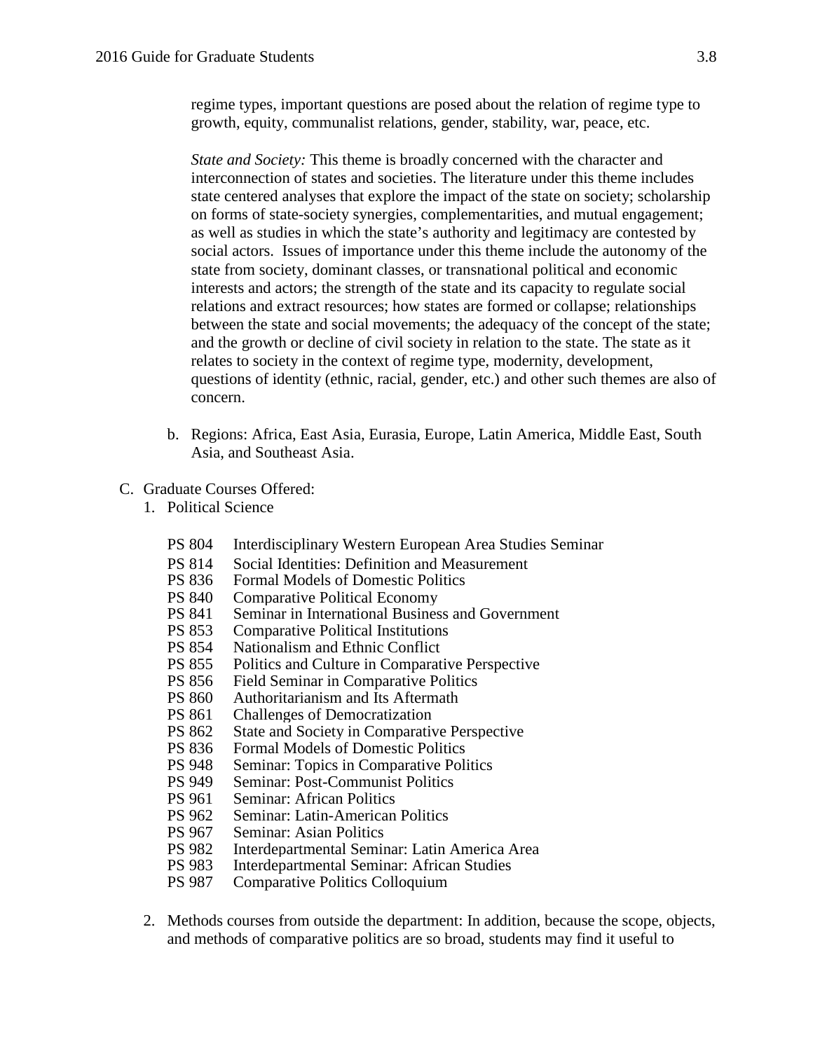regime types, important questions are posed about the relation of regime type to growth, equity, communalist relations, gender, stability, war, peace, etc.

*State and Society:* This theme is broadly concerned with the character and interconnection of states and societies. The literature under this theme includes state centered analyses that explore the impact of the state on society; scholarship on forms of state-society synergies, complementarities, and mutual engagement; as well as studies in which the state's authority and legitimacy are contested by social actors. Issues of importance under this theme include the autonomy of the state from society, dominant classes, or transnational political and economic interests and actors; the strength of the state and its capacity to regulate social relations and extract resources; how states are formed or collapse; relationships between the state and social movements; the adequacy of the concept of the state; and the growth or decline of civil society in relation to the state. The state as it relates to society in the context of regime type, modernity, development, questions of identity (ethnic, racial, gender, etc.) and other such themes are also of concern.

b. Regions: Africa, East Asia, Eurasia, Europe, Latin America, Middle East, South Asia, and Southeast Asia.

C. Graduate Courses Offered:

1. Political Science

   PS 804 Interdisciplinary Western European Area Studies Seminar
   PS 814 Social Identities: Definition and Measurement
   PS 836 Formal Models of Domestic Politics
   PS 840 Comparative Political Economy
   PS 841 Seminar in International Business and Government
   PS 853 Comparative Political Institutions
   PS 854 Nationalism and Ethnic Conflict
   PS 855 Politics and Culture in Comparative Perspective
   PS 856 Field Seminar in Comparative Politics
   PS 860 Authoritarianism and Its Aftermath
   PS 861 Challenges of Democratization
   PS 862 State and Society in Comparative Perspective
   PS 836 Formal Models of Domestic Politics
   PS 948 Seminar: Topics in Comparative Politics
   PS 949 Seminar: Post-Communist Politics
   PS 961 Seminar: African Politics
   PS 962 Seminar: Latin-American Politics
   PS 967 Seminar: Asian Politics
   PS 982 Interdepartmental Seminar: Latin America Area
   PS 983 Interdepartmental Seminar: African Studies
   PS 987 Comparative Politics Colloquium

2. Methods courses from outside the department: In addition, because the scope, objects, and methods of comparative politics are so broad, students may find it useful to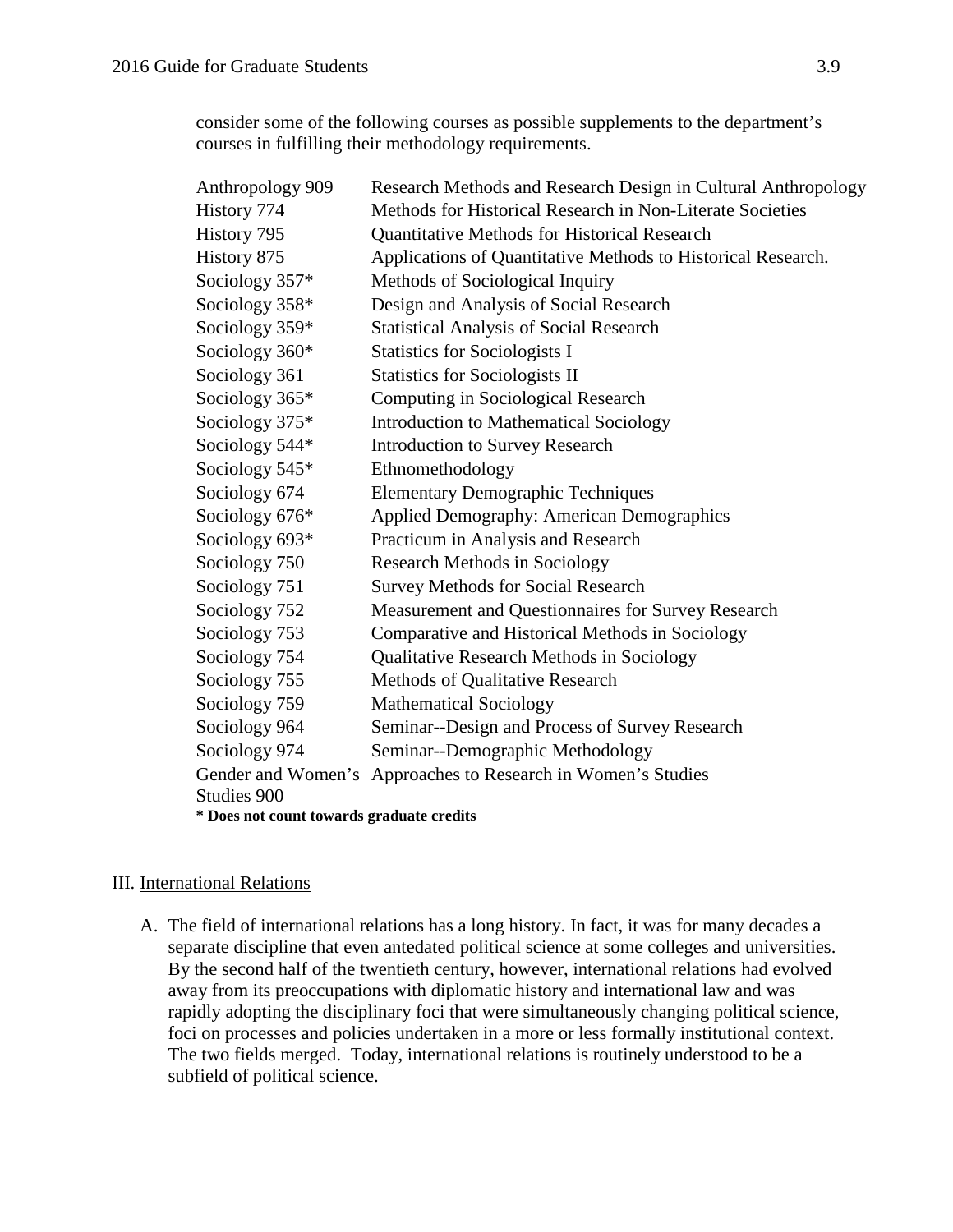consider some of the following courses as possible supplements to the department's courses in fulfilling their methodology requirements.

| Course | Title |
| --- | --- |
| Anthropology 909 | Research Methods and Research Design in Cultural Anthropology |
| History 774 | Methods for Historical Research in Non-Literate Societies |
| History 795 | Quantitative Methods for Historical Research |
| History 875 | Applications of Quantitative Methods to Historical Research. |
| Sociology 357* | Methods of Sociological Inquiry |
| Sociology 358* | Design and Analysis of Social Research |
| Sociology 359* | Statistical Analysis of Social Research |
| Sociology 360* | Statistics for Sociologists I |
| Sociology 361 | Statistics for Sociologists II |
| Sociology 365* | Computing in Sociological Research |
| Sociology 375* | Introduction to Mathematical Sociology |
| Sociology 544* | Introduction to Survey Research |
| Sociology 545* | Ethnomethodology |
| Sociology 674 | Elementary Demographic Techniques |
| Sociology 676* | Applied Demography: American Demographics |
| Sociology 693* | Practicum in Analysis and Research |
| Sociology 750 | Research Methods in Sociology |
| Sociology 751 | Survey Methods for Social Research |
| Sociology 752 | Measurement and Questionnaires for Survey Research |
| Sociology 753 | Comparative and Historical Methods in Sociology |
| Sociology 754 | Qualitative Research Methods in Sociology |
| Sociology 755 | Methods of Qualitative Research |
| Sociology 759 | Mathematical Sociology |
| Sociology 964 | Seminar--Design and Process of Survey Research |
| Sociology 974 | Seminar--Demographic Methodology |
| Gender and Women's Studies 900 | Approaches to Research in Women's Studies |

**\* Does not count towards graduate credits**

## III. International Relations

A. The field of international relations has a long history. In fact, it was for many decades a separate discipline that even antedated political science at some colleges and universities. By the second half of the twentieth century, however, international relations had evolved away from its preoccupations with diplomatic history and international law and was rapidly adopting the disciplinary foci that were simultaneously changing political science, foci on processes and policies undertaken in a more or less formally institutional context. The two fields merged. Today, international relations is routinely understood to be a subfield of political science.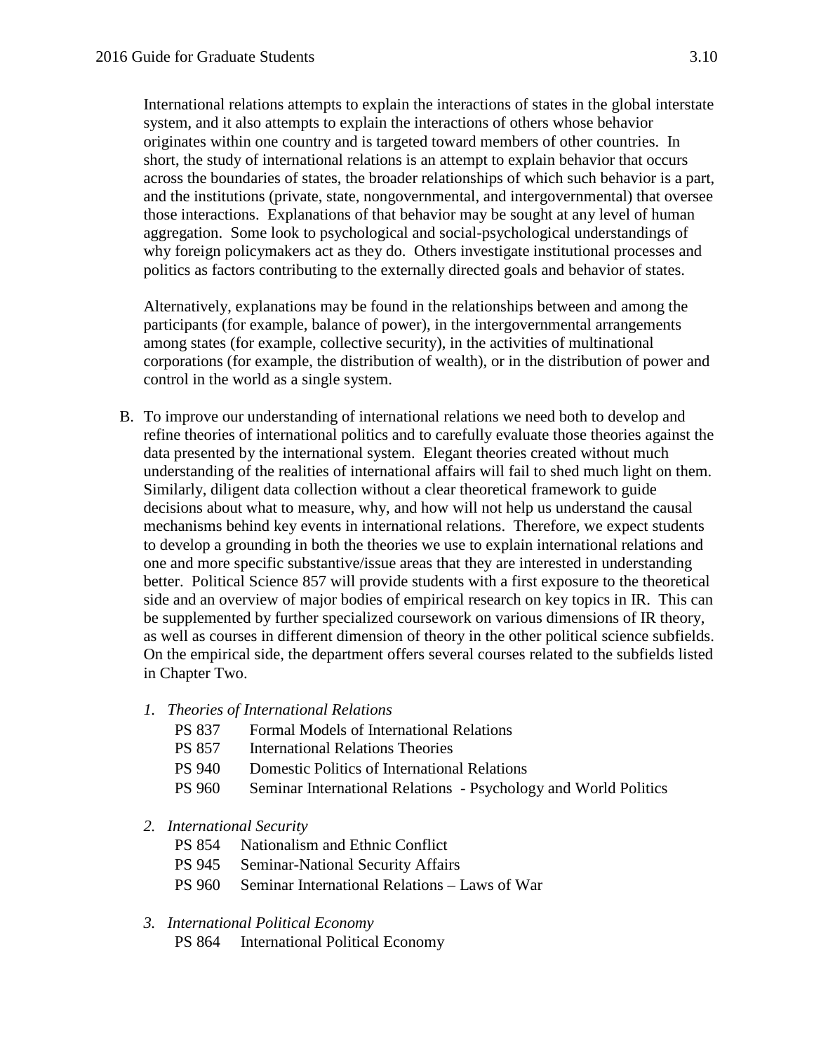International relations attempts to explain the interactions of states in the global interstate system, and it also attempts to explain the interactions of others whose behavior originates within one country and is targeted toward members of other countries. In short, the study of international relations is an attempt to explain behavior that occurs across the boundaries of states, the broader relationships of which such behavior is a part, and the institutions (private, state, nongovernmental, and intergovernmental) that oversee those interactions. Explanations of that behavior may be sought at any level of human aggregation. Some look to psychological and social-psychological understandings of why foreign policymakers act as they do. Others investigate institutional processes and politics as factors contributing to the externally directed goals and behavior of states.

Alternatively, explanations may be found in the relationships between and among the participants (for example, balance of power), in the intergovernmental arrangements among states (for example, collective security), in the activities of multinational corporations (for example, the distribution of wealth), or in the distribution of power and control in the world as a single system.

B. To improve our understanding of international relations we need both to develop and refine theories of international politics and to carefully evaluate those theories against the data presented by the international system. Elegant theories created without much understanding of the realities of international affairs will fail to shed much light on them. Similarly, diligent data collection without a clear theoretical framework to guide decisions about what to measure, why, and how will not help us understand the causal mechanisms behind key events in international relations. Therefore, we expect students to develop a grounding in both the theories we use to explain international relations and one and more specific substantive/issue areas that they are interested in understanding better. Political Science 857 will provide students with a first exposure to the theoretical side and an overview of major bodies of empirical research on key topics in IR. This can be supplemented by further specialized coursework on various dimensions of IR theory, as well as courses in different dimension of theory in the other political science subfields. On the empirical side, the department offers several courses related to the subfields listed in Chapter Two.

1. *Theories of International Relations*
   - PS 837 Formal Models of International Relations
   - PS 857 International Relations Theories
   - PS 940 Domestic Politics of International Relations
   - PS 960 Seminar International Relations - Psychology and World Politics

2. *International Security*
   - PS 854 Nationalism and Ethnic Conflict
   - PS 945 Seminar-National Security Affairs
   - PS 960 Seminar International Relations – Laws of War

3. *International Political Economy*
   - PS 864 International Political Economy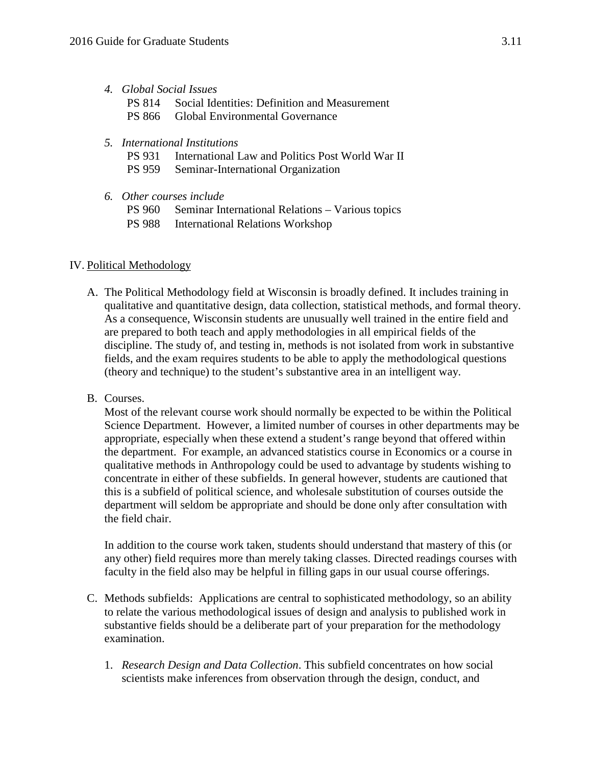4. *Global Social Issues*
   PS 814 Social Identities: Definition and Measurement
   PS 866 Global Environmental Governance

5. *International Institutions*
   PS 931 International Law and Politics Post World War II
   PS 959 Seminar-International Organization

6. *Other courses include*
   PS 960 Seminar International Relations – Various topics
   PS 988 International Relations Workshop

## IV. Political Methodology

A. The Political Methodology field at Wisconsin is broadly defined. It includes training in qualitative and quantitative design, data collection, statistical methods, and formal theory. As a consequence, Wisconsin students are unusually well trained in the entire field and are prepared to both teach and apply methodologies in all empirical fields of the discipline. The study of, and testing in, methods is not isolated from work in substantive fields, and the exam requires students to be able to apply the methodological questions (theory and technique) to the student's substantive area in an intelligent way.

B. Courses.
   Most of the relevant course work should normally be expected to be within the Political Science Department. However, a limited number of courses in other departments may be appropriate, especially when these extend a student's range beyond that offered within the department. For example, an advanced statistics course in Economics or a course in qualitative methods in Anthropology could be used to advantage by students wishing to concentrate in either of these subfields. In general however, students are cautioned that this is a subfield of political science, and wholesale substitution of courses outside the department will seldom be appropriate and should be done only after consultation with the field chair.

   In addition to the course work taken, students should understand that mastery of this (or any other) field requires more than merely taking classes. Directed readings courses with faculty in the field also may be helpful in filling gaps in our usual course offerings.

C. Methods subfields: Applications are central to sophisticated methodology, so an ability to relate the various methodological issues of design and analysis to published work in substantive fields should be a deliberate part of your preparation for the methodology examination.

   1. *Research Design and Data Collection*. This subfield concentrates on how social scientists make inferences from observation through the design, conduct, and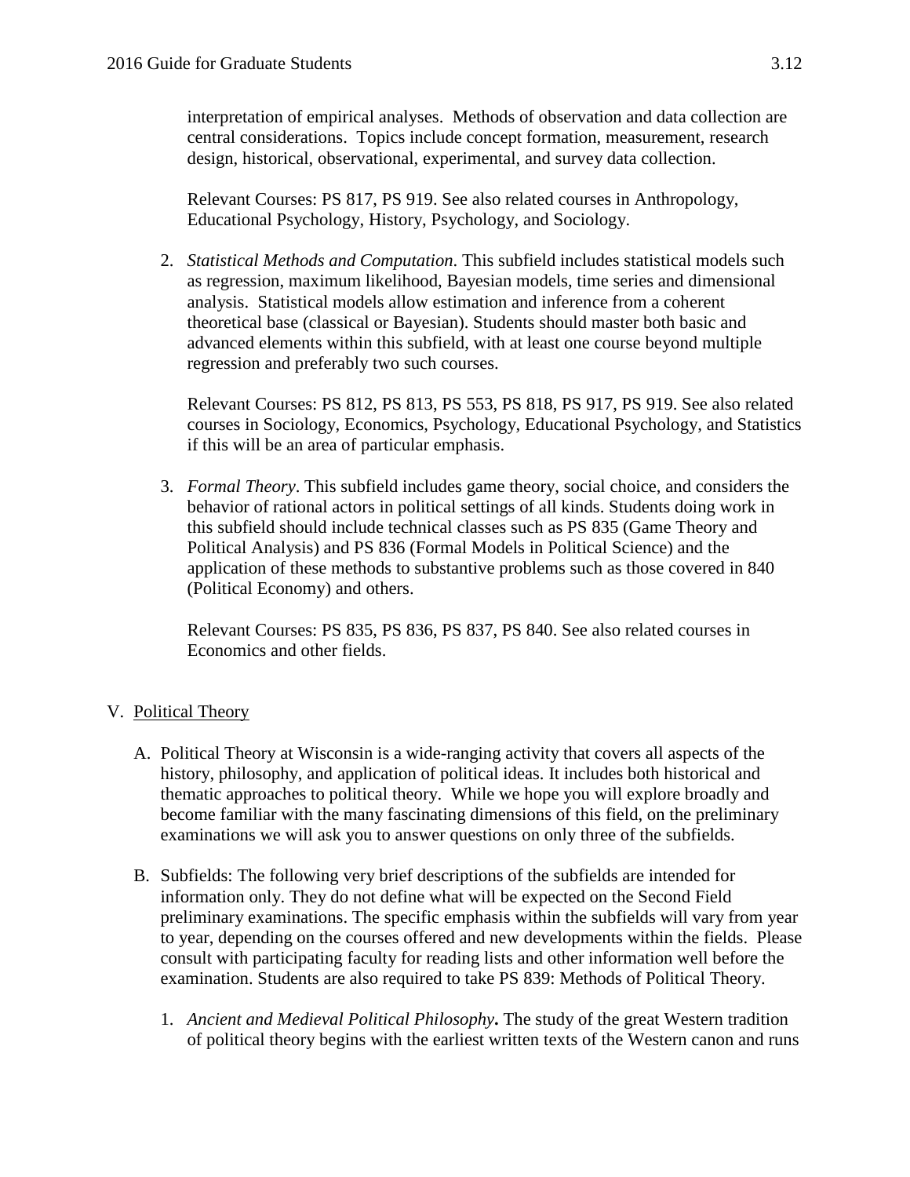interpretation of empirical analyses. Methods of observation and data collection are central considerations. Topics include concept formation, measurement, research design, historical, observational, experimental, and survey data collection.

Relevant Courses: PS 817, PS 919. See also related courses in Anthropology, Educational Psychology, History, Psychology, and Sociology.

2. *Statistical Methods and Computation*. This subfield includes statistical models such as regression, maximum likelihood, Bayesian models, time series and dimensional analysis. Statistical models allow estimation and inference from a coherent theoretical base (classical or Bayesian). Students should master both basic and advanced elements within this subfield, with at least one course beyond multiple regression and preferably two such courses.

   Relevant Courses: PS 812, PS 813, PS 553, PS 818, PS 917, PS 919. See also related courses in Sociology, Economics, Psychology, Educational Psychology, and Statistics if this will be an area of particular emphasis.

3. *Formal Theory*. This subfield includes game theory, social choice, and considers the behavior of rational actors in political settings of all kinds. Students doing work in this subfield should include technical classes such as PS 835 (Game Theory and Political Analysis) and PS 836 (Formal Models in Political Science) and the application of these methods to substantive problems such as those covered in 840 (Political Economy) and others.

   Relevant Courses: PS 835, PS 836, PS 837, PS 840. See also related courses in Economics and other fields.

## V. Political Theory

A. Political Theory at Wisconsin is a wide-ranging activity that covers all aspects of the history, philosophy, and application of political ideas. It includes both historical and thematic approaches to political theory. While we hope you will explore broadly and become familiar with the many fascinating dimensions of this field, on the preliminary examinations we will ask you to answer questions on only three of the subfields.

B. Subfields: The following very brief descriptions of the subfields are intended for information only. They do not define what will be expected on the Second Field preliminary examinations. The specific emphasis within the subfields will vary from year to year, depending on the courses offered and new developments within the fields. Please consult with participating faculty for reading lists and other information well before the examination. Students are also required to take PS 839: Methods of Political Theory.

   1. *Ancient and Medieval Political Philosophy***.** The study of the great Western tradition of political theory begins with the earliest written texts of the Western canon and runs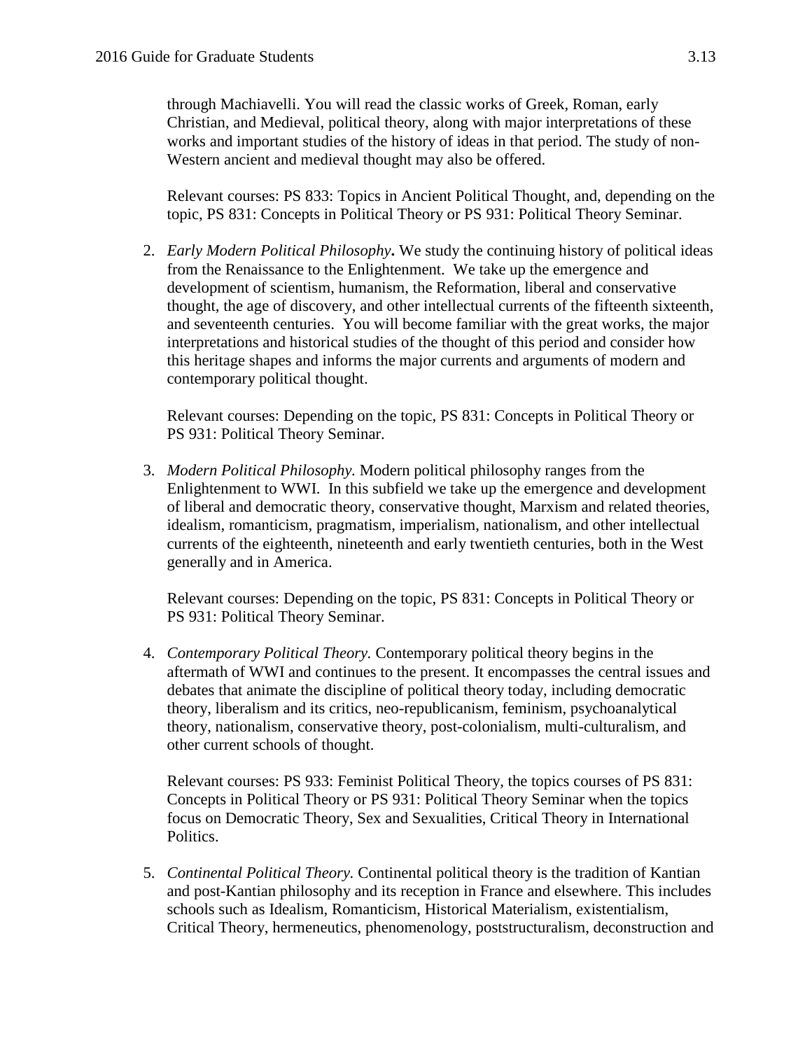through Machiavelli. You will read the classic works of Greek, Roman, early Christian, and Medieval, political theory, along with major interpretations of these works and important studies of the history of ideas in that period. The study of non-Western ancient and medieval thought may also be offered.

Relevant courses: PS 833: Topics in Ancient Political Thought, and, depending on the topic, PS 831: Concepts in Political Theory or PS 931: Political Theory Seminar.

2. *Early Modern Political Philosophy***.** We study the continuing history of political ideas from the Renaissance to the Enlightenment. We take up the emergence and development of scientism, humanism, the Reformation, liberal and conservative thought, the age of discovery, and other intellectual currents of the fifteenth sixteenth, and seventeenth centuries. You will become familiar with the great works, the major interpretations and historical studies of the thought of this period and consider how this heritage shapes and informs the major currents and arguments of modern and contemporary political thought.

   Relevant courses: Depending on the topic, PS 831: Concepts in Political Theory or PS 931: Political Theory Seminar.

3. *Modern Political Philosophy.* Modern political philosophy ranges from the Enlightenment to WWI. In this subfield we take up the emergence and development of liberal and democratic theory, conservative thought, Marxism and related theories, idealism, romanticism, pragmatism, imperialism, nationalism, and other intellectual currents of the eighteenth, nineteenth and early twentieth centuries, both in the West generally and in America.

   Relevant courses: Depending on the topic, PS 831: Concepts in Political Theory or PS 931: Political Theory Seminar.

4. *Contemporary Political Theory.* Contemporary political theory begins in the aftermath of WWI and continues to the present. It encompasses the central issues and debates that animate the discipline of political theory today, including democratic theory, liberalism and its critics, neo-republicanism, feminism, psychoanalytical theory, nationalism, conservative theory, post-colonialism, multi-culturalism, and other current schools of thought.

   Relevant courses: PS 933: Feminist Political Theory, the topics courses of PS 831: Concepts in Political Theory or PS 931: Political Theory Seminar when the topics focus on Democratic Theory, Sex and Sexualities, Critical Theory in International Politics.

5. *Continental Political Theory.* Continental political theory is the tradition of Kantian and post-Kantian philosophy and its reception in France and elsewhere. This includes schools such as Idealism, Romanticism, Historical Materialism, existentialism, Critical Theory, hermeneutics, phenomenology, poststructuralism, deconstruction and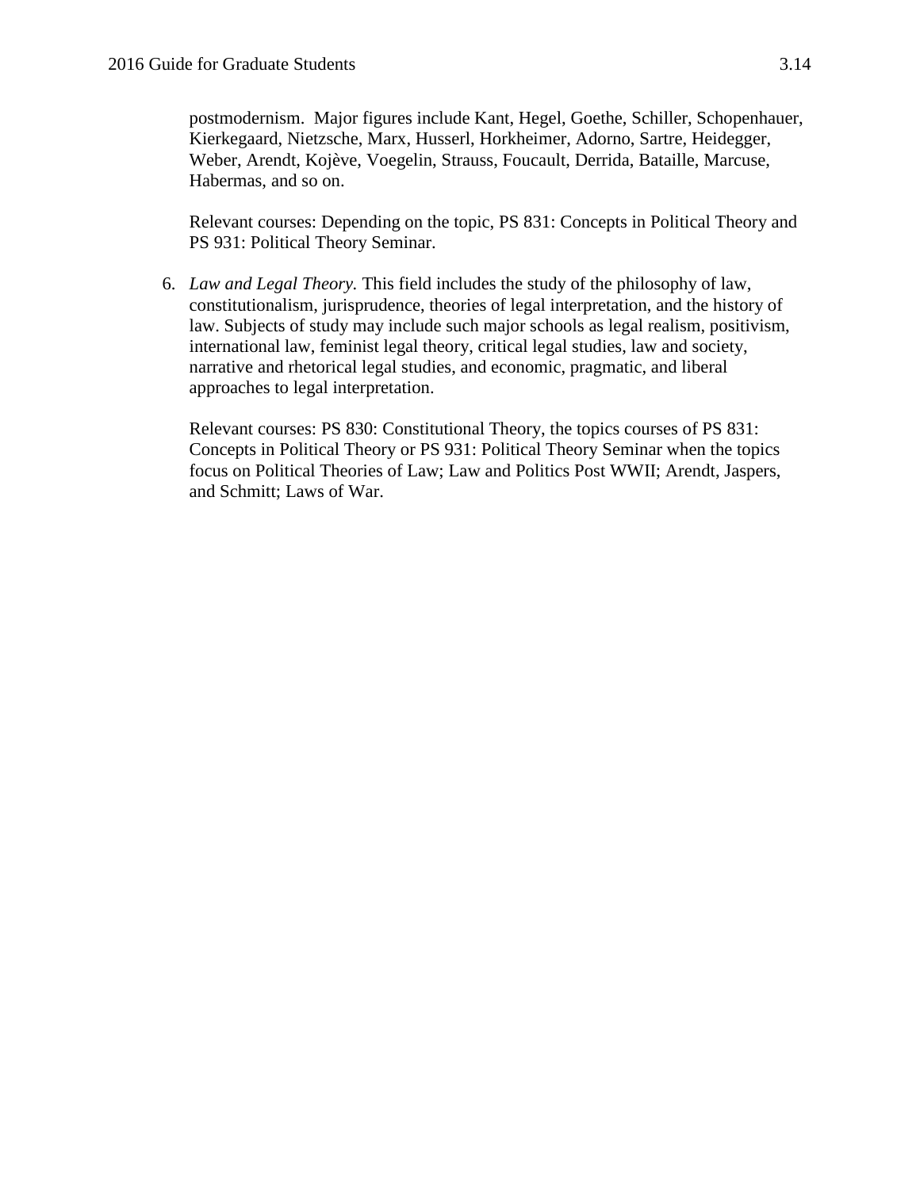postmodernism. Major figures include Kant, Hegel, Goethe, Schiller, Schopenhauer, Kierkegaard, Nietzsche, Marx, Husserl, Horkheimer, Adorno, Sartre, Heidegger, Weber, Arendt, Kojève, Voegelin, Strauss, Foucault, Derrida, Bataille, Marcuse, Habermas, and so on.

Relevant courses: Depending on the topic, PS 831: Concepts in Political Theory and PS 931: Political Theory Seminar.

6. *Law and Legal Theory.* This field includes the study of the philosophy of law, constitutionalism, jurisprudence, theories of legal interpretation, and the history of law. Subjects of study may include such major schools as legal realism, positivism, international law, feminist legal theory, critical legal studies, law and society, narrative and rhetorical legal studies, and economic, pragmatic, and liberal approaches to legal interpretation.

   Relevant courses: PS 830: Constitutional Theory, the topics courses of PS 831: Concepts in Political Theory or PS 931: Political Theory Seminar when the topics focus on Political Theories of Law; Law and Politics Post WWII; Arendt, Jaspers, and Schmitt; Laws of War.